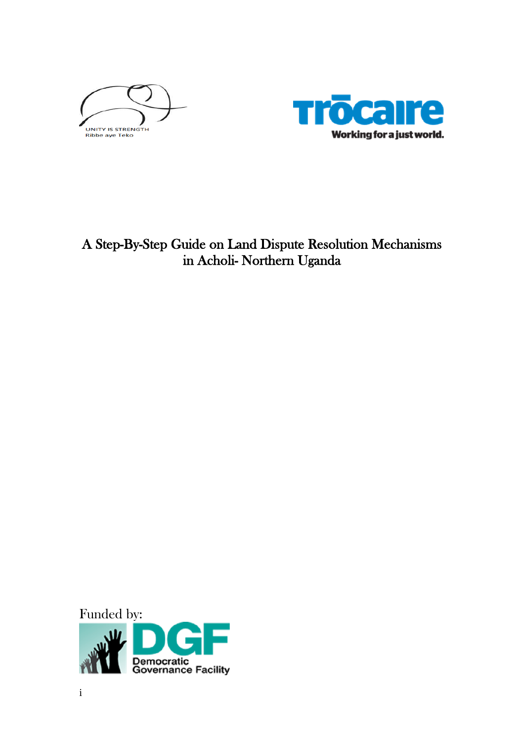UNITY IS STRENGTH
Ribbe aye Teko

Trócaire
Working for a just world.

# A Step-By-Step Guide on Land Dispute Resolution Mechanisms in Acholi- Northern Uganda

Funded by:

DGF
Democratic Governance Facility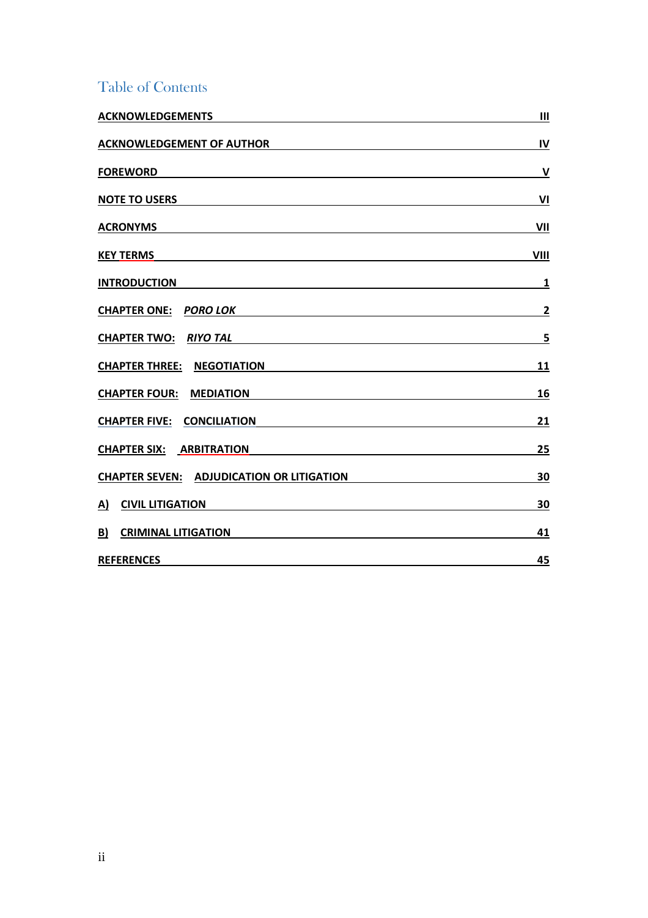# Table of Contents

| | |
|---|---|
| **ACKNOWLEDGEMENTS** | **III** |
| **ACKNOWLEDGEMENT OF AUTHOR** | **IV** |
| **FOREWORD** | **V** |
| **NOTE TO USERS** | **VI** |
| **ACRONYMS** | **VII** |
| **KEY TERMS** | **VIII** |
| **INTRODUCTION** | **1** |
| **CHAPTER ONE: *PORO LOK*** | **2** |
| **CHAPTER TWO: *RIYO TAL*** | **5** |
| **CHAPTER THREE: NEGOTIATION** | **11** |
| **CHAPTER FOUR: MEDIATION** | **16** |
| **CHAPTER FIVE: CONCILIATION** | **21** |
| **CHAPTER SIX: ARBITRATION** | **25** |
| **CHAPTER SEVEN: ADJUDICATION OR LITIGATION** | **30** |
| **A) CIVIL LITIGATION** | **30** |
| **B) CRIMINAL LITIGATION** | **41** |
| **REFERENCES** | **45** |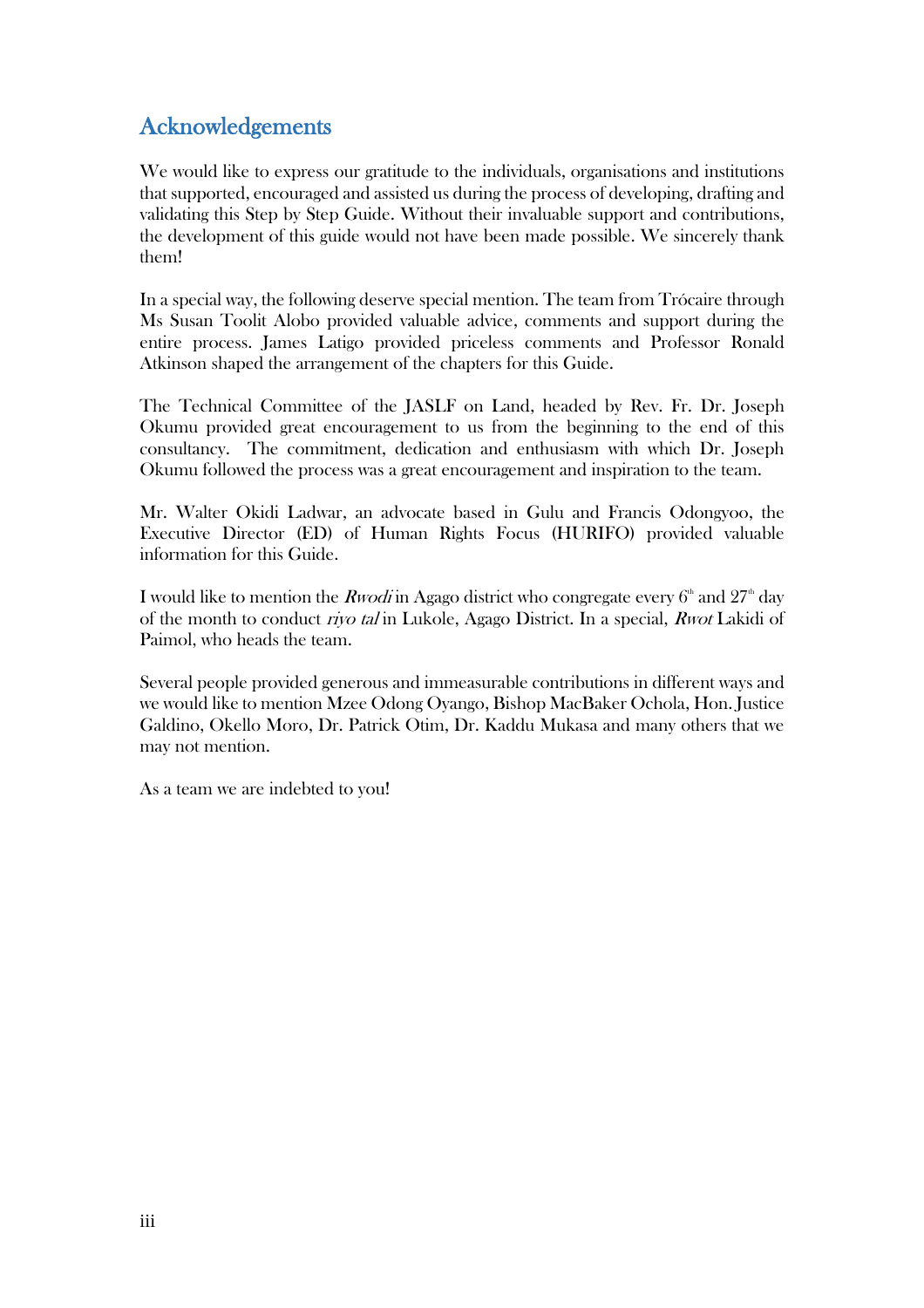## Acknowledgements

We would like to express our gratitude to the individuals, organisations and institutions that supported, encouraged and assisted us during the process of developing, drafting and validating this Step by Step Guide. Without their invaluable support and contributions, the development of this guide would not have been made possible. We sincerely thank them!

In a special way, the following deserve special mention. The team from Trócaire through Ms Susan Toolit Alobo provided valuable advice, comments and support during the entire process. James Latigo provided priceless comments and Professor Ronald Atkinson shaped the arrangement of the chapters for this Guide.

The Technical Committee of the JASLF on Land, headed by Rev. Fr. Dr. Joseph Okumu provided great encouragement to us from the beginning to the end of this consultancy. The commitment, dedication and enthusiasm with which Dr. Joseph Okumu followed the process was a great encouragement and inspiration to the team.

Mr. Walter Okidi Ladwar, an advocate based in Gulu and Francis Odongyoo, the Executive Director (ED) of Human Rights Focus (HURIFO) provided valuable information for this Guide.

I would like to mention the *Rwodi* in Agago district who congregate every 6th and 27th day of the month to conduct *riyo tal* in Lukole, Agago District. In a special, *Rwot* Lakidi of Paimol, who heads the team.

Several people provided generous and immeasurable contributions in different ways and we would like to mention Mzee Odong Oyango, Bishop MacBaker Ochola, Hon. Justice Galdino, Okello Moro, Dr. Patrick Otim, Dr. Kaddu Mukasa and many others that we may not mention.

As a team we are indebted to you!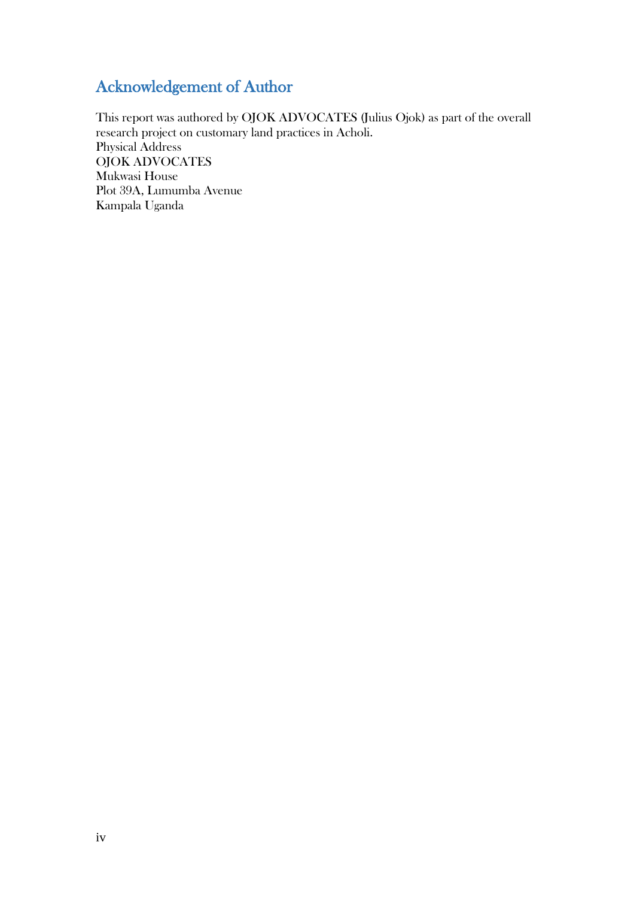## Acknowledgement of Author

This report was authored by OJOK ADVOCATES (Julius Ojok) as part of the overall research project on customary land practices in Acholi.
Physical Address
OJOK ADVOCATES
Mukwasi House
Plot 39A, Lumumba Avenue
Kampala Uganda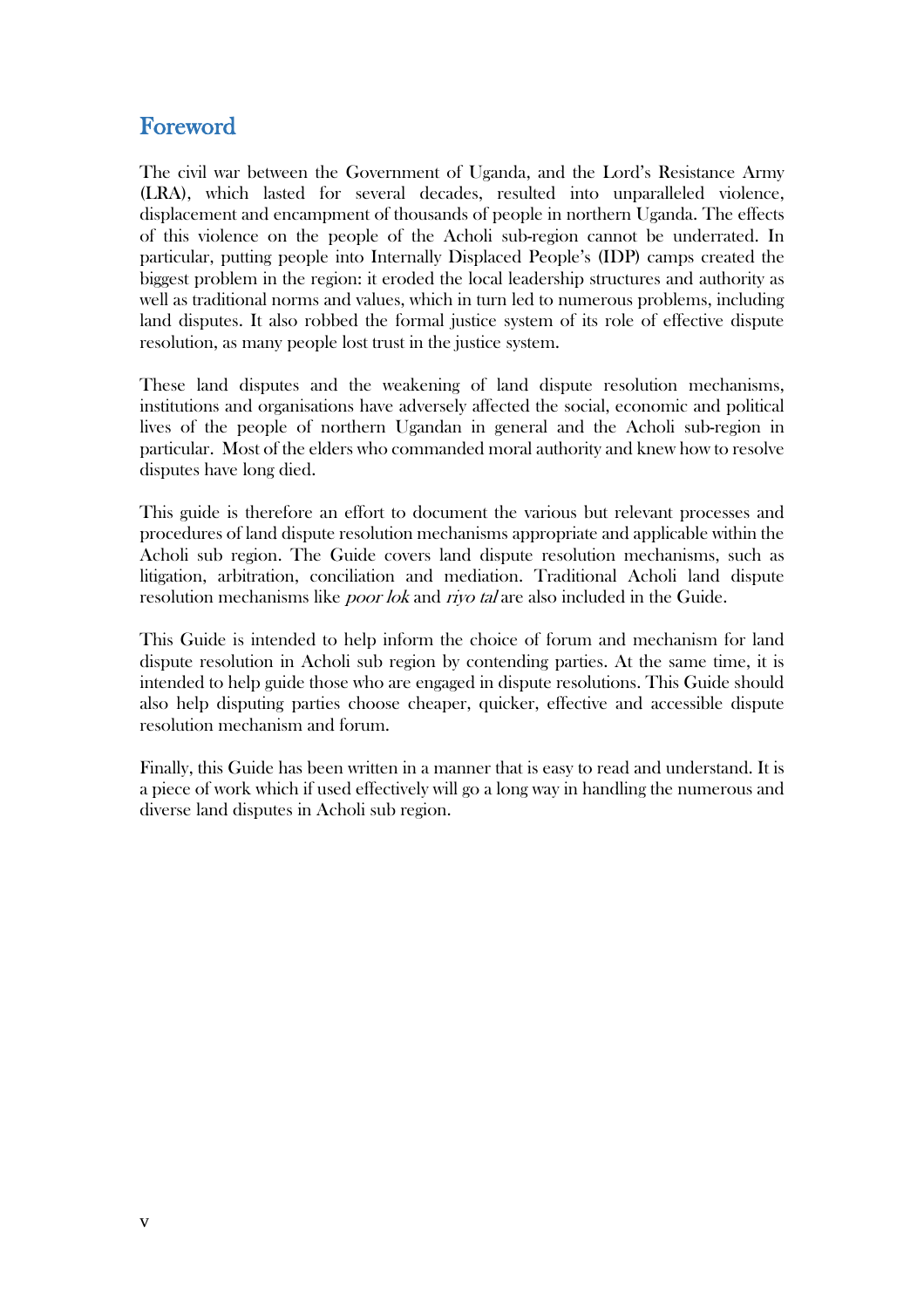## Foreword

The civil war between the Government of Uganda, and the Lord's Resistance Army (LRA), which lasted for several decades, resulted into unparalleled violence, displacement and encampment of thousands of people in northern Uganda. The effects of this violence on the people of the Acholi sub-region cannot be underrated. In particular, putting people into Internally Displaced People's (IDP) camps created the biggest problem in the region: it eroded the local leadership structures and authority as well as traditional norms and values, which in turn led to numerous problems, including land disputes. It also robbed the formal justice system of its role of effective dispute resolution, as many people lost trust in the justice system.

These land disputes and the weakening of land dispute resolution mechanisms, institutions and organisations have adversely affected the social, economic and political lives of the people of northern Ugandan in general and the Acholi sub-region in particular. Most of the elders who commanded moral authority and knew how to resolve disputes have long died.

This guide is therefore an effort to document the various but relevant processes and procedures of land dispute resolution mechanisms appropriate and applicable within the Acholi sub region. The Guide covers land dispute resolution mechanisms, such as litigation, arbitration, conciliation and mediation. Traditional Acholi land dispute resolution mechanisms like *poor lok* and *riyo tal* are also included in the Guide.

This Guide is intended to help inform the choice of forum and mechanism for land dispute resolution in Acholi sub region by contending parties. At the same time, it is intended to help guide those who are engaged in dispute resolutions. This Guide should also help disputing parties choose cheaper, quicker, effective and accessible dispute resolution mechanism and forum.

Finally, this Guide has been written in a manner that is easy to read and understand. It is a piece of work which if used effectively will go a long way in handling the numerous and diverse land disputes in Acholi sub region.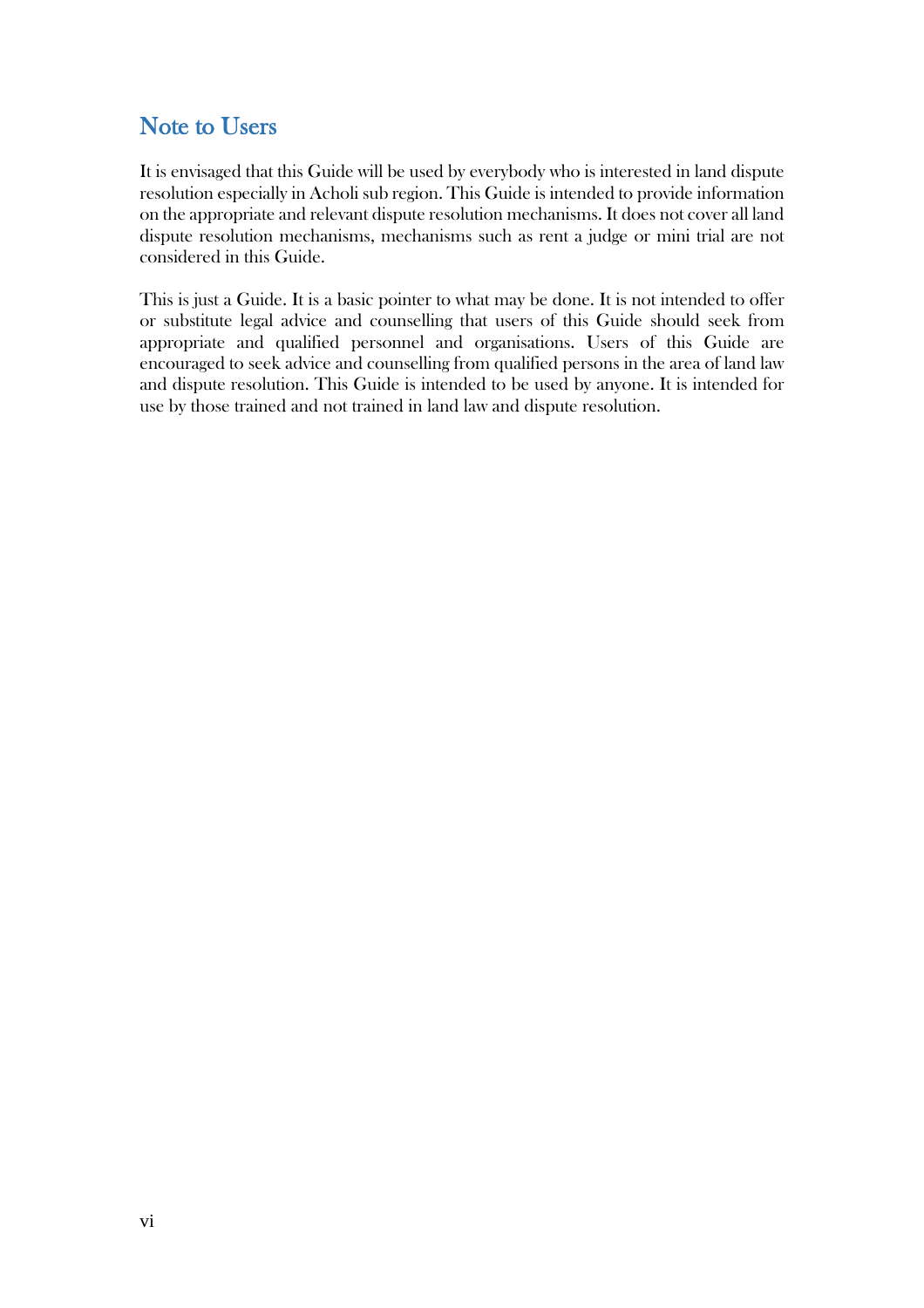## Note to Users

It is envisaged that this Guide will be used by everybody who is interested in land dispute resolution especially in Acholi sub region. This Guide is intended to provide information on the appropriate and relevant dispute resolution mechanisms. It does not cover all land dispute resolution mechanisms, mechanisms such as rent a judge or mini trial are not considered in this Guide.

This is just a Guide. It is a basic pointer to what may be done. It is not intended to offer or substitute legal advice and counselling that users of this Guide should seek from appropriate and qualified personnel and organisations. Users of this Guide are encouraged to seek advice and counselling from qualified persons in the area of land law and dispute resolution. This Guide is intended to be used by anyone. It is intended for use by those trained and not trained in land law and dispute resolution.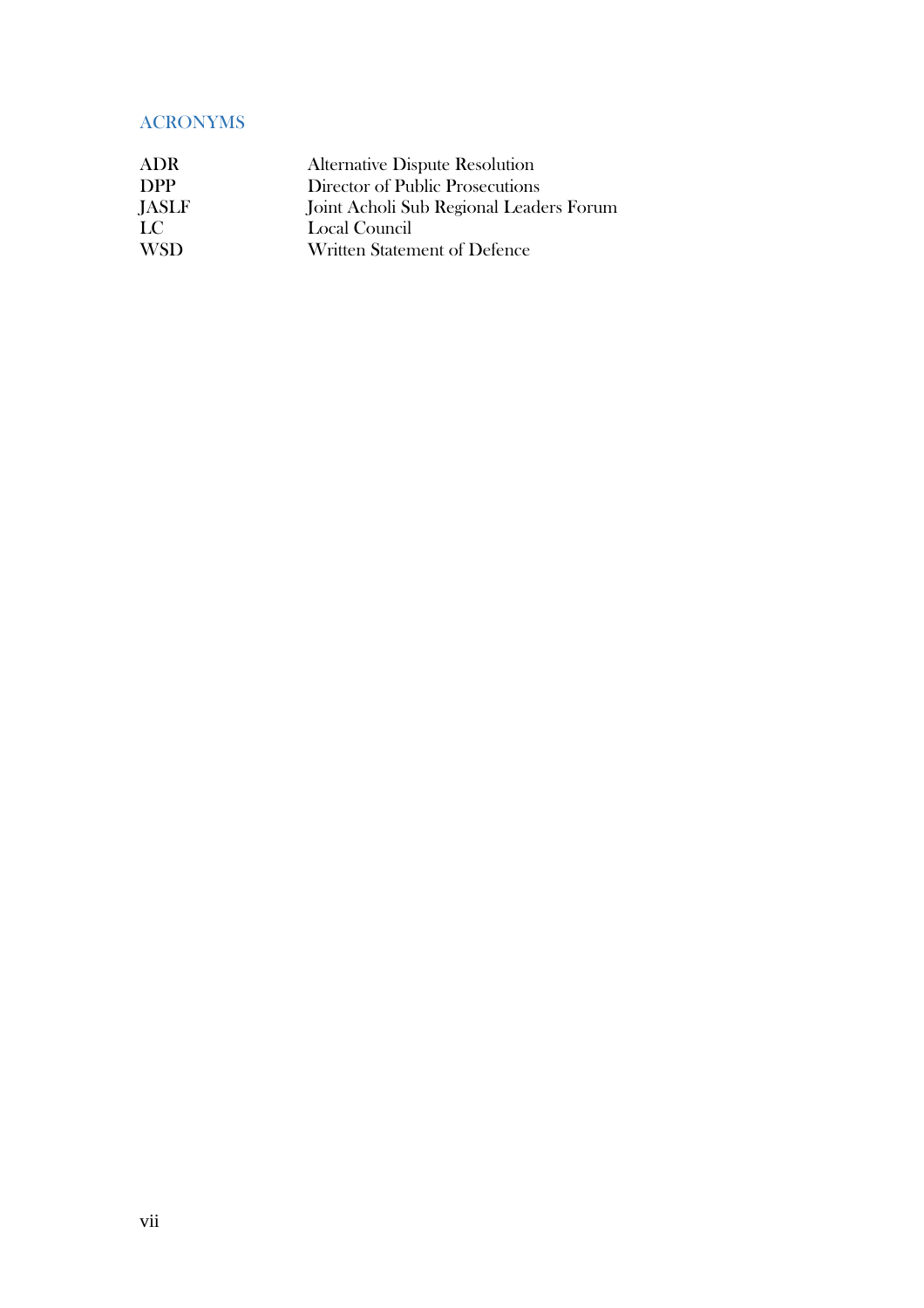## ACRONYMS

| | |
|---|---|
| ADR | Alternative Dispute Resolution |
| DPP | Director of Public Prosecutions |
| JASLF | Joint Acholi Sub Regional Leaders Forum |
| LC | Local Council |
| WSD | Written Statement of Defence |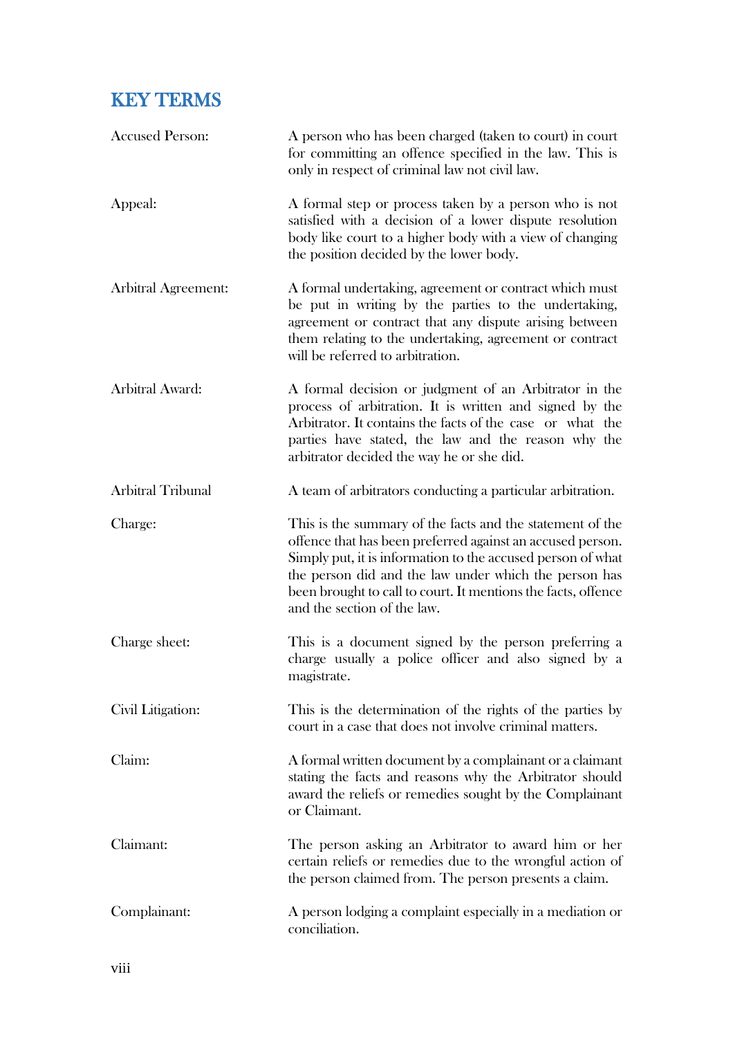## KEY TERMS

| | |
|---|---|
| Accused Person: | A person who has been charged (taken to court) in court for committing an offence specified in the law. This is only in respect of criminal law not civil law. |
| Appeal: | A formal step or process taken by a person who is not satisfied with a decision of a lower dispute resolution body like court to a higher body with a view of changing the position decided by the lower body. |
| Arbitral Agreement: | A formal undertaking, agreement or contract which must be put in writing by the parties to the undertaking, agreement or contract that any dispute arising between them relating to the undertaking, agreement or contract will be referred to arbitration. |
| Arbitral Award: | A formal decision or judgment of an Arbitrator in the process of arbitration. It is written and signed by the Arbitrator. It contains the facts of the case or what the parties have stated, the law and the reason why the arbitrator decided the way he or she did. |
| Arbitral Tribunal | A team of arbitrators conducting a particular arbitration. |
| Charge: | This is the summary of the facts and the statement of the offence that has been preferred against an accused person. Simply put, it is information to the accused person of what the person did and the law under which the person has been brought to call to court. It mentions the facts, offence and the section of the law. |
| Charge sheet: | This is a document signed by the person preferring a charge usually a police officer and also signed by a magistrate. |
| Civil Litigation: | This is the determination of the rights of the parties by court in a case that does not involve criminal matters. |
| Claim: | A formal written document by a complainant or a claimant stating the facts and reasons why the Arbitrator should award the reliefs or remedies sought by the Complainant or Claimant. |
| Claimant: | The person asking an Arbitrator to award him or her certain reliefs or remedies due to the wrongful action of the person claimed from. The person presents a claim. |
| Complainant: | A person lodging a complaint especially in a mediation or conciliation. |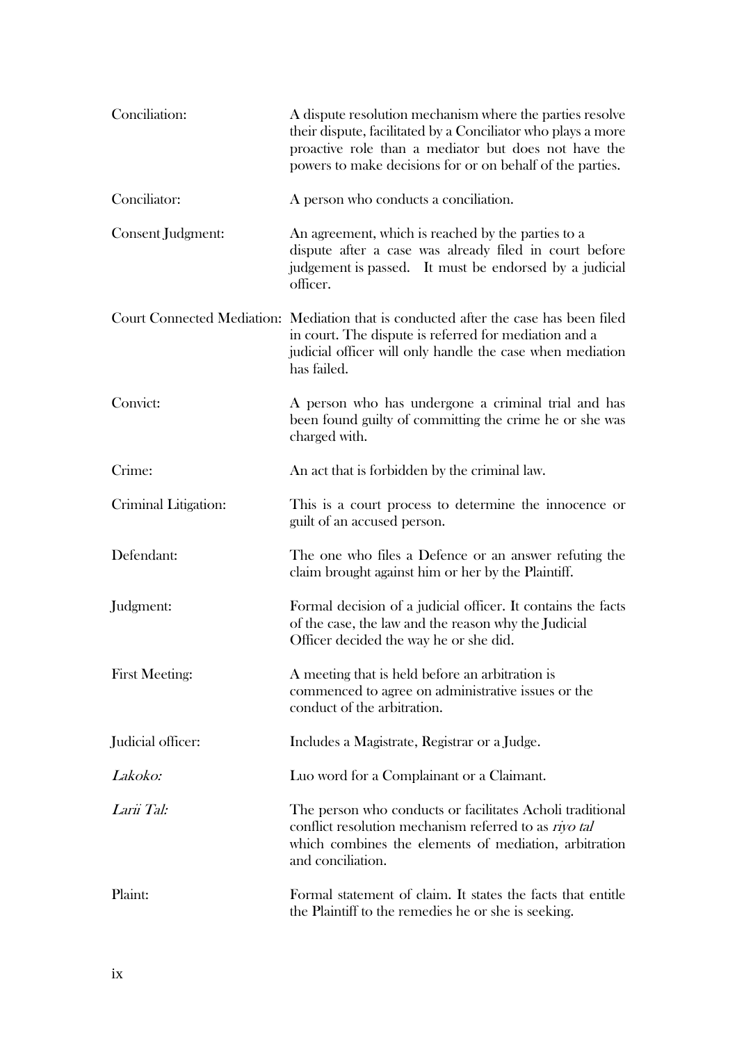| | |
|---|---|
| Conciliation: | A dispute resolution mechanism where the parties resolve their dispute, facilitated by a Conciliator who plays a more proactive role than a mediator but does not have the powers to make decisions for or on behalf of the parties. |
| Conciliator: | A person who conducts a conciliation. |
| Consent Judgment: | An agreement, which is reached by the parties to a dispute after a case was already filed in court before judgement is passed. It must be endorsed by a judicial officer. |
| Court Connected Mediation: | Mediation that is conducted after the case has been filed in court. The dispute is referred for mediation and a judicial officer will only handle the case when mediation has failed. |
| Convict: | A person who has undergone a criminal trial and has been found guilty of committing the crime he or she was charged with. |
| Crime: | An act that is forbidden by the criminal law. |
| Criminal Litigation: | This is a court process to determine the innocence or guilt of an accused person. |
| Defendant: | The one who files a Defence or an answer refuting the claim brought against him or her by the Plaintiff. |
| Judgment: | Formal decision of a judicial officer. It contains the facts of the case, the law and the reason why the Judicial Officer decided the way he or she did. |
| First Meeting: | A meeting that is held before an arbitration is commenced to agree on administrative issues or the conduct of the arbitration. |
| Judicial officer: | Includes a Magistrate, Registrar or a Judge. |
| *Lakoko:* | Luo word for a Complainant or a Claimant. |
| *Larii Tal:* | The person who conducts or facilitates Acholi traditional conflict resolution mechanism referred to as *riyo tal* which combines the elements of mediation, arbitration and conciliation. |
| Plaint: | Formal statement of claim. It states the facts that entitle the Plaintiff to the remedies he or she is seeking. |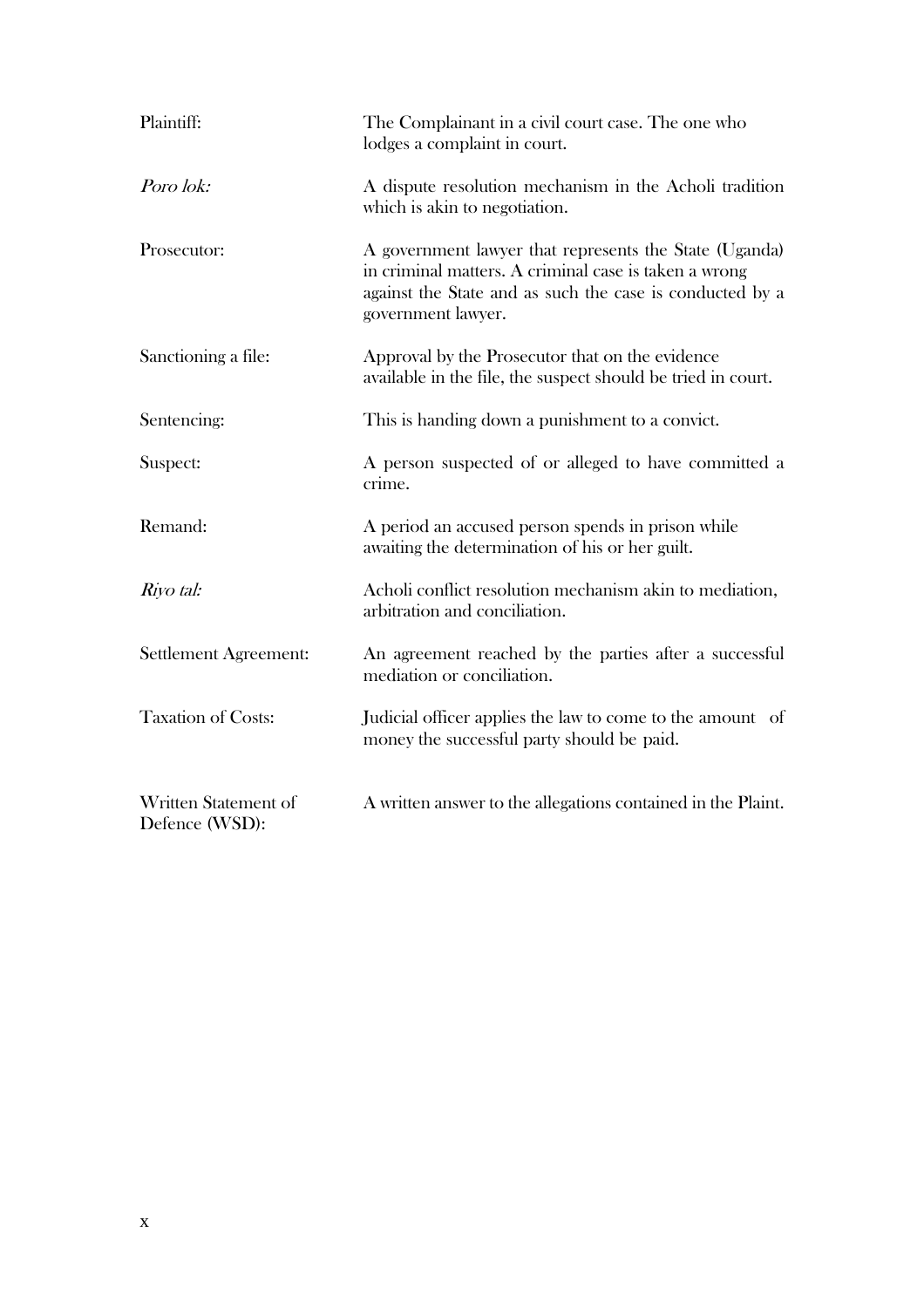Plaintiff: The Complainant in a civil court case. The one who lodges a complaint in court.

*Poro lok:* A dispute resolution mechanism in the Acholi tradition which is akin to negotiation.

Prosecutor: A government lawyer that represents the State (Uganda) in criminal matters. A criminal case is taken a wrong against the State and as such the case is conducted by a government lawyer.

Sanctioning a file: Approval by the Prosecutor that on the evidence available in the file, the suspect should be tried in court.

Sentencing: This is handing down a punishment to a convict.

Suspect: A person suspected of or alleged to have committed a crime.

Remand: A period an accused person spends in prison while awaiting the determination of his or her guilt.

*Riyo tal:* Acholi conflict resolution mechanism akin to mediation, arbitration and conciliation.

Settlement Agreement: An agreement reached by the parties after a successful mediation or conciliation.

Taxation of Costs: Judicial officer applies the law to come to the amount of money the successful party should be paid.

Written Statement of Defence (WSD): A written answer to the allegations contained in the Plaint.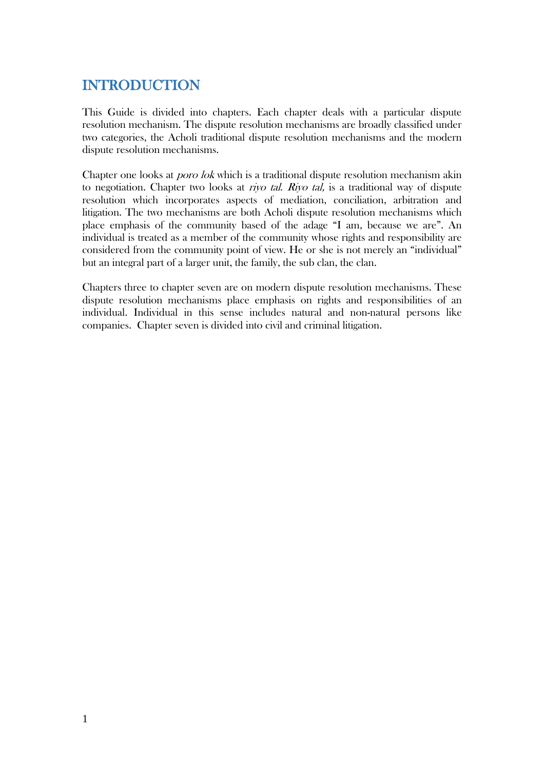# INTRODUCTION

This Guide is divided into chapters. Each chapter deals with a particular dispute resolution mechanism. The dispute resolution mechanisms are broadly classified under two categories, the Acholi traditional dispute resolution mechanisms and the modern dispute resolution mechanisms.

Chapter one looks at *poro lok* which is a traditional dispute resolution mechanism akin to negotiation. Chapter two looks at *riyo tal*. *Riyo tal,* is a traditional way of dispute resolution which incorporates aspects of mediation, conciliation, arbitration and litigation. The two mechanisms are both Acholi dispute resolution mechanisms which place emphasis of the community based of the adage "I am, because we are". An individual is treated as a member of the community whose rights and responsibility are considered from the community point of view. He or she is not merely an "individual" but an integral part of a larger unit, the family, the sub clan, the clan.

Chapters three to chapter seven are on modern dispute resolution mechanisms. These dispute resolution mechanisms place emphasis on rights and responsibilities of an individual. Individual in this sense includes natural and non-natural persons like companies. Chapter seven is divided into civil and criminal litigation.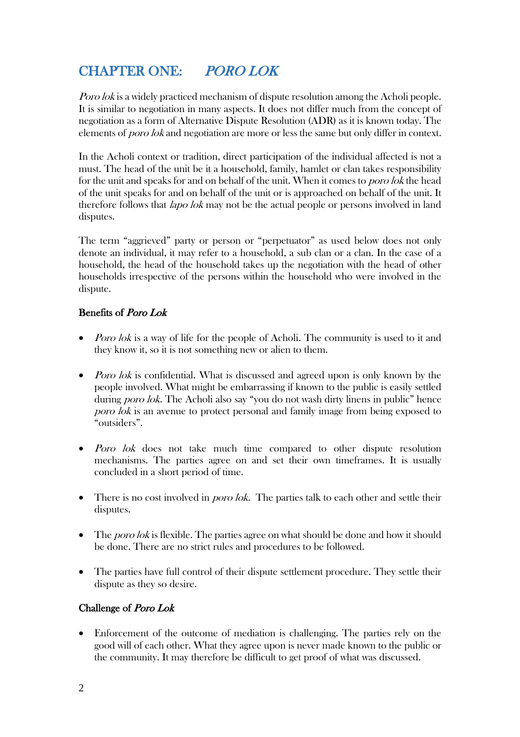# CHAPTER ONE: *PORO LOK*

*Poro lok* is a widely practiced mechanism of dispute resolution among the Acholi people. It is similar to negotiation in many aspects. It does not differ much from the concept of negotiation as a form of Alternative Dispute Resolution (ADR) as it is known today. The elements of *poro lok* and negotiation are more or less the same but only differ in context.

In the Acholi context or tradition, direct participation of the individual affected is not a must. The head of the unit be it a household, family, hamlet or clan takes responsibility for the unit and speaks for and on behalf of the unit. When it comes to *poro lok* the head of the unit speaks for and on behalf of the unit or is approached on behalf of the unit. It therefore follows that *lapo lok* may not be the actual people or persons involved in land disputes.

The term "aggrieved" party or person or "perpetuator" as used below does not only denote an individual, it may refer to a household, a sub clan or a clan. In the case of a household, the head of the household takes up the negotiation with the head of other households irrespective of the persons within the household who were involved in the dispute.

### Benefits of *Poro Lok*

- *Poro lok* is a way of life for the people of Acholi. The community is used to it and they know it, so it is not something new or alien to them.
- *Poro lok* is confidential. What is discussed and agreed upon is only known by the people involved. What might be embarrassing if known to the public is easily settled during *poro lok*. The Acholi also say "you do not wash dirty linens in public" hence *poro lok* is an avenue to protect personal and family image from being exposed to "outsiders".
- *Poro lok* does not take much time compared to other dispute resolution mechanisms. The parties agree on and set their own timeframes. It is usually concluded in a short period of time.
- There is no cost involved in *poro lok*. The parties talk to each other and settle their disputes.
- The *poro lok* is flexible. The parties agree on what should be done and how it should be done. There are no strict rules and procedures to be followed.
- The parties have full control of their dispute settlement procedure. They settle their dispute as they so desire.

### Challenge of *Poro Lok*

- Enforcement of the outcome of mediation is challenging. The parties rely on the good will of each other. What they agree upon is never made known to the public or the community. It may therefore be difficult to get proof of what was discussed.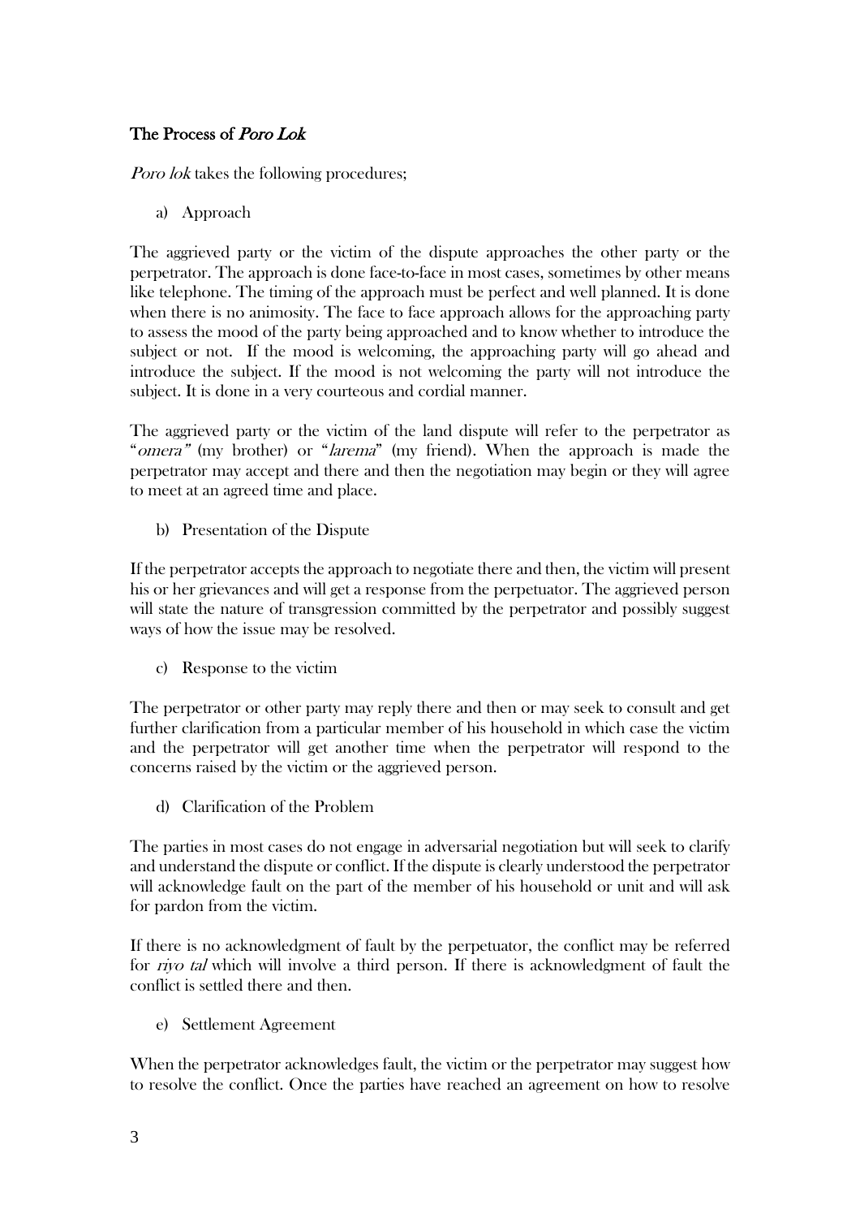## The Process of *Poro Lok*

*Poro lok* takes the following procedures;

a) Approach

The aggrieved party or the victim of the dispute approaches the other party or the perpetrator. The approach is done face-to-face in most cases, sometimes by other means like telephone. The timing of the approach must be perfect and well planned. It is done when there is no animosity. The face to face approach allows for the approaching party to assess the mood of the party being approached and to know whether to introduce the subject or not. If the mood is welcoming, the approaching party will go ahead and introduce the subject. If the mood is not welcoming the party will not introduce the subject. It is done in a very courteous and cordial manner.

The aggrieved party or the victim of the land dispute will refer to the perpetrator as "*omera"* (my brother) or "*larema*" (my friend). When the approach is made the perpetrator may accept and there and then the negotiation may begin or they will agree to meet at an agreed time and place.

b) Presentation of the Dispute

If the perpetrator accepts the approach to negotiate there and then, the victim will present his or her grievances and will get a response from the perpetuator. The aggrieved person will state the nature of transgression committed by the perpetrator and possibly suggest ways of how the issue may be resolved.

c) Response to the victim

The perpetrator or other party may reply there and then or may seek to consult and get further clarification from a particular member of his household in which case the victim and the perpetrator will get another time when the perpetrator will respond to the concerns raised by the victim or the aggrieved person.

d) Clarification of the Problem

The parties in most cases do not engage in adversarial negotiation but will seek to clarify and understand the dispute or conflict. If the dispute is clearly understood the perpetrator will acknowledge fault on the part of the member of his household or unit and will ask for pardon from the victim.

If there is no acknowledgment of fault by the perpetuator, the conflict may be referred for *riyo tal* which will involve a third person. If there is acknowledgment of fault the conflict is settled there and then.

e) Settlement Agreement

When the perpetrator acknowledges fault, the victim or the perpetrator may suggest how to resolve the conflict. Once the parties have reached an agreement on how to resolve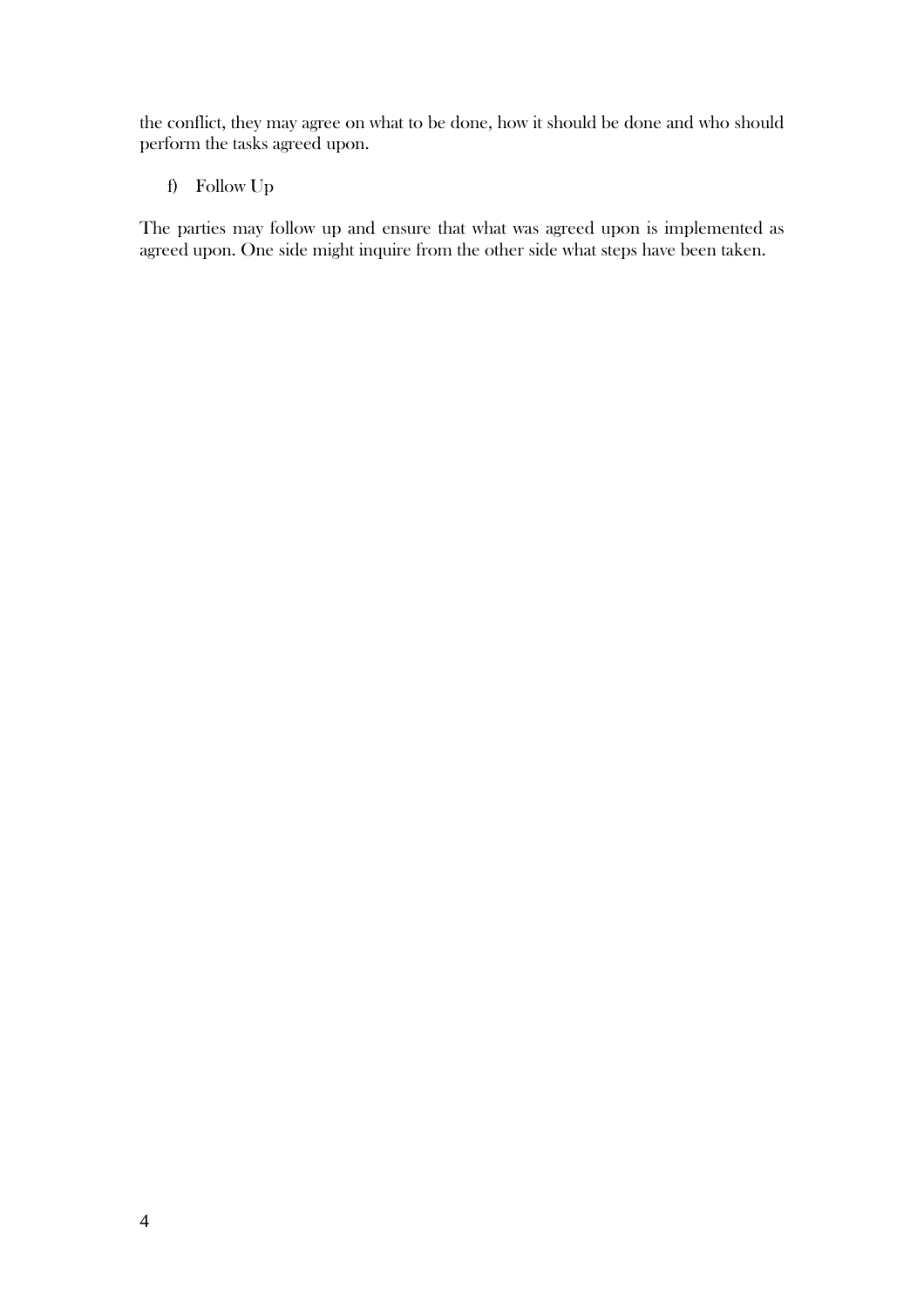the conflict, they may agree on what to be done, how it should be done and who should perform the tasks agreed upon.

f) Follow Up

The parties may follow up and ensure that what was agreed upon is implemented as agreed upon. One side might inquire from the other side what steps have been taken.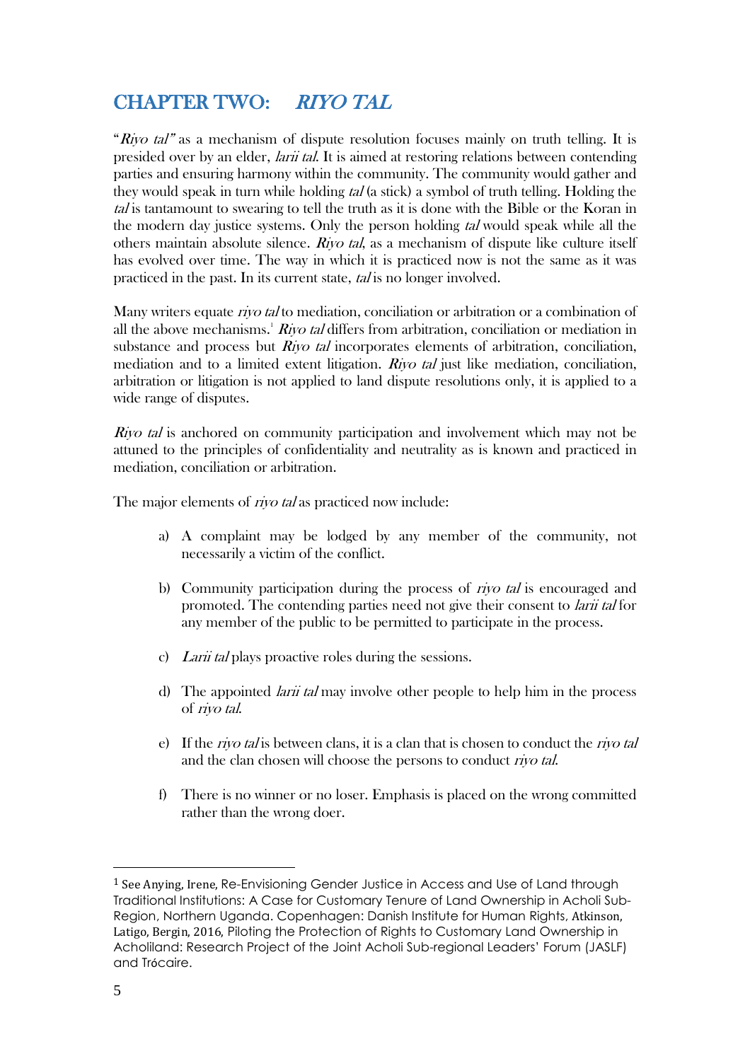# CHAPTER TWO: *RIYO TAL*

"*Riyo tal"* as a mechanism of dispute resolution focuses mainly on truth telling. It is presided over by an elder, *larii tal*. It is aimed at restoring relations between contending parties and ensuring harmony within the community. The community would gather and they would speak in turn while holding *tal* (a stick) a symbol of truth telling. Holding the *tal* is tantamount to swearing to tell the truth as it is done with the Bible or the Koran in the modern day justice systems. Only the person holding *tal* would speak while all the others maintain absolute silence. *Riyo tal*, as a mechanism of dispute like culture itself has evolved over time. The way in which it is practiced now is not the same as it was practiced in the past. In its current state, *tal* is no longer involved.

Many writers equate *riyo tal* to mediation, conciliation or arbitration or a combination of all the above mechanisms.[1] *Riyo tal* differs from arbitration, conciliation or mediation in substance and process but *Riyo tal* incorporates elements of arbitration, conciliation, mediation and to a limited extent litigation. *Riyo tal* just like mediation, conciliation, arbitration or litigation is not applied to land dispute resolutions only, it is applied to a wide range of disputes.

*Riyo tal* is anchored on community participation and involvement which may not be attuned to the principles of confidentiality and neutrality as is known and practiced in mediation, conciliation or arbitration.

The major elements of *riyo tal* as practiced now include:

a) A complaint may be lodged by any member of the community, not necessarily a victim of the conflict.

b) Community participation during the process of *riyo tal* is encouraged and promoted. The contending parties need not give their consent to *larii tal* for any member of the public to be permitted to participate in the process.

c) *Larii tal* plays proactive roles during the sessions.

d) The appointed *larii tal* may involve other people to help him in the process of *riyo tal*.

e) If the *riyo tal* is between clans, it is a clan that is chosen to conduct the *riyo tal* and the clan chosen will choose the persons to conduct *riyo tal*.

f) There is no winner or no loser. Emphasis is placed on the wrong committed rather than the wrong doer.

---

[1] See Anying, Irene, Re-Envisioning Gender Justice in Access and Use of Land through Traditional Institutions: A Case for Customary Tenure of Land Ownership in Acholi Sub-Region, Northern Uganda. Copenhagen: Danish Institute for Human Rights, Atkinson, Latigo, Bergin, 2016, Piloting the Protection of Rights to Customary Land Ownership in Acholiland: Research Project of the Joint Acholi Sub-regional Leaders' Forum (JASLF) and Trócaire.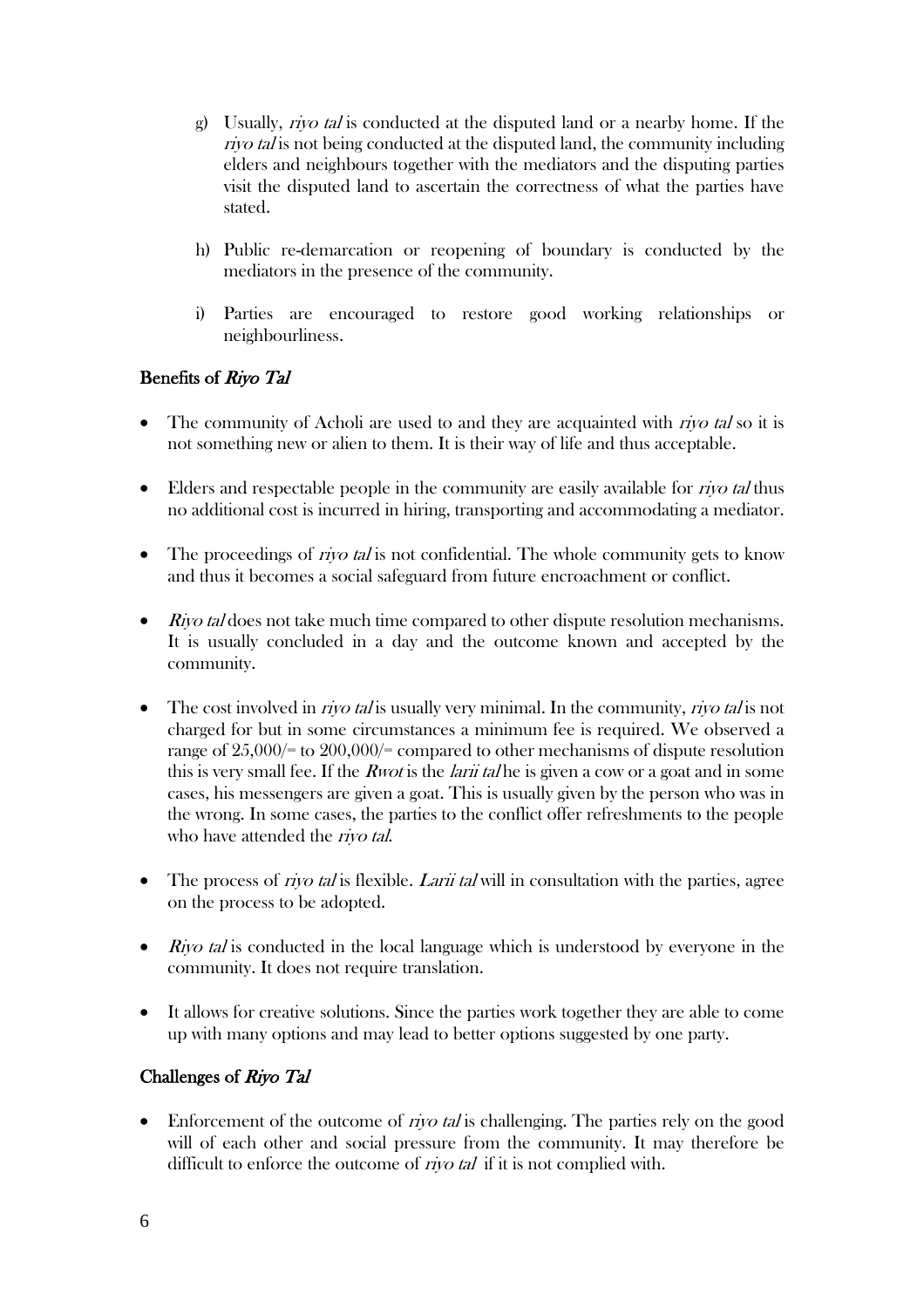g) Usually, *riyo tal* is conducted at the disputed land or a nearby home. If the *riyo tal* is not being conducted at the disputed land, the community including elders and neighbours together with the mediators and the disputing parties visit the disputed land to ascertain the correctness of what the parties have stated.

h) Public re-demarcation or reopening of boundary is conducted by the mediators in the presence of the community.

i) Parties are encouraged to restore good working relationships or neighbourliness.

## Benefits of *Riyo Tal*

- The community of Acholi are used to and they are acquainted with *riyo tal* so it is not something new or alien to them. It is their way of life and thus acceptable.
- Elders and respectable people in the community are easily available for *riyo tal* thus no additional cost is incurred in hiring, transporting and accommodating a mediator.
- The proceedings of *riyo tal* is not confidential. The whole community gets to know and thus it becomes a social safeguard from future encroachment or conflict.
- *Riyo tal* does not take much time compared to other dispute resolution mechanisms. It is usually concluded in a day and the outcome known and accepted by the community.
- The cost involved in *riyo tal* is usually very minimal. In the community, *riyo tal* is not charged for but in some circumstances a minimum fee is required. We observed a range of 25,000/= to 200,000/= compared to other mechanisms of dispute resolution this is very small fee. If the *Rwot* is the *larii tal* he is given a cow or a goat and in some cases, his messengers are given a goat. This is usually given by the person who was in the wrong. In some cases, the parties to the conflict offer refreshments to the people who have attended the *riyo tal*.
- The process of *riyo tal* is flexible. *Larii tal* will in consultation with the parties, agree on the process to be adopted.
- *Riyo tal* is conducted in the local language which is understood by everyone in the community. It does not require translation.
- It allows for creative solutions. Since the parties work together they are able to come up with many options and may lead to better options suggested by one party.

## Challenges of *Riyo Tal*

- Enforcement of the outcome of *riyo tal* is challenging. The parties rely on the good will of each other and social pressure from the community. It may therefore be difficult to enforce the outcome of *riyo tal* if it is not complied with.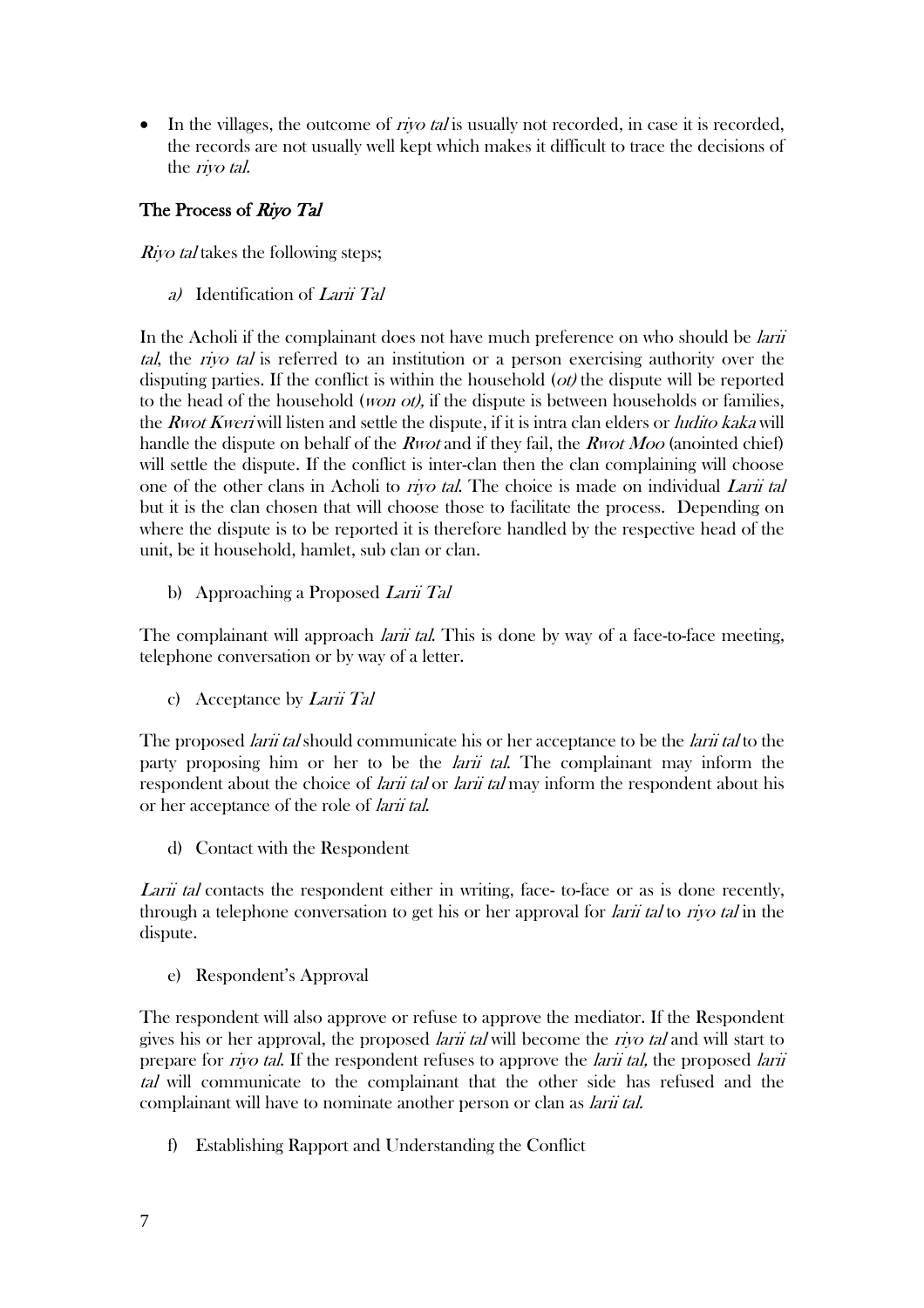- In the villages, the outcome of *riyo tal* is usually not recorded, in case it is recorded, the records are not usually well kept which makes it difficult to trace the decisions of the *riyo tal.*

## The Process of *Riyo Tal*

*Riyo tal* takes the following steps;

*a)* Identification of *Larii Tal*

In the Acholi if the complainant does not have much preference on who should be *larii tal*, the *riyo tal* is referred to an institution or a person exercising authority over the disputing parties. If the conflict is within the household (*ot)* the dispute will be reported to the head of the household (*won ot),* if the dispute is between households or families, the *Rwot Kweri* will listen and settle the dispute, if it is intra clan elders or *ludito kaka* will handle the dispute on behalf of the *Rwot* and if they fail, the *Rwot Moo* (anointed chief) will settle the dispute. If the conflict is inter-clan then the clan complaining will choose one of the other clans in Acholi to *riyo tal*. The choice is made on individual *Larii tal* but it is the clan chosen that will choose those to facilitate the process. Depending on where the dispute is to be reported it is therefore handled by the respective head of the unit, be it household, hamlet, sub clan or clan.

b) Approaching a Proposed *Larii Tal*

The complainant will approach *larii tal*. This is done by way of a face-to-face meeting, telephone conversation or by way of a letter.

c) Acceptance by *Larii Tal*

The proposed *larii tal* should communicate his or her acceptance to be the *larii tal* to the party proposing him or her to be the *larii tal*. The complainant may inform the respondent about the choice of *larii tal* or *larii tal* may inform the respondent about his or her acceptance of the role of *larii tal*.

d) Contact with the Respondent

*Larii tal* contacts the respondent either in writing, face- to-face or as is done recently, through a telephone conversation to get his or her approval for *larii tal* to *riyo tal* in the dispute.

e) Respondent's Approval

The respondent will also approve or refuse to approve the mediator. If the Respondent gives his or her approval, the proposed *larii tal* will become the *riyo tal* and will start to prepare for *riyo tal*. If the respondent refuses to approve the *larii tal,* the proposed *larii tal* will communicate to the complainant that the other side has refused and the complainant will have to nominate another person or clan as *larii tal.*

f) Establishing Rapport and Understanding the Conflict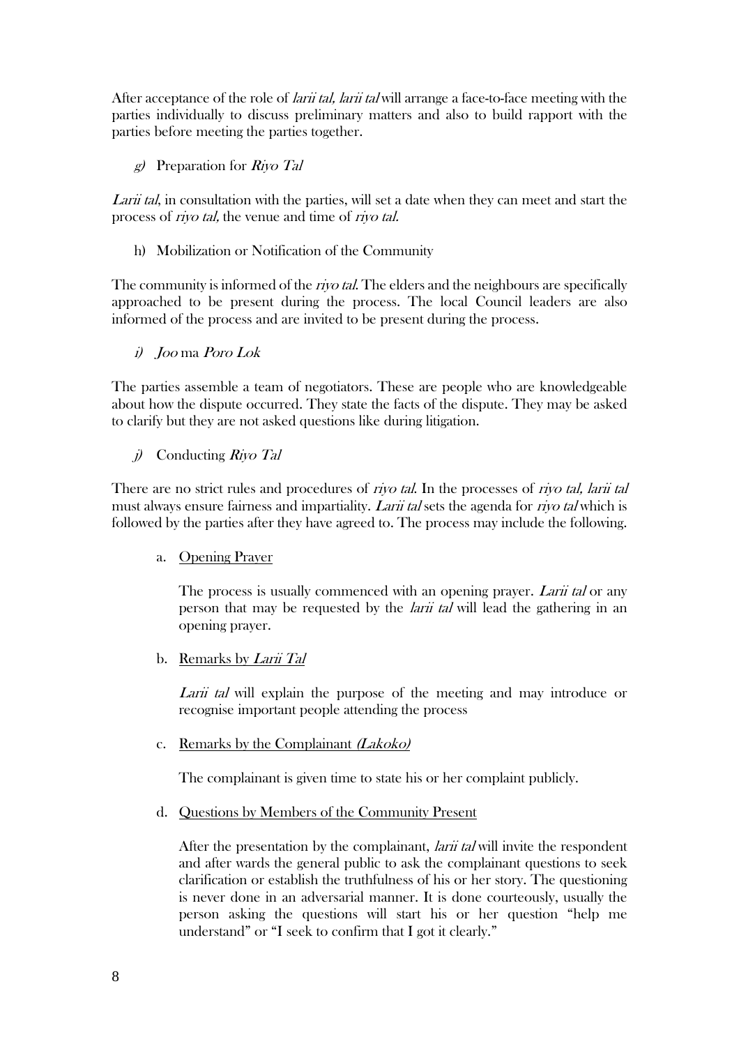After acceptance of the role of *larii tal, larii tal* will arrange a face-to-face meeting with the parties individually to discuss preliminary matters and also to build rapport with the parties before meeting the parties together.

#### *g) Preparation for Riyo Tal*

*Larii tal*, in consultation with the parties, will set a date when they can meet and start the process of *riyo tal,* the venue and time of *riyo tal.*

#### h) Mobilization or Notification of the Community

The community is informed of the *riyo tal*. The elders and the neighbours are specifically approached to be present during the process. The local Council leaders are also informed of the process and are invited to be present during the process.

#### *i) Joo* ma *Poro Lok*

The parties assemble a team of negotiators. These are people who are knowledgeable about how the dispute occurred. They state the facts of the dispute. They may be asked to clarify but they are not asked questions like during litigation.

#### *j)* Conducting *Riyo Tal*

There are no strict rules and procedures of *riyo tal*. In the processes of *riyo tal, larii tal* must always ensure fairness and impartiality. *Larii tal* sets the agenda for *riyo tal* which is followed by the parties after they have agreed to. The process may include the following.

a. <u>Opening Prayer</u>

   The process is usually commenced with an opening prayer. *Larii tal* or any person that may be requested by the *larii tal* will lead the gathering in an opening prayer.

b. <u>Remarks by *Larii Tal*</u>

   *Larii tal* will explain the purpose of the meeting and may introduce or recognise important people attending the process

c. <u>Remarks by the Complainant *(Lakoko)*</u>

   The complainant is given time to state his or her complaint publicly.

d. <u>Questions by Members of the Community Present</u>

   After the presentation by the complainant, *larii tal* will invite the respondent and after wards the general public to ask the complainant questions to seek clarification or establish the truthfulness of his or her story. The questioning is never done in an adversarial manner. It is done courteously, usually the person asking the questions will start his or her question "help me understand" or "I seek to confirm that I got it clearly."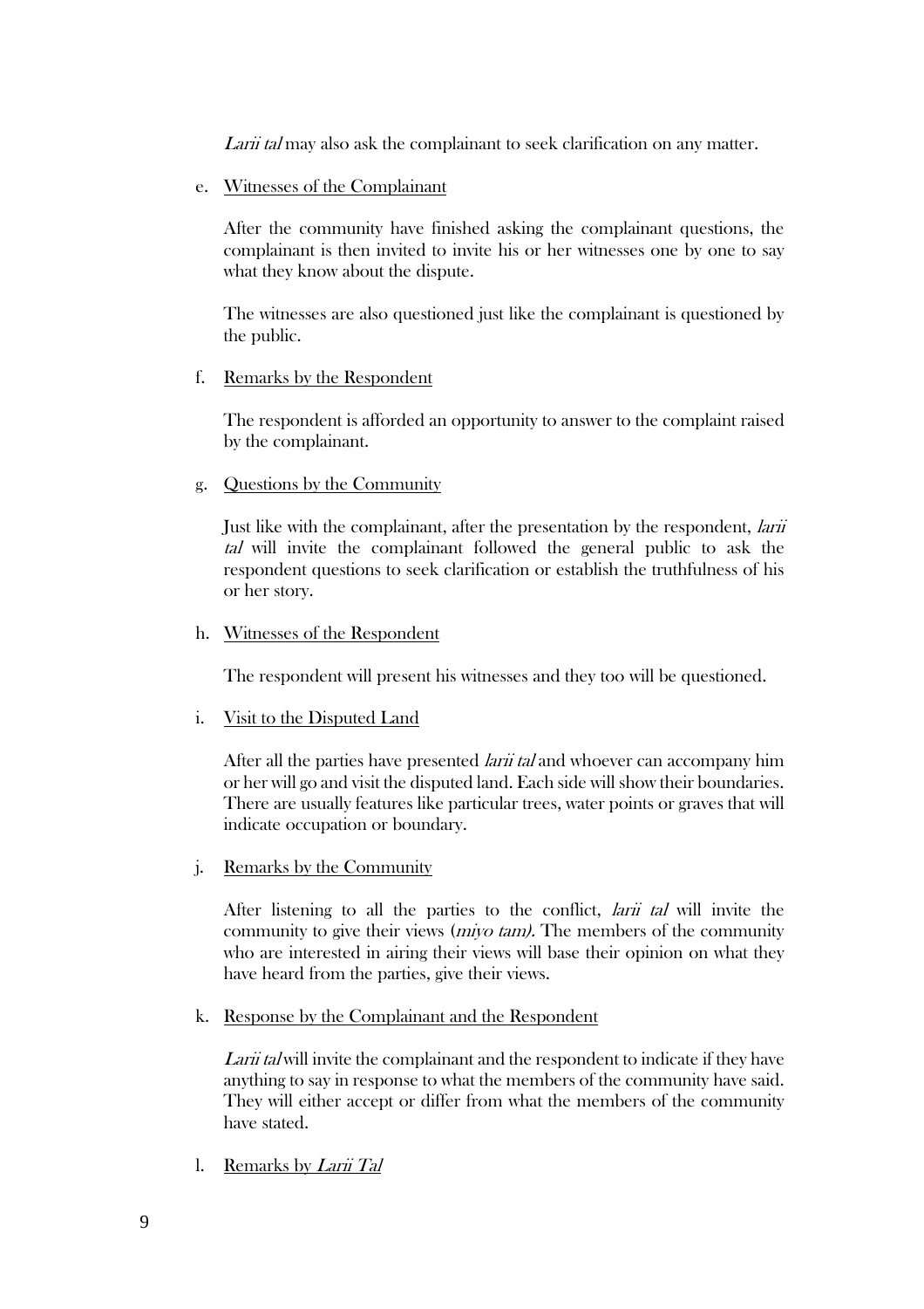*Larii tal* may also ask the complainant to seek clarification on any matter.

e. Witnesses of the Complainant

   After the community have finished asking the complainant questions, the complainant is then invited to invite his or her witnesses one by one to say what they know about the dispute.

   The witnesses are also questioned just like the complainant is questioned by the public.

f. Remarks by the Respondent

   The respondent is afforded an opportunity to answer to the complaint raised by the complainant.

g. Questions by the Community

   Just like with the complainant, after the presentation by the respondent, *larii tal* will invite the complainant followed the general public to ask the respondent questions to seek clarification or establish the truthfulness of his or her story.

h. Witnesses of the Respondent

   The respondent will present his witnesses and they too will be questioned.

i. Visit to the Disputed Land

   After all the parties have presented *larii tal* and whoever can accompany him or her will go and visit the disputed land. Each side will show their boundaries. There are usually features like particular trees, water points or graves that will indicate occupation or boundary.

j. Remarks by the Community

   After listening to all the parties to the conflict, *larii tal* will invite the community to give their views (*miyo tam).* The members of the community who are interested in airing their views will base their opinion on what they have heard from the parties, give their views.

k. Response by the Complainant and the Respondent

   *Larii tal* will invite the complainant and the respondent to indicate if they have anything to say in response to what the members of the community have said. They will either accept or differ from what the members of the community have stated.

l. Remarks by *Larii Tal*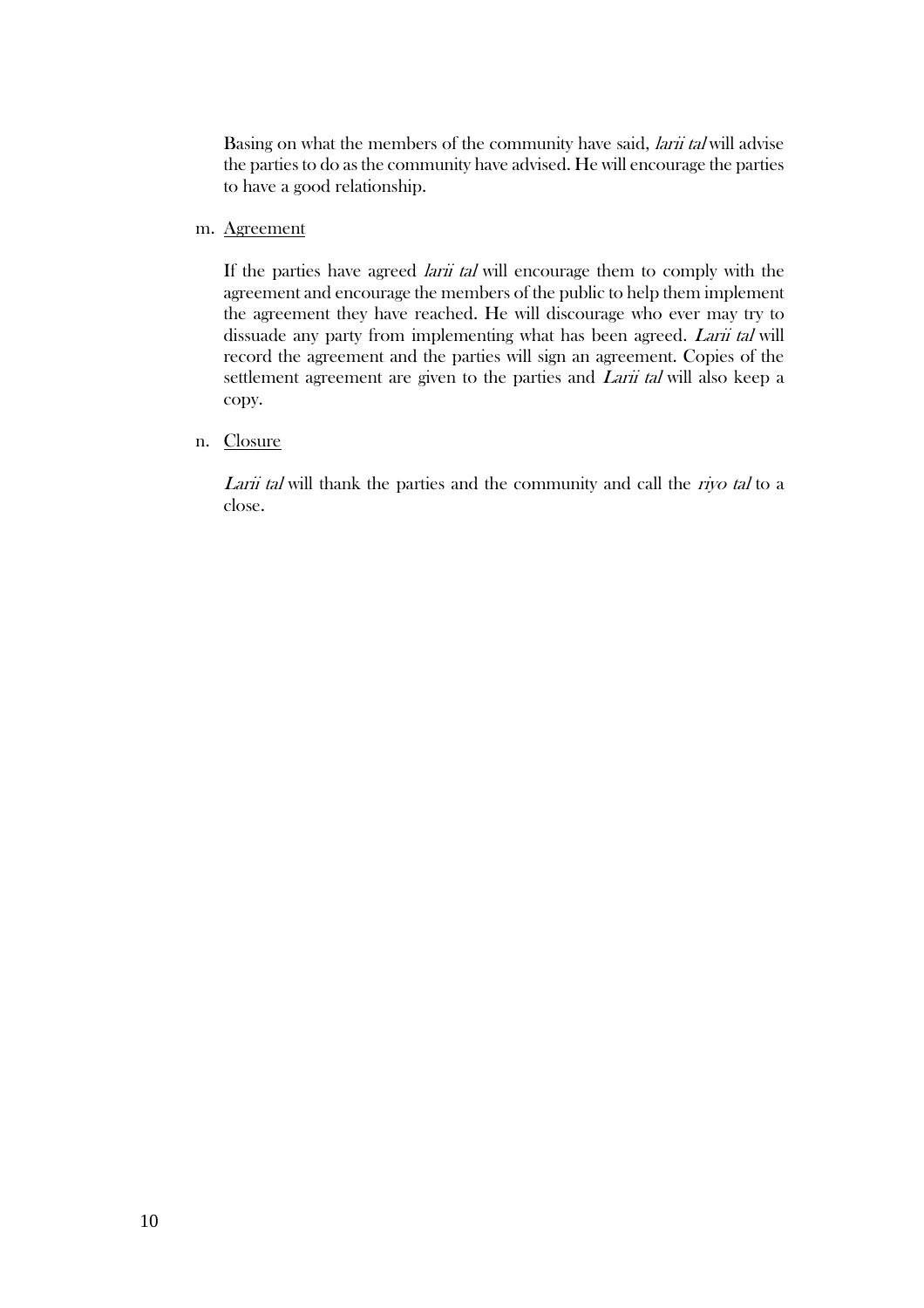Basing on what the members of the community have said, *larii tal* will advise the parties to do as the community have advised. He will encourage the parties to have a good relationship.

m. Agreement

If the parties have agreed *larii tal* will encourage them to comply with the agreement and encourage the members of the public to help them implement the agreement they have reached. He will discourage who ever may try to dissuade any party from implementing what has been agreed. *Larii tal* will record the agreement and the parties will sign an agreement. Copies of the settlement agreement are given to the parties and *Larii tal* will also keep a copy.

n. Closure

*Larii tal* will thank the parties and the community and call the *riyo tal* to a close.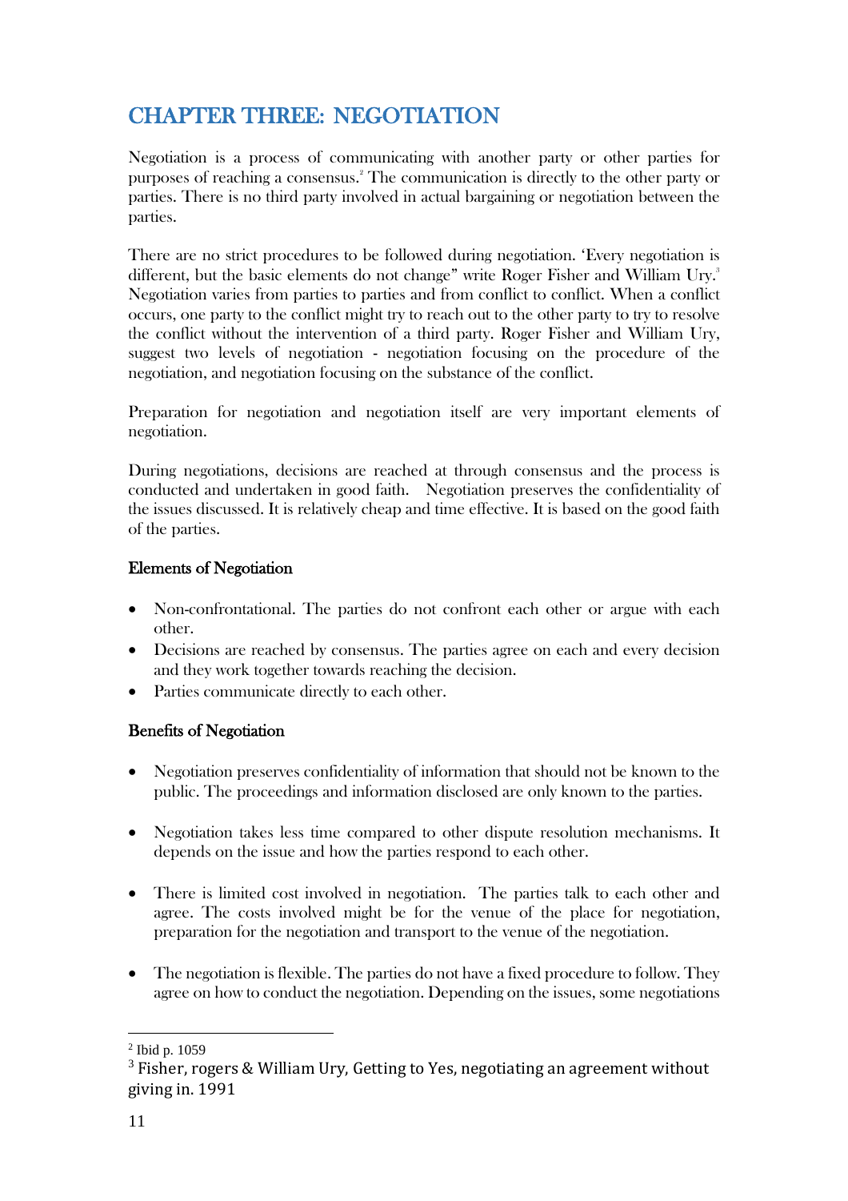# CHAPTER THREE: NEGOTIATION

Negotiation is a process of communicating with another party or other parties for purposes of reaching a consensus.[2] The communication is directly to the other party or parties. There is no third party involved in actual bargaining or negotiation between the parties.

There are no strict procedures to be followed during negotiation. 'Every negotiation is different, but the basic elements do not change" write Roger Fisher and William Ury.[3] Negotiation varies from parties to parties and from conflict to conflict. When a conflict occurs, one party to the conflict might try to reach out to the other party to try to resolve the conflict without the intervention of a third party. Roger Fisher and William Ury, suggest two levels of negotiation - negotiation focusing on the procedure of the negotiation, and negotiation focusing on the substance of the conflict.

Preparation for negotiation and negotiation itself are very important elements of negotiation.

During negotiations, decisions are reached at through consensus and the process is conducted and undertaken in good faith. Negotiation preserves the confidentiality of the issues discussed. It is relatively cheap and time effective. It is based on the good faith of the parties.

### Elements of Negotiation

- Non-confrontational. The parties do not confront each other or argue with each other.
- Decisions are reached by consensus. The parties agree on each and every decision and they work together towards reaching the decision.
- Parties communicate directly to each other.

### Benefits of Negotiation

- Negotiation preserves confidentiality of information that should not be known to the public. The proceedings and information disclosed are only known to the parties.
- Negotiation takes less time compared to other dispute resolution mechanisms. It depends on the issue and how the parties respond to each other.
- There is limited cost involved in negotiation. The parties talk to each other and agree. The costs involved might be for the venue of the place for negotiation, preparation for the negotiation and transport to the venue of the negotiation.
- The negotiation is flexible. The parties do not have a fixed procedure to follow. They agree on how to conduct the negotiation. Depending on the issues, some negotiations

---

[2] Ibid p. 1059

[3] Fisher, rogers & William Ury, Getting to Yes, negotiating an agreement without giving in. 1991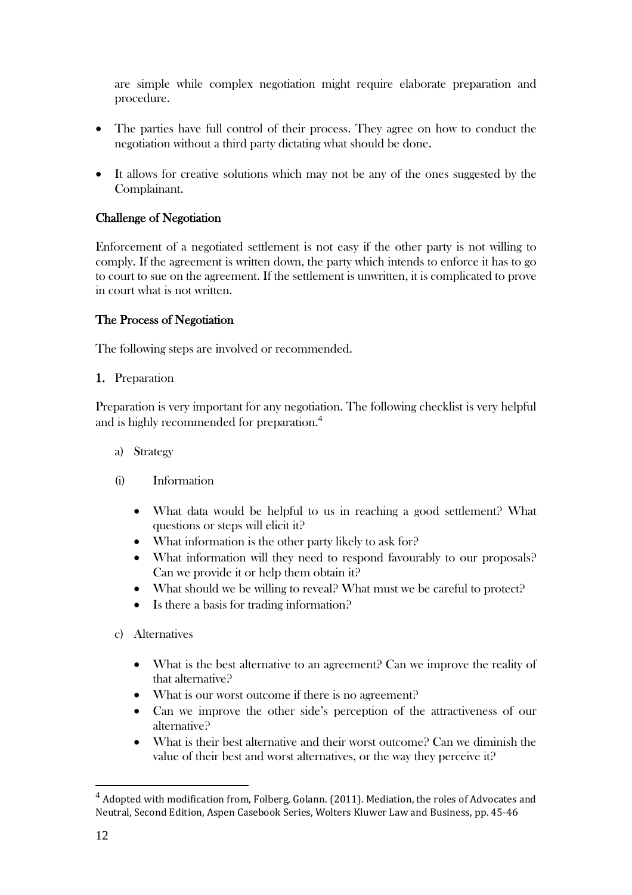are simple while complex negotiation might require elaborate preparation and procedure.

- The parties have full control of their process. They agree on how to conduct the negotiation without a third party dictating what should be done.
- It allows for creative solutions which may not be any of the ones suggested by the Complainant.

### Challenge of Negotiation

Enforcement of a negotiated settlement is not easy if the other party is not willing to comply. If the agreement is written down, the party which intends to enforce it has to go to court to sue on the agreement. If the settlement is unwritten, it is complicated to prove in court what is not written.

### The Process of Negotiation

The following steps are involved or recommended.

**1.** Preparation

Preparation is very important for any negotiation. The following checklist is very helpful and is highly recommended for preparation.[4]

a) Strategy

(i) Information

- What data would be helpful to us in reaching a good settlement? What questions or steps will elicit it?
- What information is the other party likely to ask for?
- What information will they need to respond favourably to our proposals? Can we provide it or help them obtain it?
- What should we be willing to reveal? What must we be careful to protect?
- Is there a basis for trading information?

c) Alternatives

- What is the best alternative to an agreement? Can we improve the reality of that alternative?
- What is our worst outcome if there is no agreement?
- Can we improve the other side's perception of the attractiveness of our alternative?
- What is their best alternative and their worst outcome? Can we diminish the value of their best and worst alternatives, or the way they perceive it?

---

[4] Adopted with modification from, Folberg, Golann. (2011). Mediation, the roles of Advocates and Neutral, Second Edition, Aspen Casebook Series, Wolters Kluwer Law and Business, pp. 45-46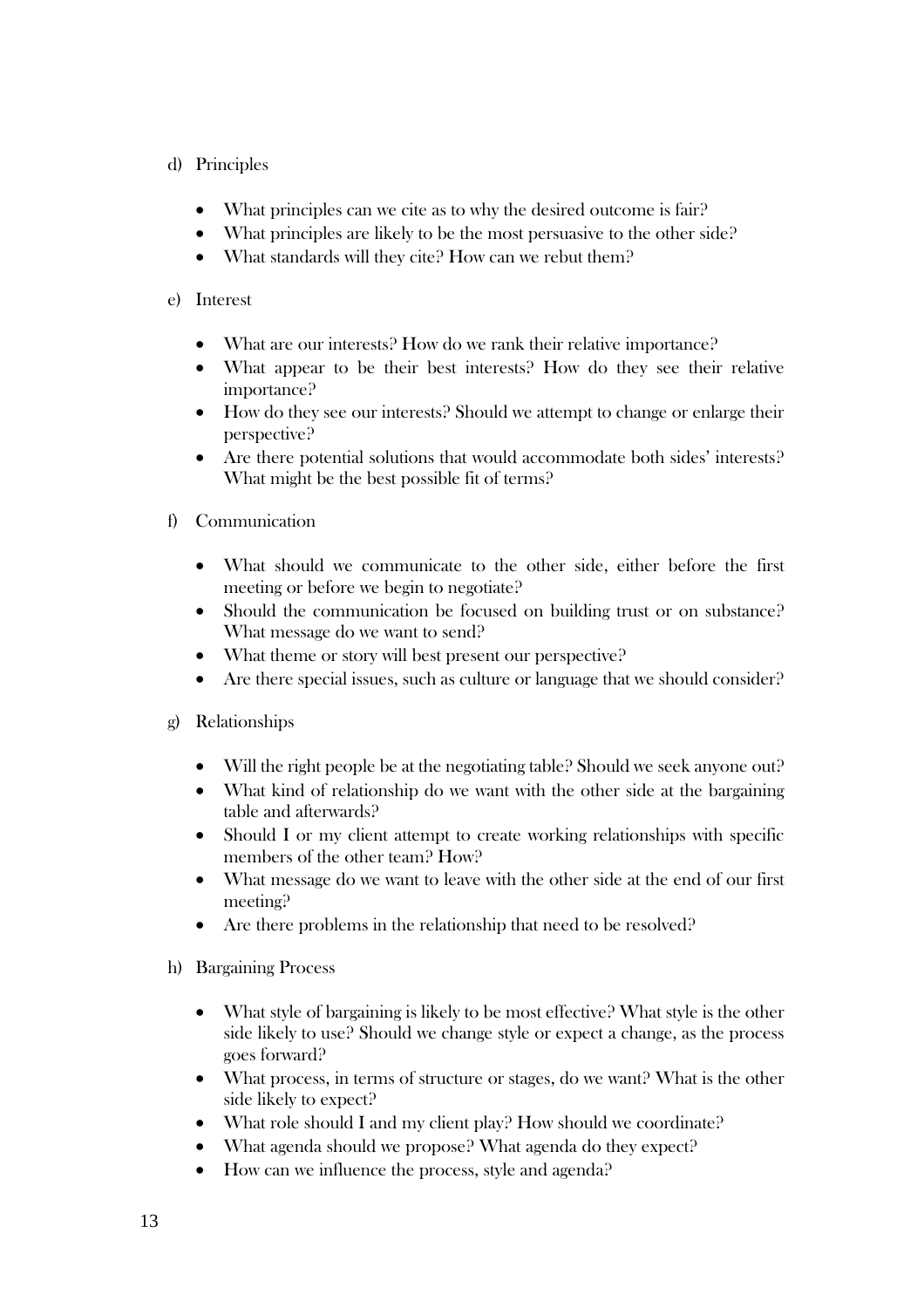d) Principles

- What principles can we cite as to why the desired outcome is fair?
- What principles are likely to be the most persuasive to the other side?
- What standards will they cite? How can we rebut them?

e) Interest

- What are our interests? How do we rank their relative importance?
- What appear to be their best interests? How do they see their relative importance?
- How do they see our interests? Should we attempt to change or enlarge their perspective?
- Are there potential solutions that would accommodate both sides' interests? What might be the best possible fit of terms?

f) Communication

- What should we communicate to the other side, either before the first meeting or before we begin to negotiate?
- Should the communication be focused on building trust or on substance? What message do we want to send?
- What theme or story will best present our perspective?
- Are there special issues, such as culture or language that we should consider?

g) Relationships

- Will the right people be at the negotiating table? Should we seek anyone out?
- What kind of relationship do we want with the other side at the bargaining table and afterwards?
- Should I or my client attempt to create working relationships with specific members of the other team? How?
- What message do we want to leave with the other side at the end of our first meeting?
- Are there problems in the relationship that need to be resolved?

h) Bargaining Process

- What style of bargaining is likely to be most effective? What style is the other side likely to use? Should we change style or expect a change, as the process goes forward?
- What process, in terms of structure or stages, do we want? What is the other side likely to expect?
- What role should I and my client play? How should we coordinate?
- What agenda should we propose? What agenda do they expect?
- How can we influence the process, style and agenda?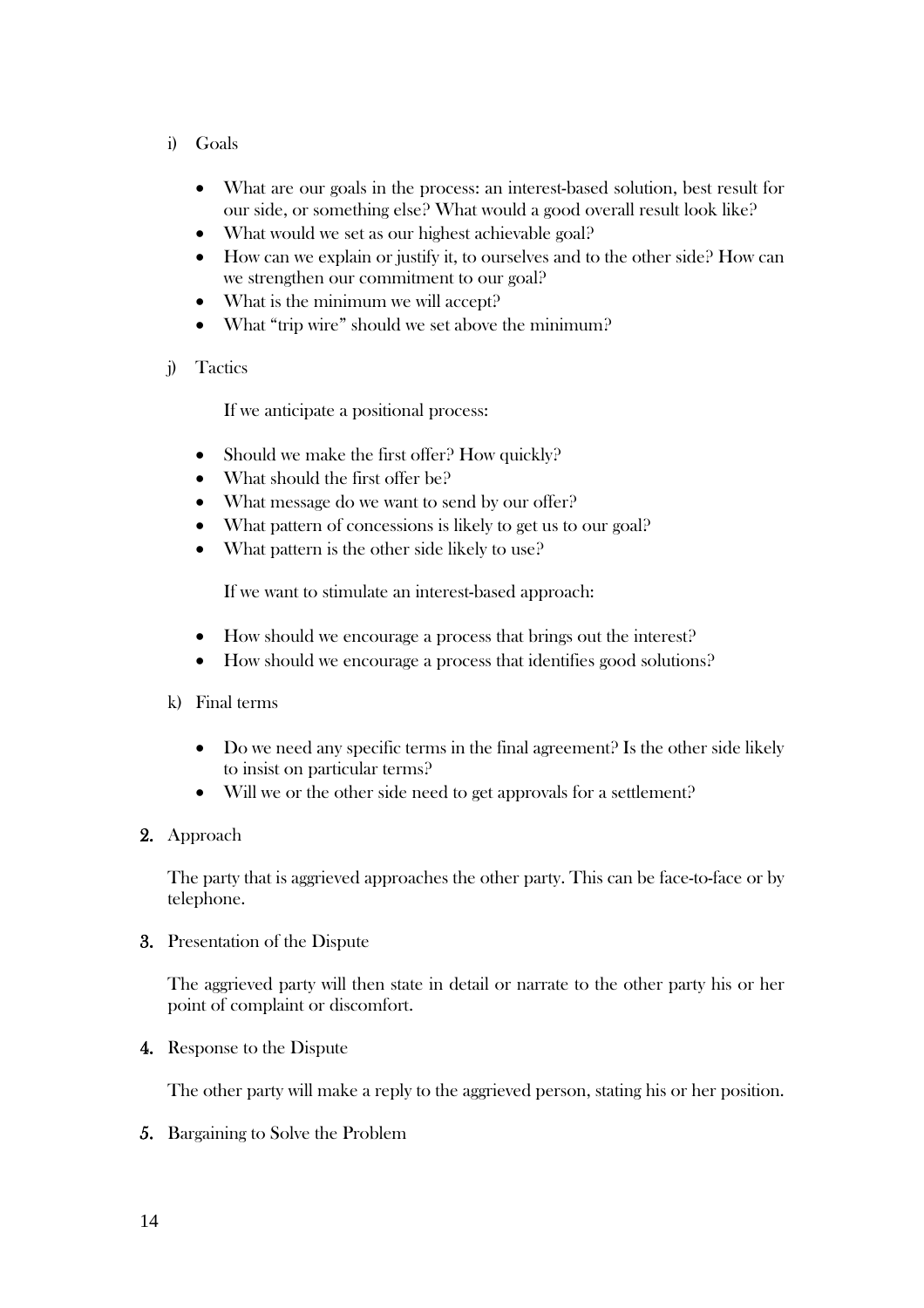i) Goals

- What are our goals in the process: an interest-based solution, best result for our side, or something else? What would a good overall result look like?
- What would we set as our highest achievable goal?
- How can we explain or justify it, to ourselves and to the other side? How can we strengthen our commitment to our goal?
- What is the minimum we will accept?
- What "trip wire" should we set above the minimum?

j) Tactics

If we anticipate a positional process:

- Should we make the first offer? How quickly?
- What should the first offer be?
- What message do we want to send by our offer?
- What pattern of concessions is likely to get us to our goal?
- What pattern is the other side likely to use?

If we want to stimulate an interest-based approach:

- How should we encourage a process that brings out the interest?
- How should we encourage a process that identifies good solutions?

k) Final terms

- Do we need any specific terms in the final agreement? Is the other side likely to insist on particular terms?
- Will we or the other side need to get approvals for a settlement?

**2.** Approach

The party that is aggrieved approaches the other party. This can be face-to-face or by telephone.

**3.** Presentation of the Dispute

The aggrieved party will then state in detail or narrate to the other party his or her point of complaint or discomfort.

**4.** Response to the Dispute

The other party will make a reply to the aggrieved person, stating his or her position.

**5.** Bargaining to Solve the Problem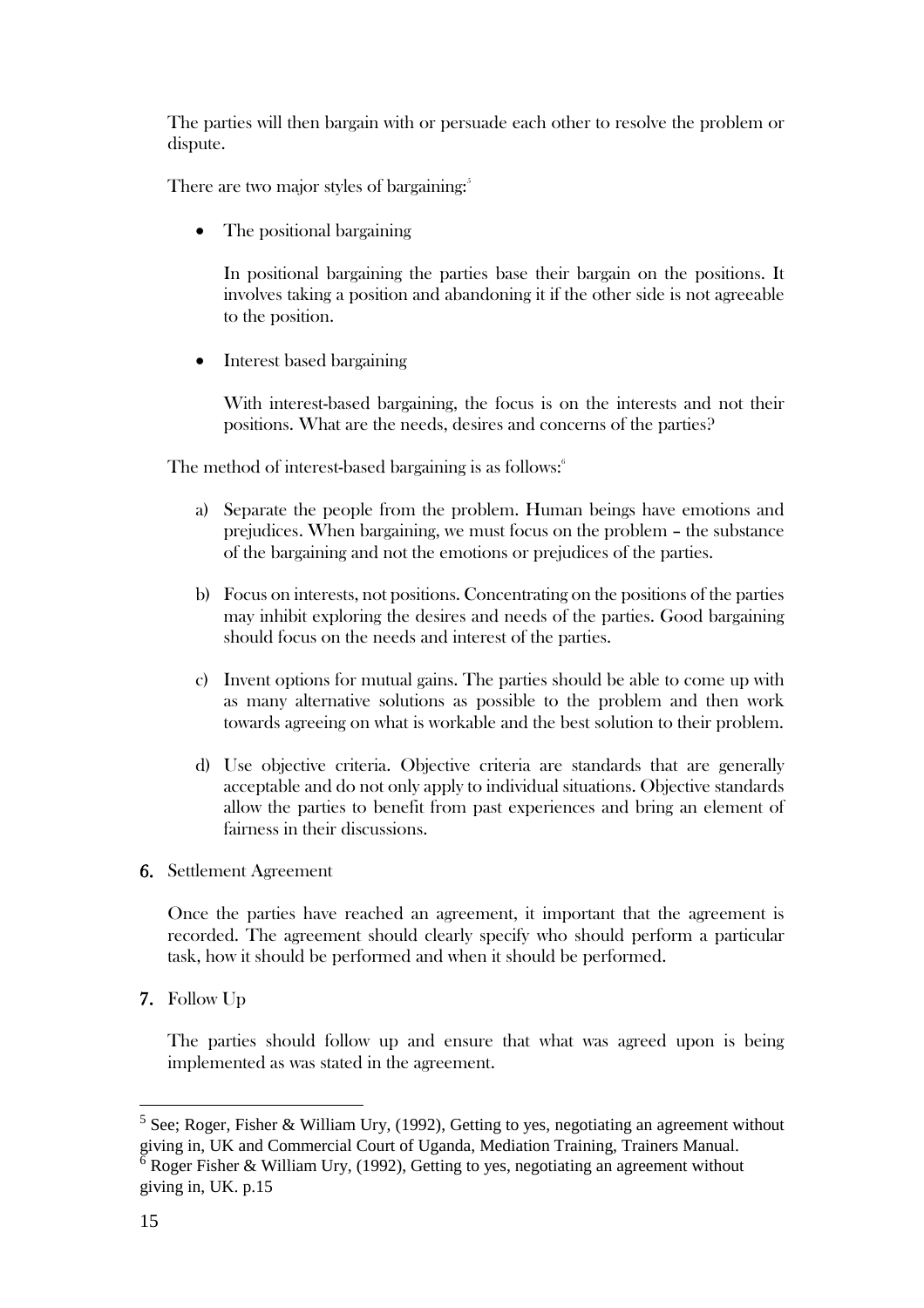The parties will then bargain with or persuade each other to resolve the problem or dispute.

There are two major styles of bargaining:[5]

- The positional bargaining

  In positional bargaining the parties base their bargain on the positions. It involves taking a position and abandoning it if the other side is not agreeable to the position.

- Interest based bargaining

  With interest-based bargaining, the focus is on the interests and not their positions. What are the needs, desires and concerns of the parties?

The method of interest-based bargaining is as follows:[6]

a) Separate the people from the problem. Human beings have emotions and prejudices. When bargaining, we must focus on the problem – the substance of the bargaining and not the emotions or prejudices of the parties.

b) Focus on interests, not positions. Concentrating on the positions of the parties may inhibit exploring the desires and needs of the parties. Good bargaining should focus on the needs and interest of the parties.

c) Invent options for mutual gains. The parties should be able to come up with as many alternative solutions as possible to the problem and then work towards agreeing on what is workable and the best solution to their problem.

d) Use objective criteria. Objective criteria are standards that are generally acceptable and do not only apply to individual situations. Objective standards allow the parties to benefit from past experiences and bring an element of fairness in their discussions.

**6.** Settlement Agreement

Once the parties have reached an agreement, it important that the agreement is recorded. The agreement should clearly specify who should perform a particular task, how it should be performed and when it should be performed.

**7.** Follow Up

The parties should follow up and ensure that what was agreed upon is being implemented as was stated in the agreement.

---

[5] See; Roger, Fisher & William Ury, (1992), Getting to yes, negotiating an agreement without giving in, UK and Commercial Court of Uganda, Mediation Training, Trainers Manual.

[6] Roger Fisher & William Ury, (1992), Getting to yes, negotiating an agreement without giving in, UK. p.15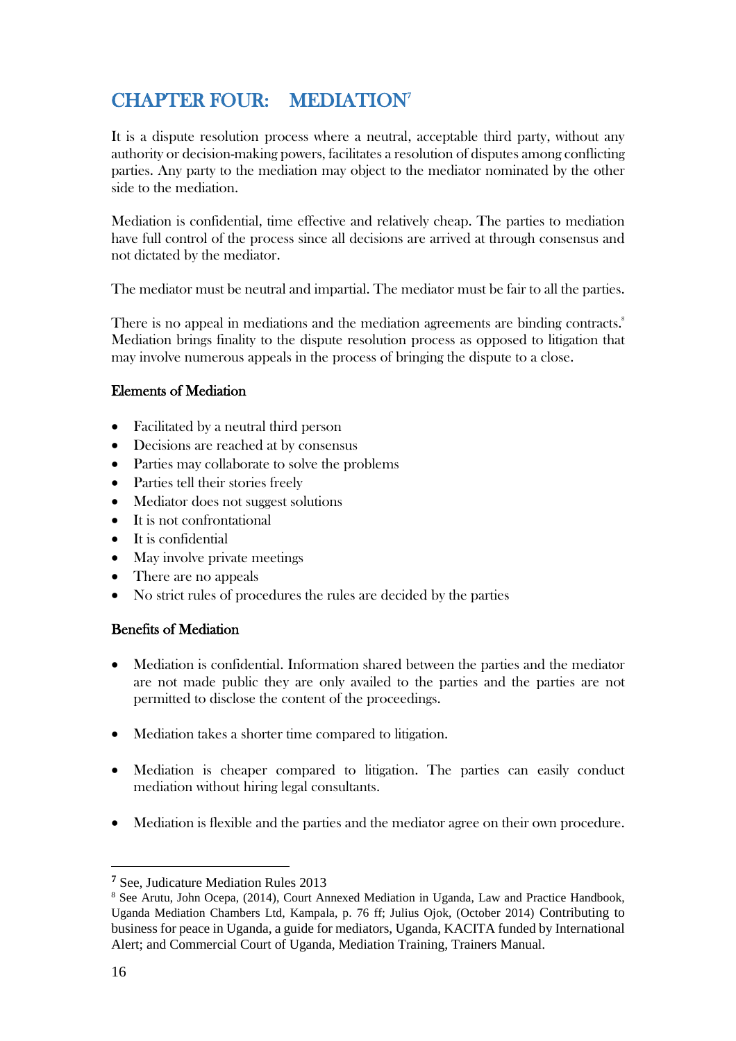# CHAPTER FOUR: MEDIATION[7]

It is a dispute resolution process where a neutral, acceptable third party, without any authority or decision-making powers, facilitates a resolution of disputes among conflicting parties. Any party to the mediation may object to the mediator nominated by the other side to the mediation.

Mediation is confidential, time effective and relatively cheap. The parties to mediation have full control of the process since all decisions are arrived at through consensus and not dictated by the mediator.

The mediator must be neutral and impartial. The mediator must be fair to all the parties.

There is no appeal in mediations and the mediation agreements are binding contracts.[8] Mediation brings finality to the dispute resolution process as opposed to litigation that may involve numerous appeals in the process of bringing the dispute to a close.

### Elements of Mediation

- Facilitated by a neutral third person
- Decisions are reached at by consensus
- Parties may collaborate to solve the problems
- Parties tell their stories freely
- Mediator does not suggest solutions
- It is not confrontational
- It is confidential
- May involve private meetings
- There are no appeals
- No strict rules of procedures the rules are decided by the parties

### Benefits of Mediation

- Mediation is confidential. Information shared between the parties and the mediator are not made public they are only availed to the parties and the parties are not permitted to disclose the content of the proceedings.

- Mediation takes a shorter time compared to litigation.

- Mediation is cheaper compared to litigation. The parties can easily conduct mediation without hiring legal consultants.

- Mediation is flexible and the parties and the mediator agree on their own procedure.

---

[7] See, Judicature Mediation Rules 2013

[8] See Arutu, John Ocepa, (2014), Court Annexed Mediation in Uganda, Law and Practice Handbook, Uganda Mediation Chambers Ltd, Kampala, p. 76 ff; Julius Ojok, (October 2014) Contributing to business for peace in Uganda, a guide for mediators, Uganda, KACITA funded by International Alert; and Commercial Court of Uganda, Mediation Training, Trainers Manual.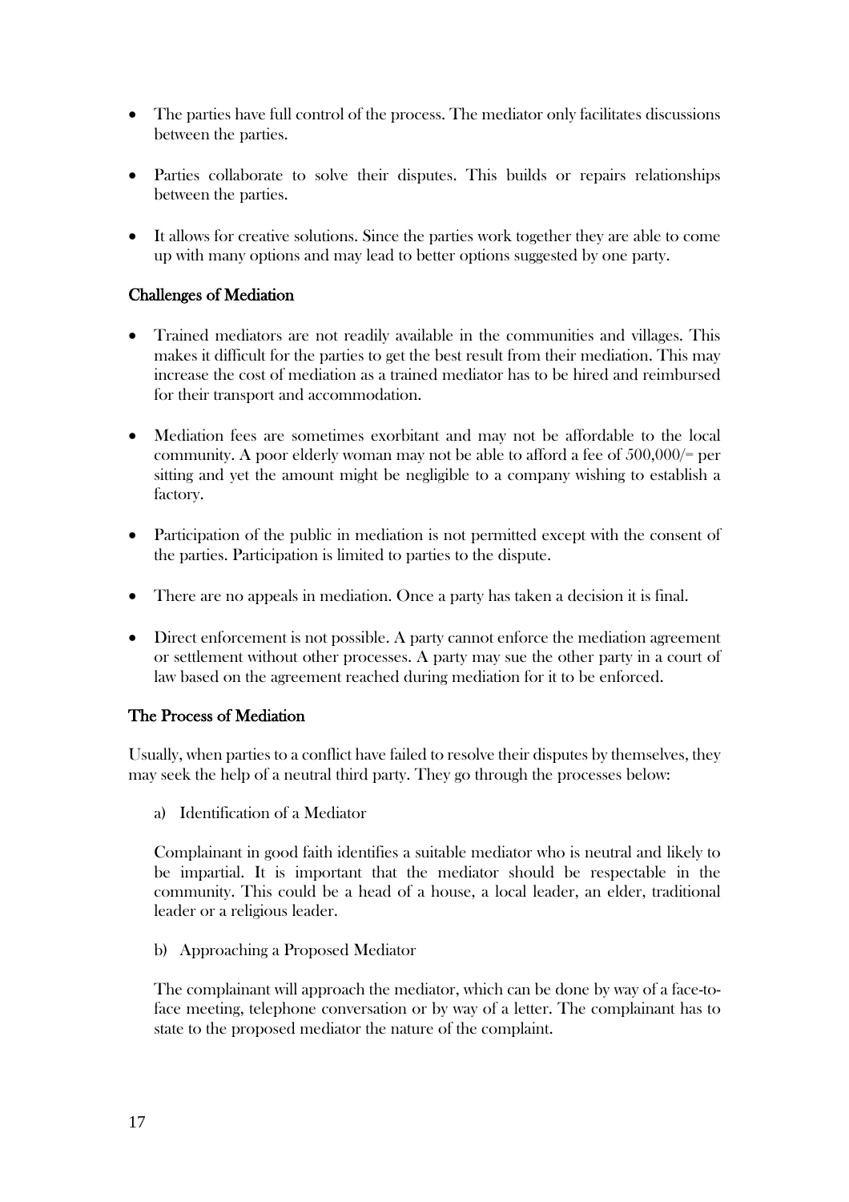- The parties have full control of the process. The mediator only facilitates discussions between the parties.
- Parties collaborate to solve their disputes. This builds or repairs relationships between the parties.
- It allows for creative solutions. Since the parties work together they are able to come up with many options and may lead to better options suggested by one party.

## Challenges of Mediation

- Trained mediators are not readily available in the communities and villages. This makes it difficult for the parties to get the best result from their mediation. This may increase the cost of mediation as a trained mediator has to be hired and reimbursed for their transport and accommodation.
- Mediation fees are sometimes exorbitant and may not be affordable to the local community. A poor elderly woman may not be able to afford a fee of 500,000/= per sitting and yet the amount might be negligible to a company wishing to establish a factory.
- Participation of the public in mediation is not permitted except with the consent of the parties. Participation is limited to parties to the dispute.
- There are no appeals in mediation. Once a party has taken a decision it is final.
- Direct enforcement is not possible. A party cannot enforce the mediation agreement or settlement without other processes. A party may sue the other party in a court of law based on the agreement reached during mediation for it to be enforced.

## The Process of Mediation

Usually, when parties to a conflict have failed to resolve their disputes by themselves, they may seek the help of a neutral third party. They go through the processes below:

a) Identification of a Mediator

Complainant in good faith identifies a suitable mediator who is neutral and likely to be impartial. It is important that the mediator should be respectable in the community. This could be a head of a house, a local leader, an elder, traditional leader or a religious leader.

b) Approaching a Proposed Mediator

The complainant will approach the mediator, which can be done by way of a face-to-face meeting, telephone conversation or by way of a letter. The complainant has to state to the proposed mediator the nature of the complaint.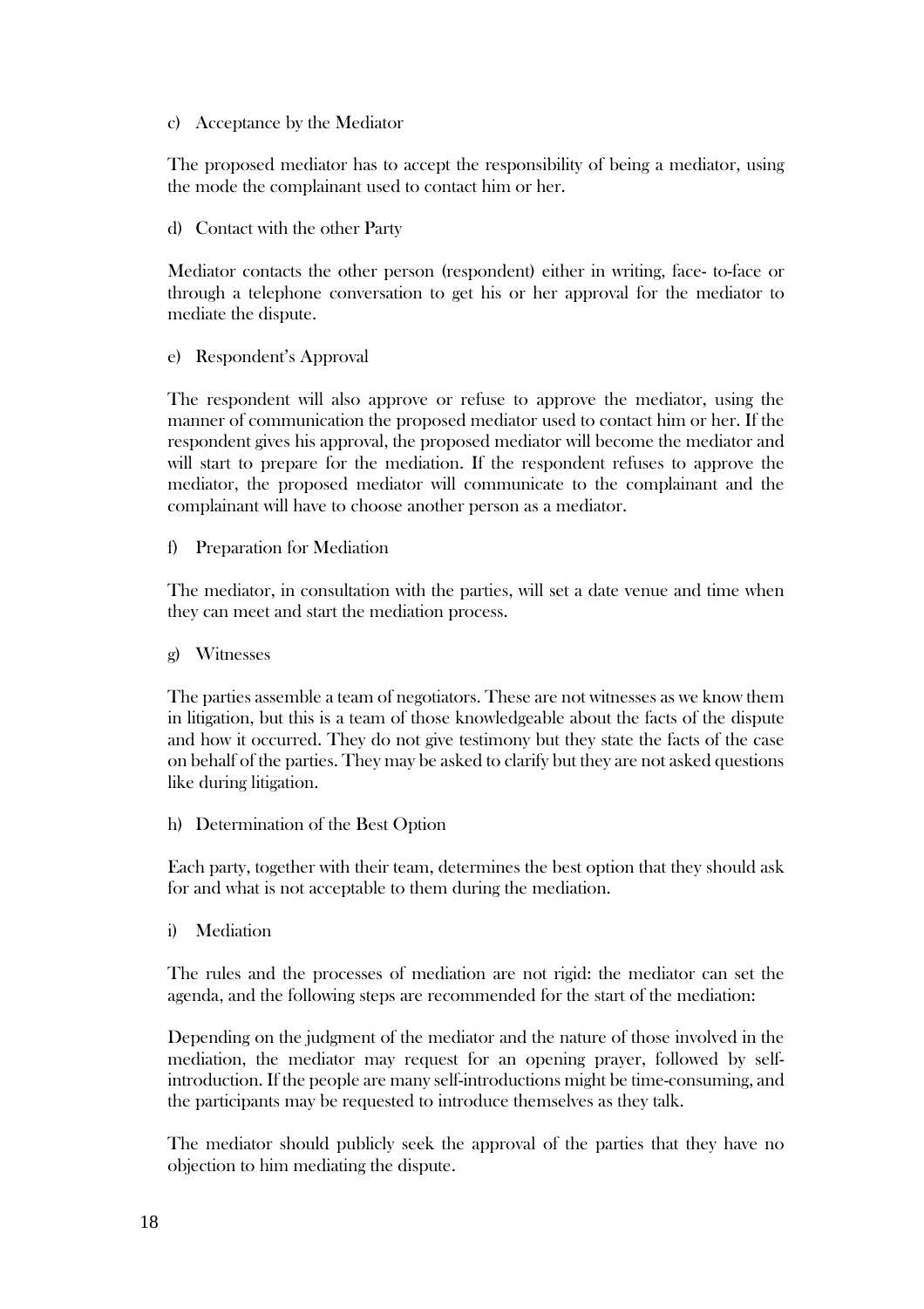c) Acceptance by the Mediator

The proposed mediator has to accept the responsibility of being a mediator, using the mode the complainant used to contact him or her.

d) Contact with the other Party

Mediator contacts the other person (respondent) either in writing, face- to-face or through a telephone conversation to get his or her approval for the mediator to mediate the dispute.

e) Respondent's Approval

The respondent will also approve or refuse to approve the mediator, using the manner of communication the proposed mediator used to contact him or her. If the respondent gives his approval, the proposed mediator will become the mediator and will start to prepare for the mediation. If the respondent refuses to approve the mediator, the proposed mediator will communicate to the complainant and the complainant will have to choose another person as a mediator.

f) Preparation for Mediation

The mediator, in consultation with the parties, will set a date venue and time when they can meet and start the mediation process.

g) Witnesses

The parties assemble a team of negotiators. These are not witnesses as we know them in litigation, but this is a team of those knowledgeable about the facts of the dispute and how it occurred. They do not give testimony but they state the facts of the case on behalf of the parties. They may be asked to clarify but they are not asked questions like during litigation.

h) Determination of the Best Option

Each party, together with their team, determines the best option that they should ask for and what is not acceptable to them during the mediation.

i) Mediation

The rules and the processes of mediation are not rigid: the mediator can set the agenda, and the following steps are recommended for the start of the mediation:

Depending on the judgment of the mediator and the nature of those involved in the mediation, the mediator may request for an opening prayer, followed by self-introduction. If the people are many self-introductions might be time-consuming, and the participants may be requested to introduce themselves as they talk.

The mediator should publicly seek the approval of the parties that they have no objection to him mediating the dispute.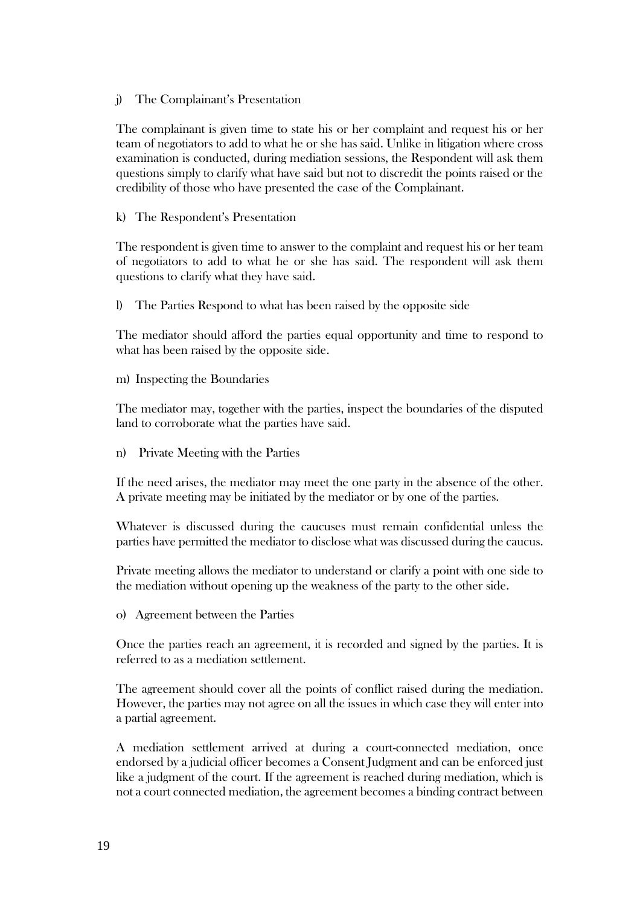j) The Complainant's Presentation

The complainant is given time to state his or her complaint and request his or her team of negotiators to add to what he or she has said. Unlike in litigation where cross examination is conducted, during mediation sessions, the Respondent will ask them questions simply to clarify what have said but not to discredit the points raised or the credibility of those who have presented the case of the Complainant.

k) The Respondent's Presentation

The respondent is given time to answer to the complaint and request his or her team of negotiators to add to what he or she has said. The respondent will ask them questions to clarify what they have said.

l) The Parties Respond to what has been raised by the opposite side

The mediator should afford the parties equal opportunity and time to respond to what has been raised by the opposite side.

m) Inspecting the Boundaries

The mediator may, together with the parties, inspect the boundaries of the disputed land to corroborate what the parties have said.

n) Private Meeting with the Parties

If the need arises, the mediator may meet the one party in the absence of the other. A private meeting may be initiated by the mediator or by one of the parties.

Whatever is discussed during the caucuses must remain confidential unless the parties have permitted the mediator to disclose what was discussed during the caucus.

Private meeting allows the mediator to understand or clarify a point with one side to the mediation without opening up the weakness of the party to the other side.

o) Agreement between the Parties

Once the parties reach an agreement, it is recorded and signed by the parties. It is referred to as a mediation settlement.

The agreement should cover all the points of conflict raised during the mediation. However, the parties may not agree on all the issues in which case they will enter into a partial agreement.

A mediation settlement arrived at during a court-connected mediation, once endorsed by a judicial officer becomes a Consent Judgment and can be enforced just like a judgment of the court. If the agreement is reached during mediation, which is not a court connected mediation, the agreement becomes a binding contract between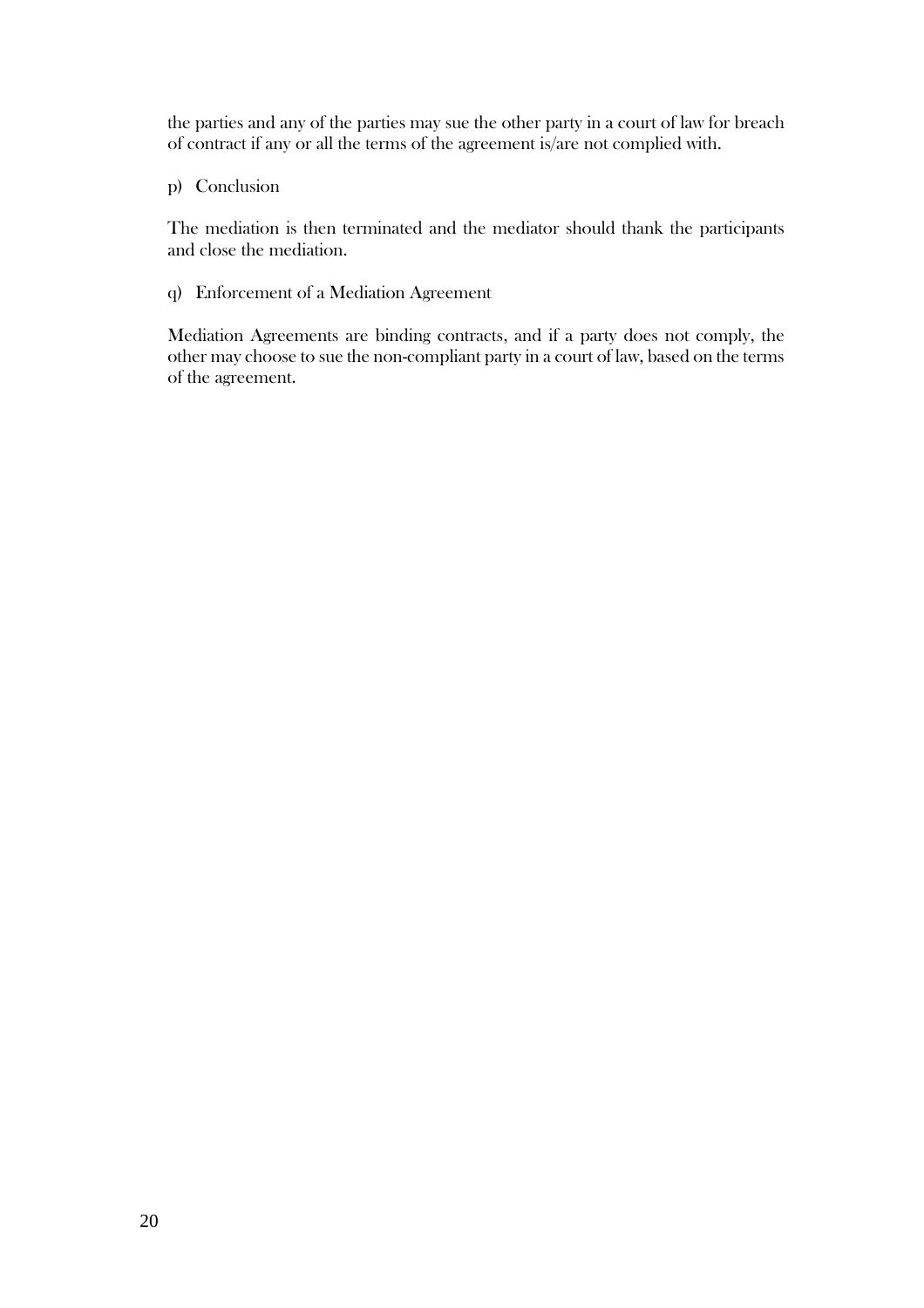the parties and any of the parties may sue the other party in a court of law for breach of contract if any or all the terms of the agreement is/are not complied with.

p) Conclusion

The mediation is then terminated and the mediator should thank the participants and close the mediation.

q) Enforcement of a Mediation Agreement

Mediation Agreements are binding contracts, and if a party does not comply, the other may choose to sue the non-compliant party in a court of law, based on the terms of the agreement.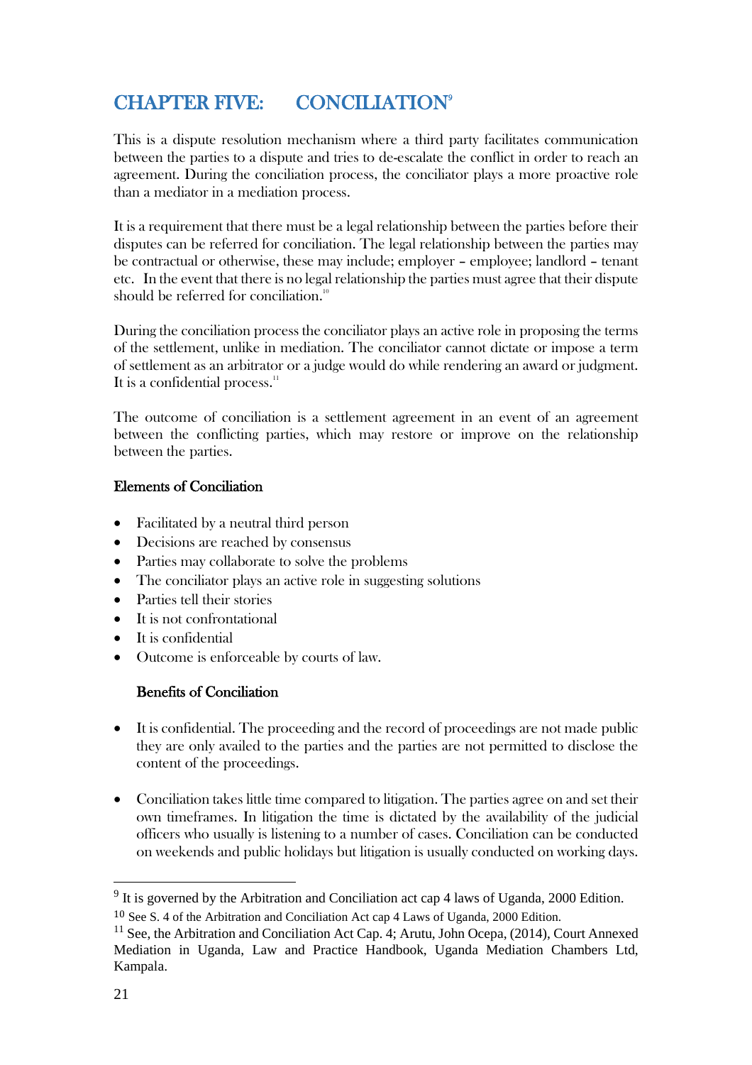# CHAPTER FIVE: CONCILIATION[9]

This is a dispute resolution mechanism where a third party facilitates communication between the parties to a dispute and tries to de-escalate the conflict in order to reach an agreement. During the conciliation process, the conciliator plays a more proactive role than a mediator in a mediation process.

It is a requirement that there must be a legal relationship between the parties before their disputes can be referred for conciliation. The legal relationship between the parties may be contractual or otherwise, these may include; employer – employee; landlord – tenant etc. In the event that there is no legal relationship the parties must agree that their dispute should be referred for conciliation.[10]

During the conciliation process the conciliator plays an active role in proposing the terms of the settlement, unlike in mediation. The conciliator cannot dictate or impose a term of settlement as an arbitrator or a judge would do while rendering an award or judgment. It is a confidential process.[11]

The outcome of conciliation is a settlement agreement in an event of an agreement between the conflicting parties, which may restore or improve on the relationship between the parties.

**Elements of Conciliation**

- Facilitated by a neutral third person
- Decisions are reached by consensus
- Parties may collaborate to solve the problems
- The conciliator plays an active role in suggesting solutions
- Parties tell their stories
- It is not confrontational
- It is confidential
- Outcome is enforceable by courts of law.

**Benefits of Conciliation**

- It is confidential. The proceeding and the record of proceedings are not made public they are only availed to the parties and the parties are not permitted to disclose the content of the proceedings.

- Conciliation takes little time compared to litigation. The parties agree on and set their own timeframes. In litigation the time is dictated by the availability of the judicial officers who usually is listening to a number of cases. Conciliation can be conducted on weekends and public holidays but litigation is usually conducted on working days.

---

[9] It is governed by the Arbitration and Conciliation act cap 4 laws of Uganda, 2000 Edition.

[10] See S. 4 of the Arbitration and Conciliation Act cap 4 Laws of Uganda, 2000 Edition.

[11] See, the Arbitration and Conciliation Act Cap. 4; Arutu, John Ocepa, (2014), Court Annexed Mediation in Uganda, Law and Practice Handbook, Uganda Mediation Chambers Ltd, Kampala.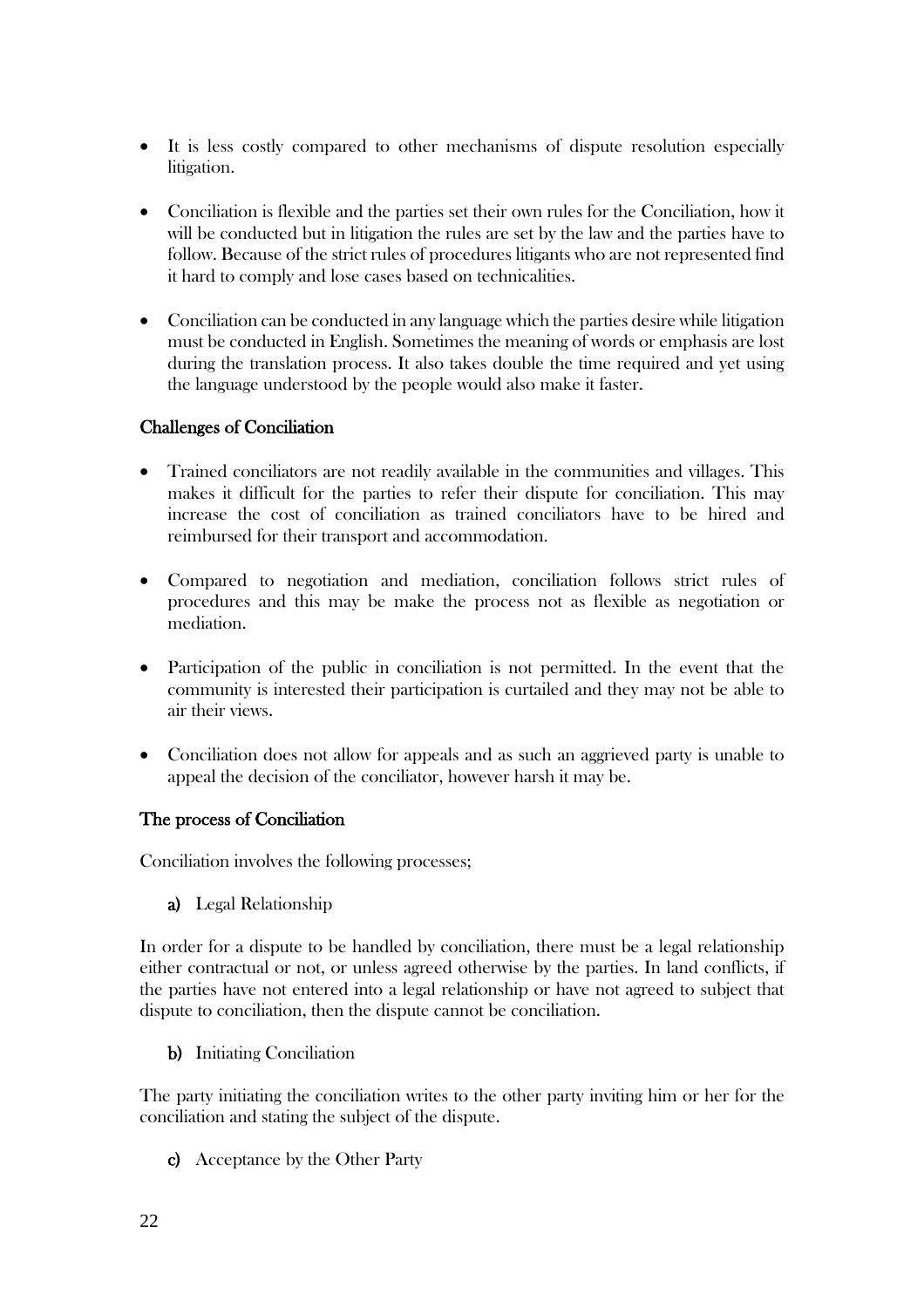- It is less costly compared to other mechanisms of dispute resolution especially litigation.

- Conciliation is flexible and the parties set their own rules for the Conciliation, how it will be conducted but in litigation the rules are set by the law and the parties have to follow. Because of the strict rules of procedures litigants who are not represented find it hard to comply and lose cases based on technicalities.

- Conciliation can be conducted in any language which the parties desire while litigation must be conducted in English. Sometimes the meaning of words or emphasis are lost during the translation process. It also takes double the time required and yet using the language understood by the people would also make it faster.

### Challenges of Conciliation

- Trained conciliators are not readily available in the communities and villages. This makes it difficult for the parties to refer their dispute for conciliation. This may increase the cost of conciliation as trained conciliators have to be hired and reimbursed for their transport and accommodation.

- Compared to negotiation and mediation, conciliation follows strict rules of procedures and this may be make the process not as flexible as negotiation or mediation.

- Participation of the public in conciliation is not permitted. In the event that the community is interested their participation is curtailed and they may not be able to air their views.

- Conciliation does not allow for appeals and as such an aggrieved party is unable to appeal the decision of the conciliator, however harsh it may be.

### The process of Conciliation

Conciliation involves the following processes;

**a)** Legal Relationship

In order for a dispute to be handled by conciliation, there must be a legal relationship either contractual or not, or unless agreed otherwise by the parties. In land conflicts, if the parties have not entered into a legal relationship or have not agreed to subject that dispute to conciliation, then the dispute cannot be conciliation.

**b)** Initiating Conciliation

The party initiating the conciliation writes to the other party inviting him or her for the conciliation and stating the subject of the dispute.

**c)** Acceptance by the Other Party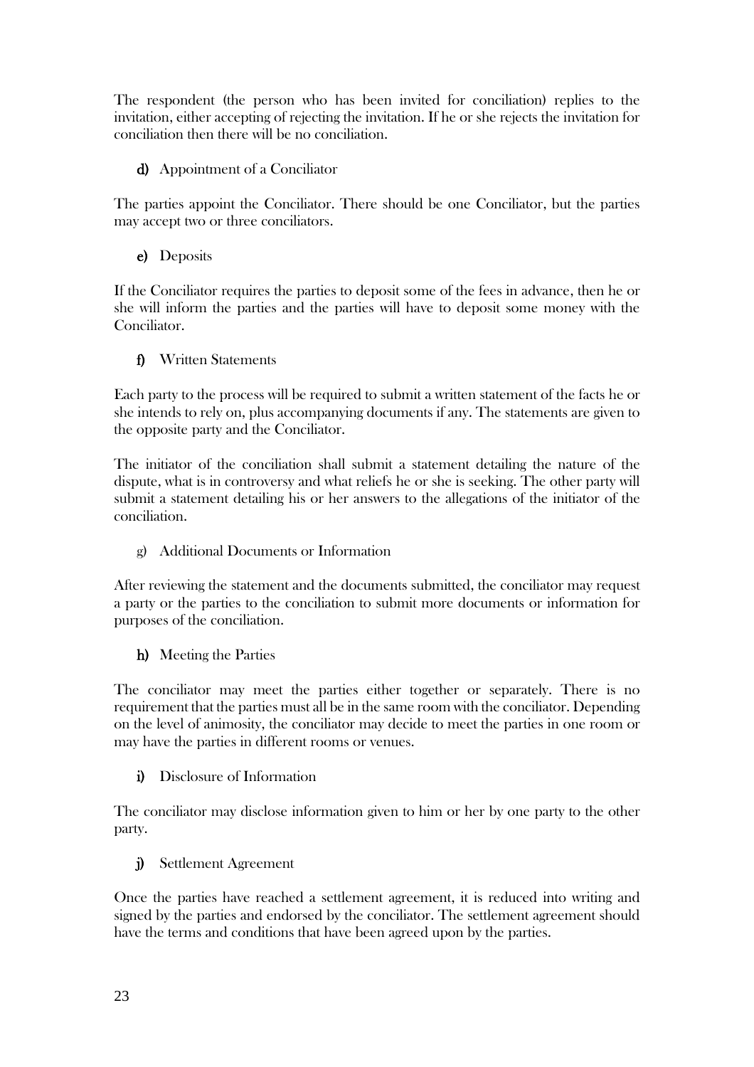The respondent (the person who has been invited for conciliation) replies to the invitation, either accepting of rejecting the invitation. If he or she rejects the invitation for conciliation then there will be no conciliation.

**d)** Appointment of a Conciliator

The parties appoint the Conciliator. There should be one Conciliator, but the parties may accept two or three conciliators.

**e)** Deposits

If the Conciliator requires the parties to deposit some of the fees in advance, then he or she will inform the parties and the parties will have to deposit some money with the Conciliator.

**f)** Written Statements

Each party to the process will be required to submit a written statement of the facts he or she intends to rely on, plus accompanying documents if any. The statements are given to the opposite party and the Conciliator.

The initiator of the conciliation shall submit a statement detailing the nature of the dispute, what is in controversy and what reliefs he or she is seeking. The other party will submit a statement detailing his or her answers to the allegations of the initiator of the conciliation.

g) Additional Documents or Information

After reviewing the statement and the documents submitted, the conciliator may request a party or the parties to the conciliation to submit more documents or information for purposes of the conciliation.

**h)** Meeting the Parties

The conciliator may meet the parties either together or separately. There is no requirement that the parties must all be in the same room with the conciliator. Depending on the level of animosity, the conciliator may decide to meet the parties in one room or may have the parties in different rooms or venues.

**i)** Disclosure of Information

The conciliator may disclose information given to him or her by one party to the other party.

**j)** Settlement Agreement

Once the parties have reached a settlement agreement, it is reduced into writing and signed by the parties and endorsed by the conciliator. The settlement agreement should have the terms and conditions that have been agreed upon by the parties.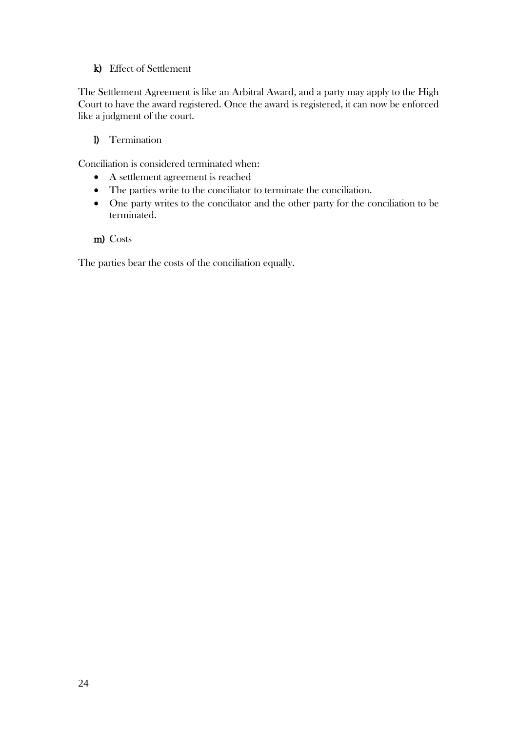**k)** Effect of Settlement

The Settlement Agreement is like an Arbitral Award, and a party may apply to the High Court to have the award registered. Once the award is registered, it can now be enforced like a judgment of the court.

**l)** Termination

Conciliation is considered terminated when:

- A settlement agreement is reached
- The parties write to the conciliator to terminate the conciliation.
- One party writes to the conciliator and the other party for the conciliation to be terminated.

**m)** Costs

The parties bear the costs of the conciliation equally.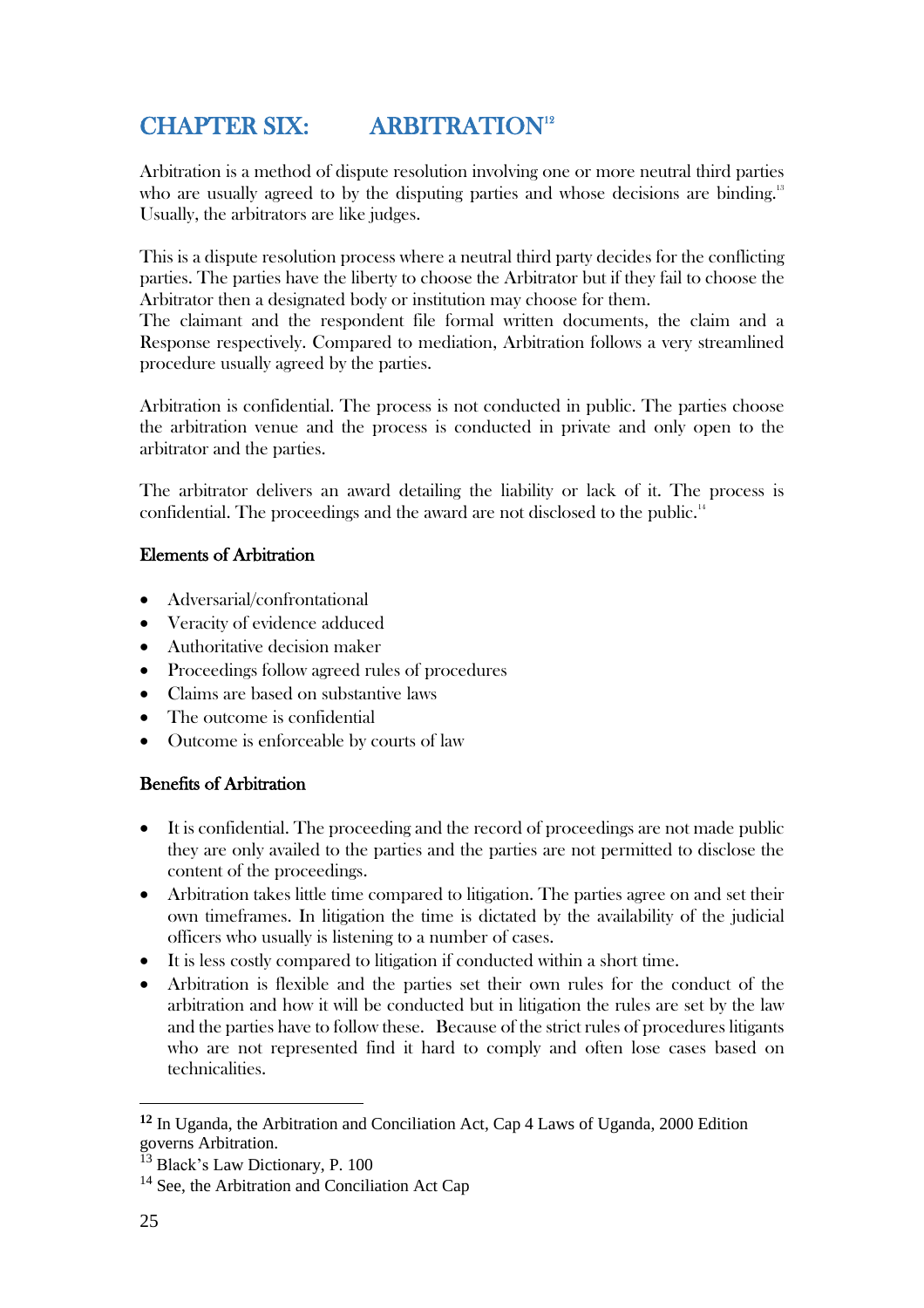# CHAPTER SIX: ARBITRATION[12]

Arbitration is a method of dispute resolution involving one or more neutral third parties who are usually agreed to by the disputing parties and whose decisions are binding.[13] Usually, the arbitrators are like judges.

This is a dispute resolution process where a neutral third party decides for the conflicting parties. The parties have the liberty to choose the Arbitrator but if they fail to choose the Arbitrator then a designated body or institution may choose for them.
The claimant and the respondent file formal written documents, the claim and a Response respectively. Compared to mediation, Arbitration follows a very streamlined procedure usually agreed by the parties.

Arbitration is confidential. The process is not conducted in public. The parties choose the arbitration venue and the process is conducted in private and only open to the arbitrator and the parties.

The arbitrator delivers an award detailing the liability or lack of it. The process is confidential. The proceedings and the award are not disclosed to the public.[14]

## Elements of Arbitration

- Adversarial/confrontational
- Veracity of evidence adduced
- Authoritative decision maker
- Proceedings follow agreed rules of procedures
- Claims are based on substantive laws
- The outcome is confidential
- Outcome is enforceable by courts of law

## Benefits of Arbitration

- It is confidential. The proceeding and the record of proceedings are not made public they are only availed to the parties and the parties are not permitted to disclose the content of the proceedings.
- Arbitration takes little time compared to litigation. The parties agree on and set their own timeframes. In litigation the time is dictated by the availability of the judicial officers who usually is listening to a number of cases.
- It is less costly compared to litigation if conducted within a short time.
- Arbitration is flexible and the parties set their own rules for the conduct of the arbitration and how it will be conducted but in litigation the rules are set by the law and the parties have to follow these. Because of the strict rules of procedures litigants who are not represented find it hard to comply and often lose cases based on technicalities.

---

[12] In Uganda, the Arbitration and Conciliation Act, Cap 4 Laws of Uganda, 2000 Edition governs Arbitration.

[13] Black's Law Dictionary, P. 100

[14] See, the Arbitration and Conciliation Act Cap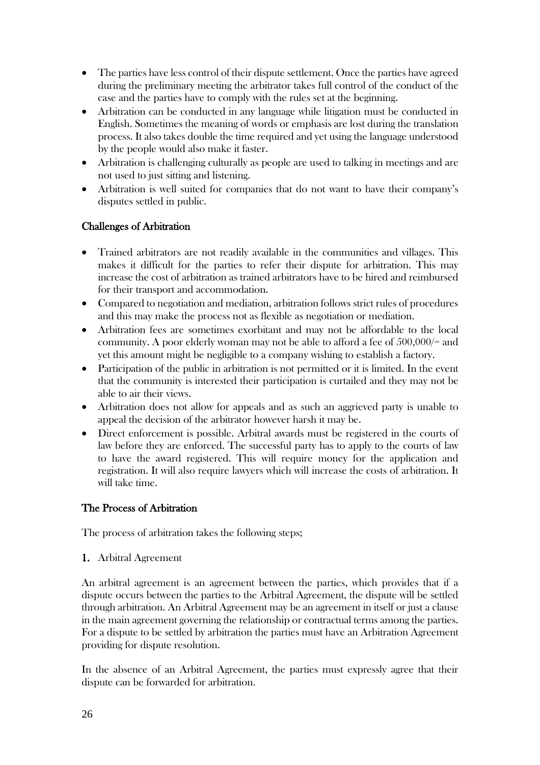- The parties have less control of their dispute settlement. Once the parties have agreed during the preliminary meeting the arbitrator takes full control of the conduct of the case and the parties have to comply with the rules set at the beginning.
- Arbitration can be conducted in any language while litigation must be conducted in English. Sometimes the meaning of words or emphasis are lost during the translation process. It also takes double the time required and yet using the language understood by the people would also make it faster.
- Arbitration is challenging culturally as people are used to talking in meetings and are not used to just sitting and listening.
- Arbitration is well suited for companies that do not want to have their company's disputes settled in public.

## Challenges of Arbitration

- Trained arbitrators are not readily available in the communities and villages. This makes it difficult for the parties to refer their dispute for arbitration. This may increase the cost of arbitration as trained arbitrators have to be hired and reimbursed for their transport and accommodation.
- Compared to negotiation and mediation, arbitration follows strict rules of procedures and this may make the process not as flexible as negotiation or mediation.
- Arbitration fees are sometimes exorbitant and may not be affordable to the local community. A poor elderly woman may not be able to afford a fee of 500,000/= and yet this amount might be negligible to a company wishing to establish a factory.
- Participation of the public in arbitration is not permitted or it is limited. In the event that the community is interested their participation is curtailed and they may not be able to air their views.
- Arbitration does not allow for appeals and as such an aggrieved party is unable to appeal the decision of the arbitrator however harsh it may be.
- Direct enforcement is possible. Arbitral awards must be registered in the courts of law before they are enforced. The successful party has to apply to the courts of law to have the award registered. This will require money for the application and registration. It will also require lawyers which will increase the costs of arbitration. It will take time.

## The Process of Arbitration

The process of arbitration takes the following steps;

**1.** Arbitral Agreement

An arbitral agreement is an agreement between the parties, which provides that if a dispute occurs between the parties to the Arbitral Agreement, the dispute will be settled through arbitration. An Arbitral Agreement may be an agreement in itself or just a clause in the main agreement governing the relationship or contractual terms among the parties. For a dispute to be settled by arbitration the parties must have an Arbitration Agreement providing for dispute resolution.

In the absence of an Arbitral Agreement, the parties must expressly agree that their dispute can be forwarded for arbitration.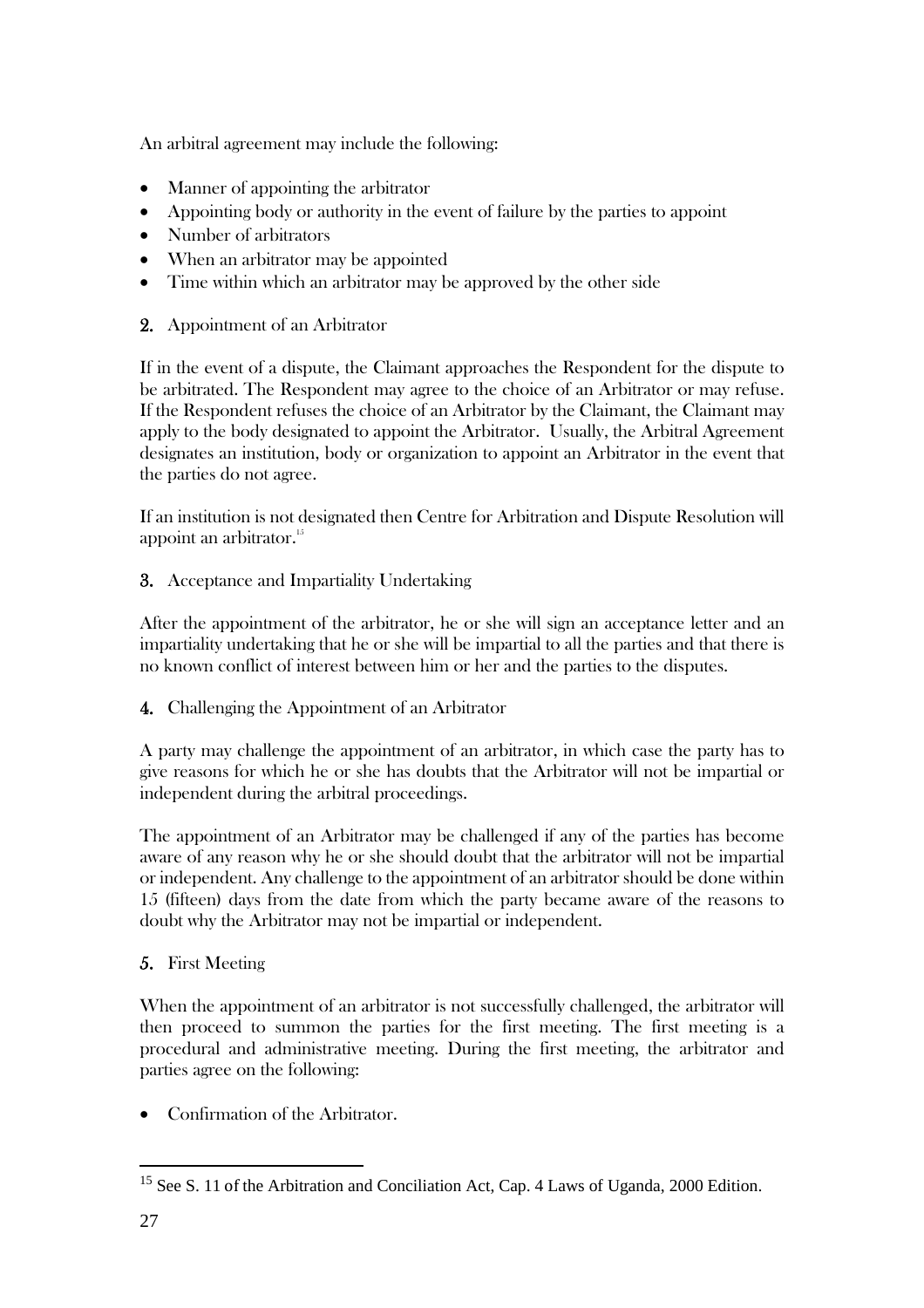An arbitral agreement may include the following:

- Manner of appointing the arbitrator
- Appointing body or authority in the event of failure by the parties to appoint
- Number of arbitrators
- When an arbitrator may be appointed
- Time within which an arbitrator may be approved by the other side

**2.** Appointment of an Arbitrator

If in the event of a dispute, the Claimant approaches the Respondent for the dispute to be arbitrated. The Respondent may agree to the choice of an Arbitrator or may refuse. If the Respondent refuses the choice of an Arbitrator by the Claimant, the Claimant may apply to the body designated to appoint the Arbitrator. Usually, the Arbitral Agreement designates an institution, body or organization to appoint an Arbitrator in the event that the parties do not agree.

If an institution is not designated then Centre for Arbitration and Dispute Resolution will appoint an arbitrator.[15]

**3.** Acceptance and Impartiality Undertaking

After the appointment of the arbitrator, he or she will sign an acceptance letter and an impartiality undertaking that he or she will be impartial to all the parties and that there is no known conflict of interest between him or her and the parties to the disputes.

**4.** Challenging the Appointment of an Arbitrator

A party may challenge the appointment of an arbitrator, in which case the party has to give reasons for which he or she has doubts that the Arbitrator will not be impartial or independent during the arbitral proceedings.

The appointment of an Arbitrator may be challenged if any of the parties has become aware of any reason why he or she should doubt that the arbitrator will not be impartial or independent. Any challenge to the appointment of an arbitrator should be done within 15 (fifteen) days from the date from which the party became aware of the reasons to doubt why the Arbitrator may not be impartial or independent.

**5.** First Meeting

When the appointment of an arbitrator is not successfully challenged, the arbitrator will then proceed to summon the parties for the first meeting. The first meeting is a procedural and administrative meeting. During the first meeting, the arbitrator and parties agree on the following:

- Confirmation of the Arbitrator.

---

[15] See S. 11 of the Arbitration and Conciliation Act, Cap. 4 Laws of Uganda, 2000 Edition.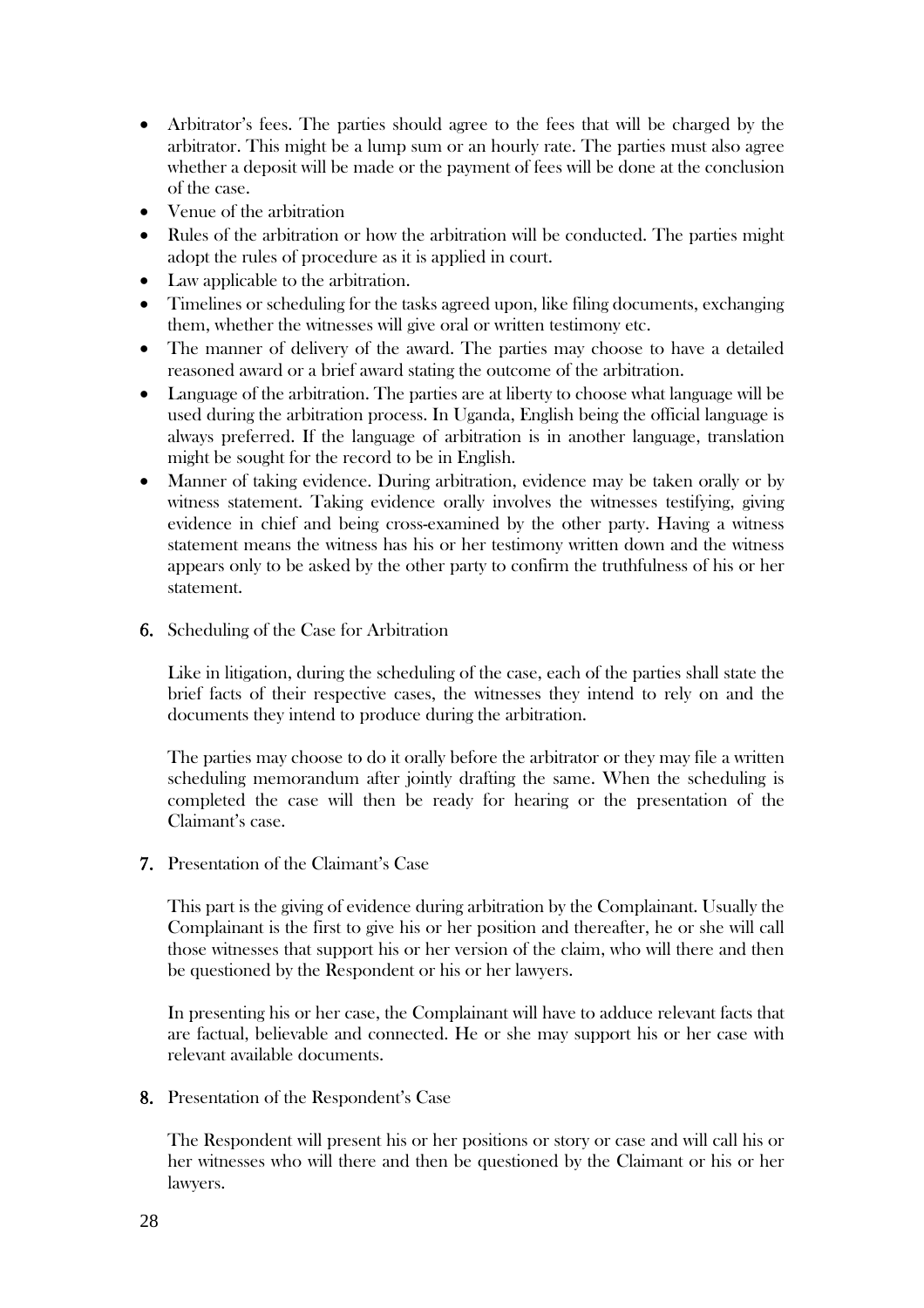- Arbitrator's fees. The parties should agree to the fees that will be charged by the arbitrator. This might be a lump sum or an hourly rate. The parties must also agree whether a deposit will be made or the payment of fees will be done at the conclusion of the case.
- Venue of the arbitration
- Rules of the arbitration or how the arbitration will be conducted. The parties might adopt the rules of procedure as it is applied in court.
- Law applicable to the arbitration.
- Timelines or scheduling for the tasks agreed upon, like filing documents, exchanging them, whether the witnesses will give oral or written testimony etc.
- The manner of delivery of the award. The parties may choose to have a detailed reasoned award or a brief award stating the outcome of the arbitration.
- Language of the arbitration. The parties are at liberty to choose what language will be used during the arbitration process. In Uganda, English being the official language is always preferred. If the language of arbitration is in another language, translation might be sought for the record to be in English.
- Manner of taking evidence. During arbitration, evidence may be taken orally or by witness statement. Taking evidence orally involves the witnesses testifying, giving evidence in chief and being cross-examined by the other party. Having a witness statement means the witness has his or her testimony written down and the witness appears only to be asked by the other party to confirm the truthfulness of his or her statement.

**6.** Scheduling of the Case for Arbitration

Like in litigation, during the scheduling of the case, each of the parties shall state the brief facts of their respective cases, the witnesses they intend to rely on and the documents they intend to produce during the arbitration.

The parties may choose to do it orally before the arbitrator or they may file a written scheduling memorandum after jointly drafting the same. When the scheduling is completed the case will then be ready for hearing or the presentation of the Claimant's case.

**7.** Presentation of the Claimant's Case

This part is the giving of evidence during arbitration by the Complainant. Usually the Complainant is the first to give his or her position and thereafter, he or she will call those witnesses that support his or her version of the claim, who will there and then be questioned by the Respondent or his or her lawyers.

In presenting his or her case, the Complainant will have to adduce relevant facts that are factual, believable and connected. He or she may support his or her case with relevant available documents.

**8.** Presentation of the Respondent's Case

The Respondent will present his or her positions or story or case and will call his or her witnesses who will there and then be questioned by the Claimant or his or her lawyers.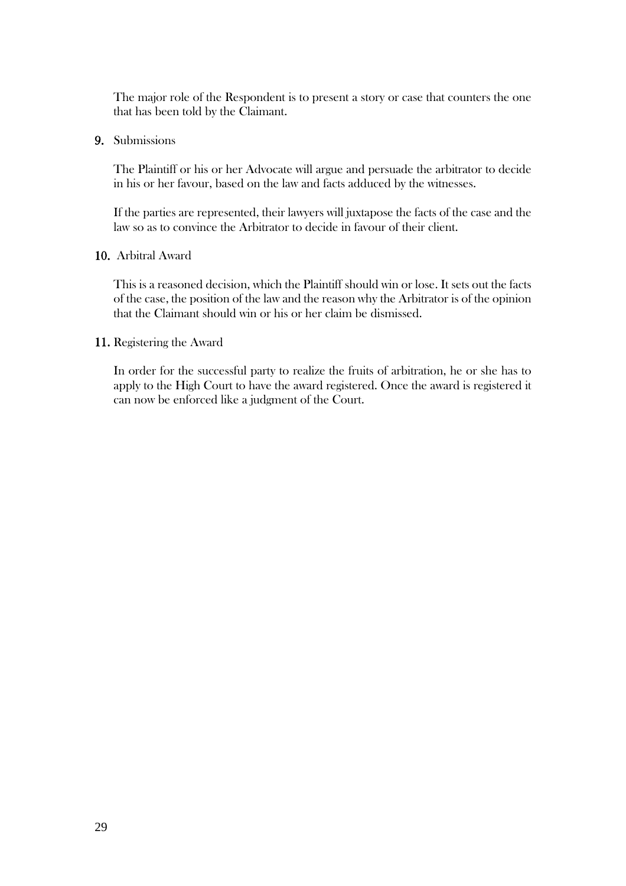The major role of the Respondent is to present a story or case that counters the one that has been told by the Claimant.

9. Submissions

The Plaintiff or his or her Advocate will argue and persuade the arbitrator to decide in his or her favour, based on the law and facts adduced by the witnesses.

If the parties are represented, their lawyers will juxtapose the facts of the case and the law so as to convince the Arbitrator to decide in favour of their client.

10. Arbitral Award

This is a reasoned decision, which the Plaintiff should win or lose. It sets out the facts of the case, the position of the law and the reason why the Arbitrator is of the opinion that the Claimant should win or his or her claim be dismissed.

11. Registering the Award

In order for the successful party to realize the fruits of arbitration, he or she has to apply to the High Court to have the award registered. Once the award is registered it can now be enforced like a judgment of the Court.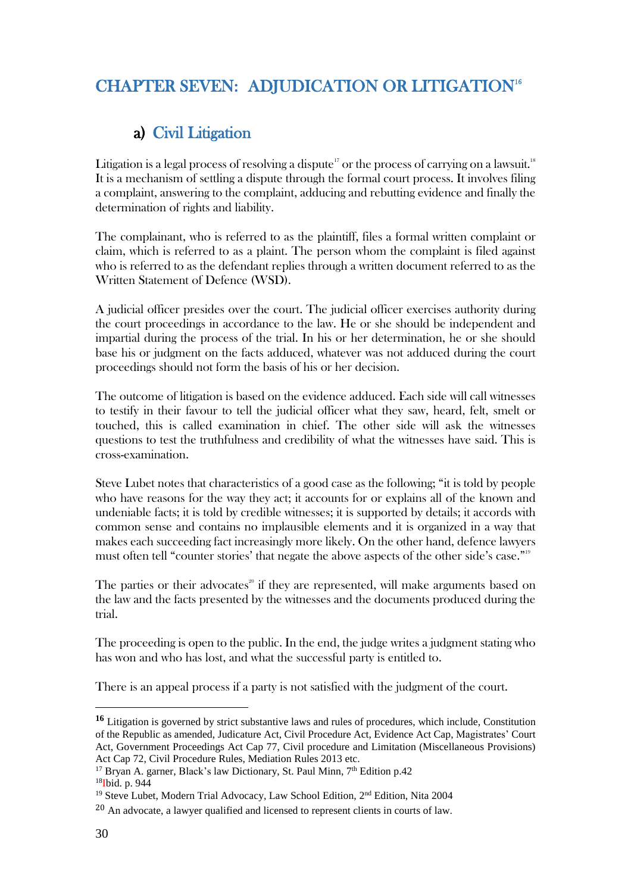# CHAPTER SEVEN: ADJUDICATION OR LITIGATION[16]

## a) Civil Litigation

Litigation is a legal process of resolving a dispute[17] or the process of carrying on a lawsuit.[18] It is a mechanism of settling a dispute through the formal court process. It involves filing a complaint, answering to the complaint, adducing and rebutting evidence and finally the determination of rights and liability.

The complainant, who is referred to as the plaintiff, files a formal written complaint or claim, which is referred to as a plaint. The person whom the complaint is filed against who is referred to as the defendant replies through a written document referred to as the Written Statement of Defence (WSD).

A judicial officer presides over the court. The judicial officer exercises authority during the court proceedings in accordance to the law. He or she should be independent and impartial during the process of the trial. In his or her determination, he or she should base his or judgment on the facts adduced, whatever was not adduced during the court proceedings should not form the basis of his or her decision.

The outcome of litigation is based on the evidence adduced. Each side will call witnesses to testify in their favour to tell the judicial officer what they saw, heard, felt, smelt or touched, this is called examination in chief. The other side will ask the witnesses questions to test the truthfulness and credibility of what the witnesses have said. This is cross-examination.

Steve Lubet notes that characteristics of a good case as the following; "it is told by people who have reasons for the way they act; it accounts for or explains all of the known and undeniable facts; it is told by credible witnesses; it is supported by details; it accords with common sense and contains no implausible elements and it is organized in a way that makes each succeeding fact increasingly more likely. On the other hand, defence lawyers must often tell "counter stories' that negate the above aspects of the other side's case."[19]

The parties or their advocates[20] if they are represented, will make arguments based on the law and the facts presented by the witnesses and the documents produced during the trial.

The proceeding is open to the public. In the end, the judge writes a judgment stating who has won and who has lost, and what the successful party is entitled to.

There is an appeal process if a party is not satisfied with the judgment of the court.

---

[16] Litigation is governed by strict substantive laws and rules of procedures, which include, Constitution of the Republic as amended, Judicature Act, Civil Procedure Act, Evidence Act Cap, Magistrates' Court Act, Government Proceedings Act Cap 77, Civil procedure and Limitation (Miscellaneous Provisions) Act Cap 72, Civil Procedure Rules, Mediation Rules 2013 etc.

[17] Bryan A. garner, Black's law Dictionary, St. Paul Minn, 7th Edition p.42

[18] Ibid. p. 944

[19] Steve Lubet, Modern Trial Advocacy, Law School Edition, 2nd Edition, Nita 2004

[20] An advocate, a lawyer qualified and licensed to represent clients in courts of law.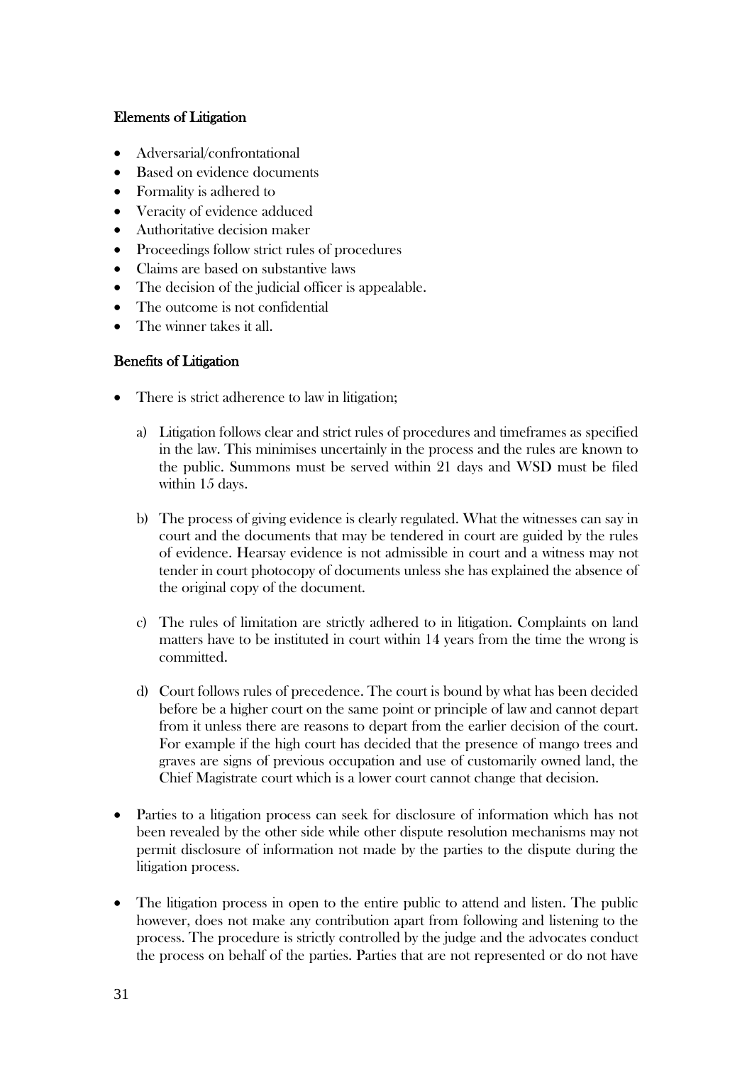### Elements of Litigation

- Adversarial/confrontational
- Based on evidence documents
- Formality is adhered to
- Veracity of evidence adduced
- Authoritative decision maker
- Proceedings follow strict rules of procedures
- Claims are based on substantive laws
- The decision of the judicial officer is appealable.
- The outcome is not confidential
- The winner takes it all.

### Benefits of Litigation

- There is strict adherence to law in litigation;

    a) Litigation follows clear and strict rules of procedures and timeframes as specified in the law. This minimises uncertainly in the process and the rules are known to the public. Summons must be served within 21 days and WSD must be filed within 15 days.

    b) The process of giving evidence is clearly regulated. What the witnesses can say in court and the documents that may be tendered in court are guided by the rules of evidence. Hearsay evidence is not admissible in court and a witness may not tender in court photocopy of documents unless she has explained the absence of the original copy of the document.

    c) The rules of limitation are strictly adhered to in litigation. Complaints on land matters have to be instituted in court within 14 years from the time the wrong is committed.

    d) Court follows rules of precedence. The court is bound by what has been decided before be a higher court on the same point or principle of law and cannot depart from it unless there are reasons to depart from the earlier decision of the court. For example if the high court has decided that the presence of mango trees and graves are signs of previous occupation and use of customarily owned land, the Chief Magistrate court which is a lower court cannot change that decision.

- Parties to a litigation process can seek for disclosure of information which has not been revealed by the other side while other dispute resolution mechanisms may not permit disclosure of information not made by the parties to the dispute during the litigation process.

- The litigation process in open to the entire public to attend and listen. The public however, does not make any contribution apart from following and listening to the process. The procedure is strictly controlled by the judge and the advocates conduct the process on behalf of the parties. Parties that are not represented or do not have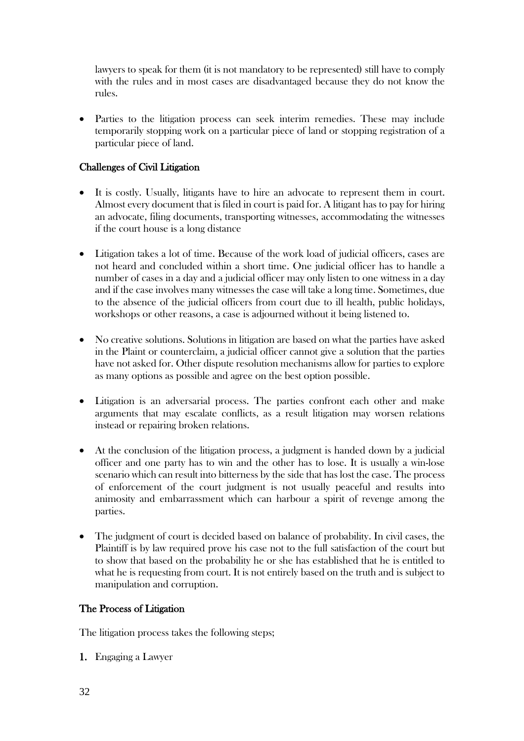lawyers to speak for them (it is not mandatory to be represented) still have to comply with the rules and in most cases are disadvantaged because they do not know the rules.

- Parties to the litigation process can seek interim remedies. These may include temporarily stopping work on a particular piece of land or stopping registration of a particular piece of land.

## Challenges of Civil Litigation

- It is costly. Usually, litigants have to hire an advocate to represent them in court. Almost every document that is filed in court is paid for. A litigant has to pay for hiring an advocate, filing documents, transporting witnesses, accommodating the witnesses if the court house is a long distance

- Litigation takes a lot of time. Because of the work load of judicial officers, cases are not heard and concluded within a short time. One judicial officer has to handle a number of cases in a day and a judicial officer may only listen to one witness in a day and if the case involves many witnesses the case will take a long time. Sometimes, due to the absence of the judicial officers from court due to ill health, public holidays, workshops or other reasons, a case is adjourned without it being listened to.

- No creative solutions. Solutions in litigation are based on what the parties have asked in the Plaint or counterclaim, a judicial officer cannot give a solution that the parties have not asked for. Other dispute resolution mechanisms allow for parties to explore as many options as possible and agree on the best option possible.

- Litigation is an adversarial process. The parties confront each other and make arguments that may escalate conflicts, as a result litigation may worsen relations instead or repairing broken relations.

- At the conclusion of the litigation process, a judgment is handed down by a judicial officer and one party has to win and the other has to lose. It is usually a win-lose scenario which can result into bitterness by the side that has lost the case. The process of enforcement of the court judgment is not usually peaceful and results into animosity and embarrassment which can harbour a spirit of revenge among the parties.

- The judgment of court is decided based on balance of probability. In civil cases, the Plaintiff is by law required prove his case not to the full satisfaction of the court but to show that based on the probability he or she has established that he is entitled to what he is requesting from court. It is not entirely based on the truth and is subject to manipulation and corruption.

## The Process of Litigation

The litigation process takes the following steps;

1. Engaging a Lawyer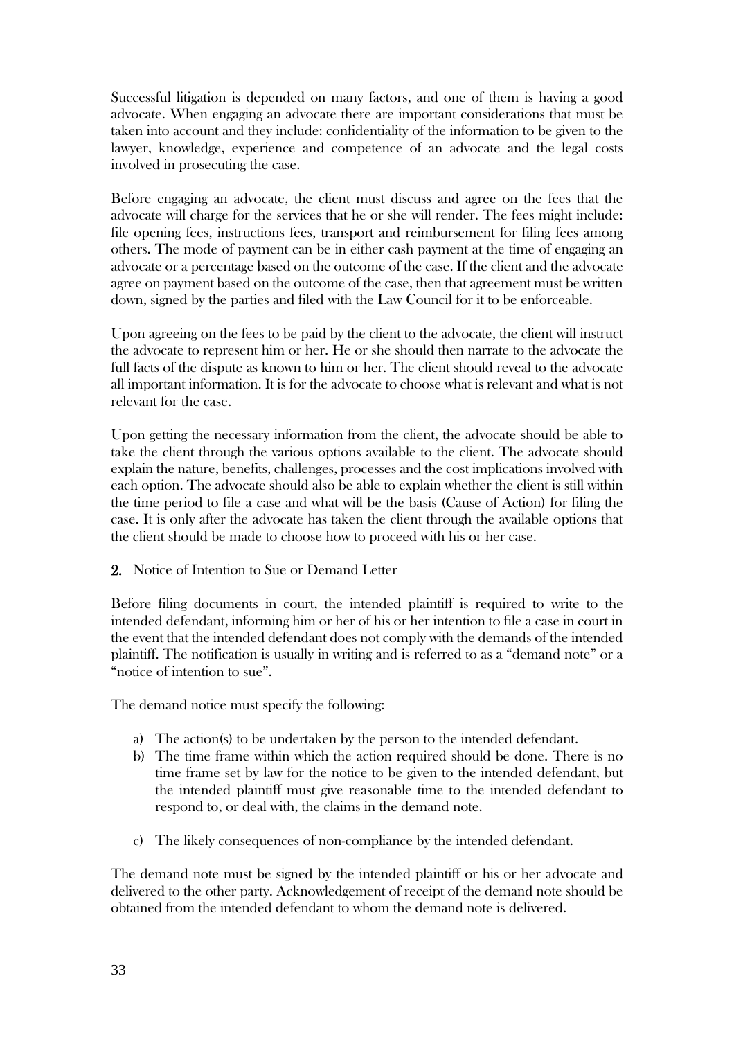Successful litigation is depended on many factors, and one of them is having a good advocate. When engaging an advocate there are important considerations that must be taken into account and they include: confidentiality of the information to be given to the lawyer, knowledge, experience and competence of an advocate and the legal costs involved in prosecuting the case.

Before engaging an advocate, the client must discuss and agree on the fees that the advocate will charge for the services that he or she will render. The fees might include: file opening fees, instructions fees, transport and reimbursement for filing fees among others. The mode of payment can be in either cash payment at the time of engaging an advocate or a percentage based on the outcome of the case. If the client and the advocate agree on payment based on the outcome of the case, then that agreement must be written down, signed by the parties and filed with the Law Council for it to be enforceable.

Upon agreeing on the fees to be paid by the client to the advocate, the client will instruct the advocate to represent him or her. He or she should then narrate to the advocate the full facts of the dispute as known to him or her. The client should reveal to the advocate all important information. It is for the advocate to choose what is relevant and what is not relevant for the case.

Upon getting the necessary information from the client, the advocate should be able to take the client through the various options available to the client. The advocate should explain the nature, benefits, challenges, processes and the cost implications involved with each option. The advocate should also be able to explain whether the client is still within the time period to file a case and what will be the basis (Cause of Action) for filing the case. It is only after the advocate has taken the client through the available options that the client should be made to choose how to proceed with his or her case.

**2.** Notice of Intention to Sue or Demand Letter

Before filing documents in court, the intended plaintiff is required to write to the intended defendant, informing him or her of his or her intention to file a case in court in the event that the intended defendant does not comply with the demands of the intended plaintiff. The notification is usually in writing and is referred to as a "demand note" or a "notice of intention to sue".

The demand notice must specify the following:

a) The action(s) to be undertaken by the person to the intended defendant.
b) The time frame within which the action required should be done. There is no time frame set by law for the notice to be given to the intended defendant, but the intended plaintiff must give reasonable time to the intended defendant to respond to, or deal with, the claims in the demand note.
c) The likely consequences of non-compliance by the intended defendant.

The demand note must be signed by the intended plaintiff or his or her advocate and delivered to the other party. Acknowledgement of receipt of the demand note should be obtained from the intended defendant to whom the demand note is delivered.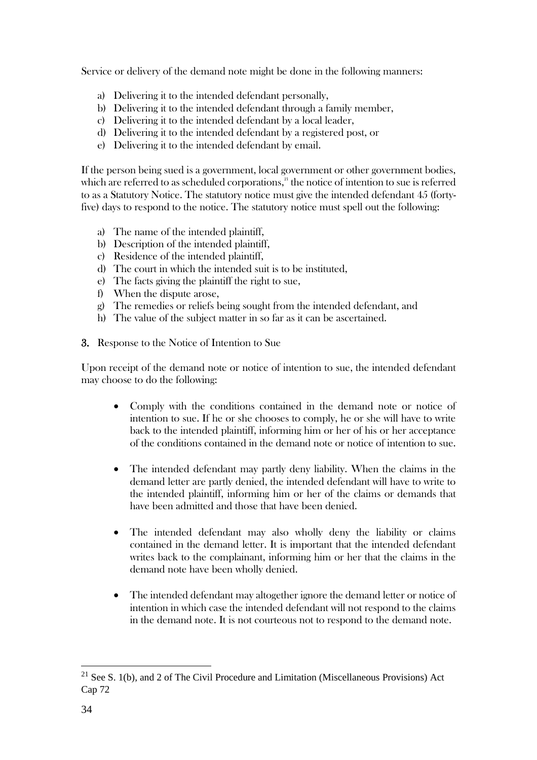Service or delivery of the demand note might be done in the following manners:

a) Delivering it to the intended defendant personally,
b) Delivering it to the intended defendant through a family member,
c) Delivering it to the intended defendant by a local leader,
d) Delivering it to the intended defendant by a registered post, or
e) Delivering it to the intended defendant by email.

If the person being sued is a government, local government or other government bodies, which are referred to as scheduled corporations,[21] the notice of intention to sue is referred to as a Statutory Notice. The statutory notice must give the intended defendant 45 (forty-five) days to respond to the notice. The statutory notice must spell out the following:

a) The name of the intended plaintiff,
b) Description of the intended plaintiff,
c) Residence of the intended plaintiff,
d) The court in which the intended suit is to be instituted,
e) The facts giving the plaintiff the right to sue,
f) When the dispute arose,
g) The remedies or reliefs being sought from the intended defendant, and
h) The value of the subject matter in so far as it can be ascertained.

**3.** Response to the Notice of Intention to Sue

Upon receipt of the demand note or notice of intention to sue, the intended defendant may choose to do the following:

- Comply with the conditions contained in the demand note or notice of intention to sue. If he or she chooses to comply, he or she will have to write back to the intended plaintiff, informing him or her of his or her acceptance of the conditions contained in the demand note or notice of intention to sue.

- The intended defendant may partly deny liability. When the claims in the demand letter are partly denied, the intended defendant will have to write to the intended plaintiff, informing him or her of the claims or demands that have been admitted and those that have been denied.

- The intended defendant may also wholly deny the liability or claims contained in the demand letter. It is important that the intended defendant writes back to the complainant, informing him or her that the claims in the demand note have been wholly denied.

- The intended defendant may altogether ignore the demand letter or notice of intention in which case the intended defendant will not respond to the claims in the demand note. It is not courteous not to respond to the demand note.

---

[21] See S. 1(b), and 2 of The Civil Procedure and Limitation (Miscellaneous Provisions) Act Cap 72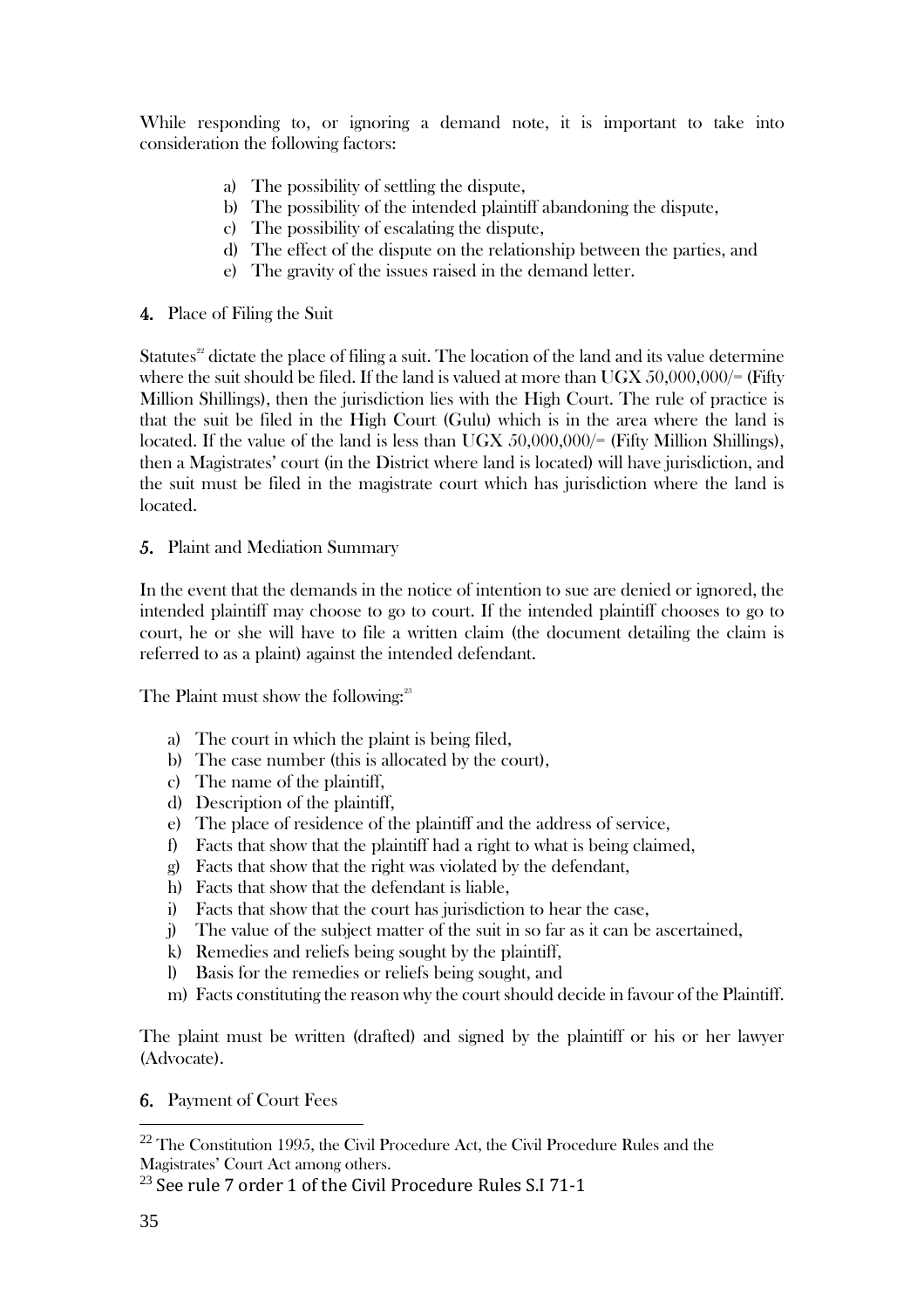While responding to, or ignoring a demand note, it is important to take into consideration the following factors:

a) The possibility of settling the dispute,
b) The possibility of the intended plaintiff abandoning the dispute,
c) The possibility of escalating the dispute,
d) The effect of the dispute on the relationship between the parties, and
e) The gravity of the issues raised in the demand letter.

**4.** Place of Filing the Suit

Statutes[22] dictate the place of filing a suit. The location of the land and its value determine where the suit should be filed. If the land is valued at more than UGX 50,000,000/= (Fifty Million Shillings), then the jurisdiction lies with the High Court. The rule of practice is that the suit be filed in the High Court (Gulu) which is in the area where the land is located. If the value of the land is less than UGX 50,000,000/= (Fifty Million Shillings), then a Magistrates' court (in the District where land is located) will have jurisdiction, and the suit must be filed in the magistrate court which has jurisdiction where the land is located.

**5.** Plaint and Mediation Summary

In the event that the demands in the notice of intention to sue are denied or ignored, the intended plaintiff may choose to go to court. If the intended plaintiff chooses to go to court, he or she will have to file a written claim (the document detailing the claim is referred to as a plaint) against the intended defendant.

The Plaint must show the following:[23]

a) The court in which the plaint is being filed,
b) The case number (this is allocated by the court),
c) The name of the plaintiff,
d) Description of the plaintiff,
e) The place of residence of the plaintiff and the address of service,
f) Facts that show that the plaintiff had a right to what is being claimed,
g) Facts that show that the right was violated by the defendant,
h) Facts that show that the defendant is liable,
i) Facts that show that the court has jurisdiction to hear the case,
j) The value of the subject matter of the suit in so far as it can be ascertained,
k) Remedies and reliefs being sought by the plaintiff,
l) Basis for the remedies or reliefs being sought, and
m) Facts constituting the reason why the court should decide in favour of the Plaintiff.

The plaint must be written (drafted) and signed by the plaintiff or his or her lawyer (Advocate).

**6.** Payment of Court Fees

---

[22] The Constitution 1995, the Civil Procedure Act, the Civil Procedure Rules and the Magistrates' Court Act among others.

[23] See rule 7 order 1 of the Civil Procedure Rules S.I 71-1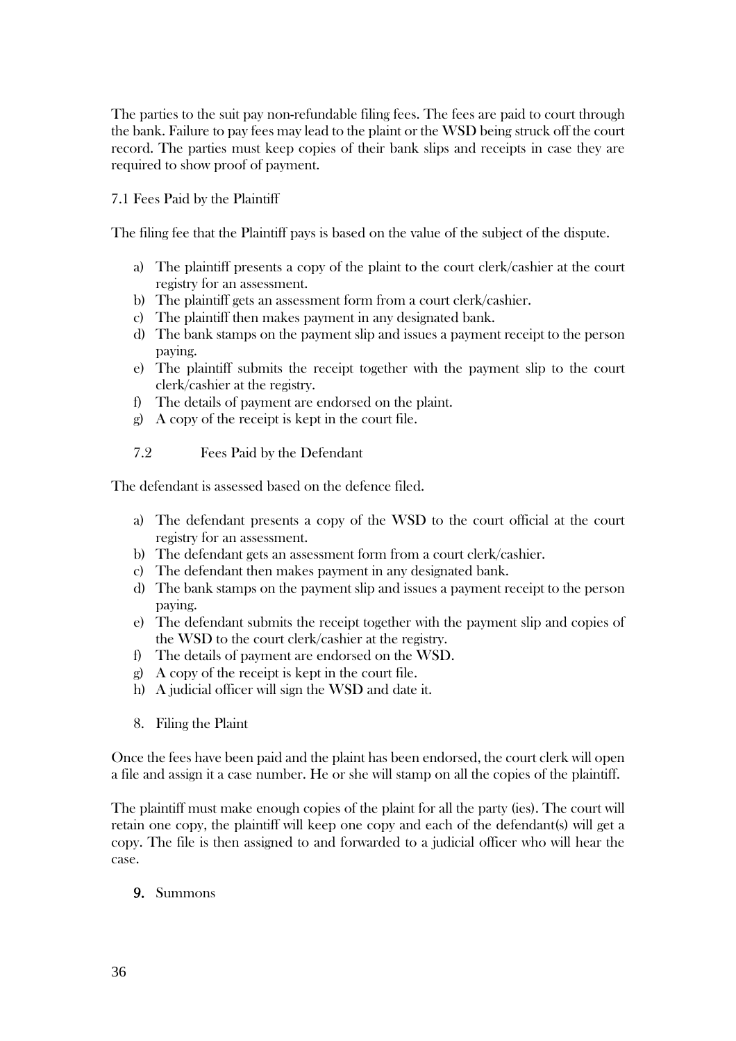The parties to the suit pay non-refundable filing fees. The fees are paid to court through the bank. Failure to pay fees may lead to the plaint or the WSD being struck off the court record. The parties must keep copies of their bank slips and receipts in case they are required to show proof of payment.

### 7.1 Fees Paid by the Plaintiff

The filing fee that the Plaintiff pays is based on the value of the subject of the dispute.

a) The plaintiff presents a copy of the plaint to the court clerk/cashier at the court registry for an assessment.
b) The plaintiff gets an assessment form from a court clerk/cashier.
c) The plaintiff then makes payment in any designated bank.
d) The bank stamps on the payment slip and issues a payment receipt to the person paying.
e) The plaintiff submits the receipt together with the payment slip to the court clerk/cashier at the registry.
f) The details of payment are endorsed on the plaint.
g) A copy of the receipt is kept in the court file.

### 7.2 Fees Paid by the Defendant

The defendant is assessed based on the defence filed.

a) The defendant presents a copy of the WSD to the court official at the court registry for an assessment.
b) The defendant gets an assessment form from a court clerk/cashier.
c) The defendant then makes payment in any designated bank.
d) The bank stamps on the payment slip and issues a payment receipt to the person paying.
e) The defendant submits the receipt together with the payment slip and copies of the WSD to the court clerk/cashier at the registry.
f) The details of payment are endorsed on the WSD.
g) A copy of the receipt is kept in the court file.
h) A judicial officer will sign the WSD and date it.

## 8. Filing the Plaint

Once the fees have been paid and the plaint has been endorsed, the court clerk will open a file and assign it a case number. He or she will stamp on all the copies of the plaintiff.

The plaintiff must make enough copies of the plaint for all the party (ies). The court will retain one copy, the plaintiff will keep one copy and each of the defendant(s) will get a copy. The file is then assigned to and forwarded to a judicial officer who will hear the case.

## 9. Summons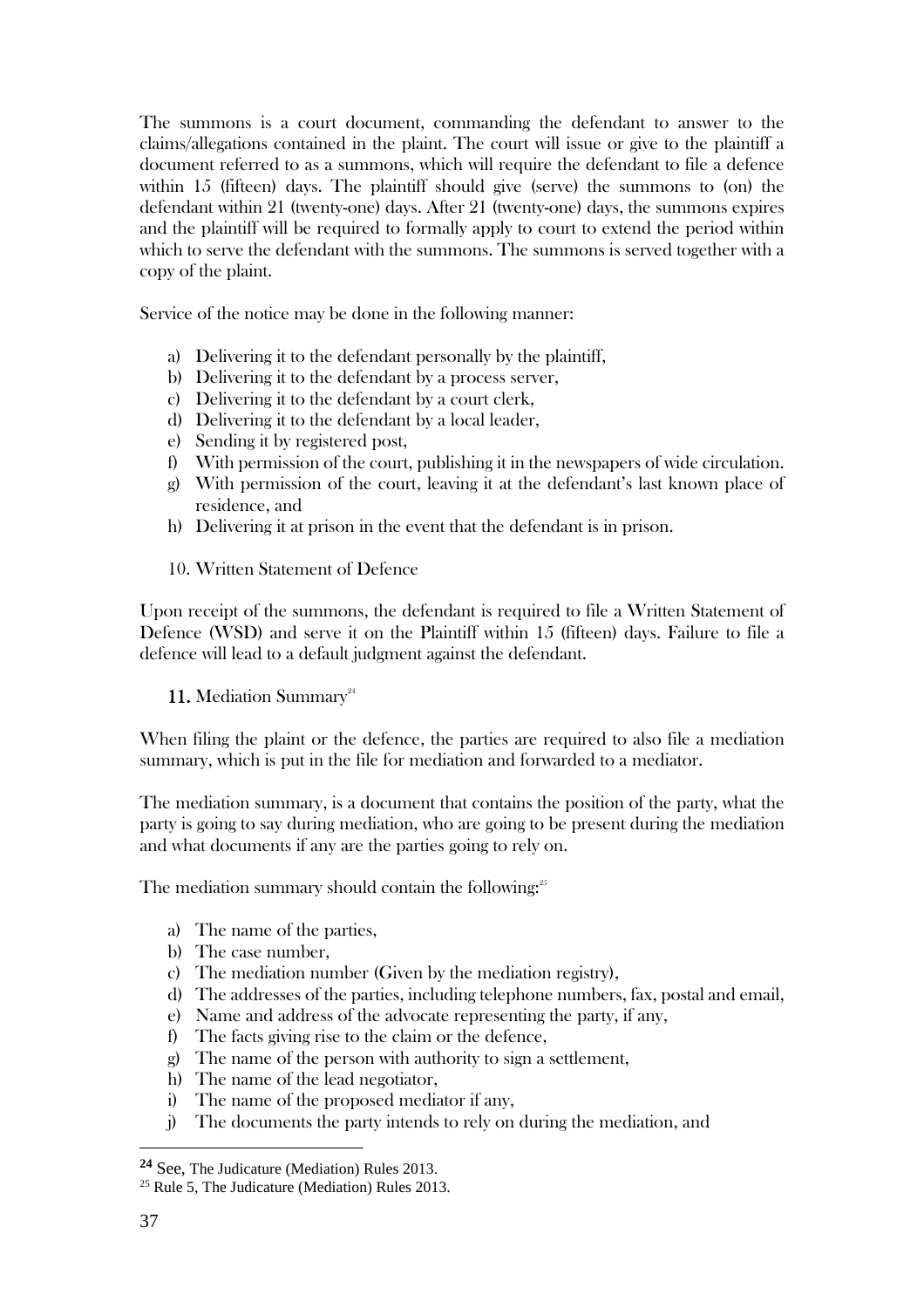The summons is a court document, commanding the defendant to answer to the claims/allegations contained in the plaint. The court will issue or give to the plaintiff a document referred to as a summons, which will require the defendant to file a defence within 15 (fifteen) days. The plaintiff should give (serve) the summons to (on) the defendant within 21 (twenty-one) days. After 21 (twenty-one) days, the summons expires and the plaintiff will be required to formally apply to court to extend the period within which to serve the defendant with the summons. The summons is served together with a copy of the plaint.

Service of the notice may be done in the following manner:

a) Delivering it to the defendant personally by the plaintiff,
b) Delivering it to the defendant by a process server,
c) Delivering it to the defendant by a court clerk,
d) Delivering it to the defendant by a local leader,
e) Sending it by registered post,
f) With permission of the court, publishing it in the newspapers of wide circulation.
g) With permission of the court, leaving it at the defendant's last known place of residence, and
h) Delivering it at prison in the event that the defendant is in prison.

10. Written Statement of Defence

Upon receipt of the summons, the defendant is required to file a Written Statement of Defence (WSD) and serve it on the Plaintiff within 15 (fifteen) days. Failure to file a defence will lead to a default judgment against the defendant.

**11.** Mediation Summary[24]

When filing the plaint or the defence, the parties are required to also file a mediation summary, which is put in the file for mediation and forwarded to a mediator.

The mediation summary, is a document that contains the position of the party, what the party is going to say during mediation, who are going to be present during the mediation and what documents if any are the parties going to rely on.

The mediation summary should contain the following:[25]

a) The name of the parties,
b) The case number,
c) The mediation number (Given by the mediation registry),
d) The addresses of the parties, including telephone numbers, fax, postal and email,
e) Name and address of the advocate representing the party, if any,
f) The facts giving rise to the claim or the defence,
g) The name of the person with authority to sign a settlement,
h) The name of the lead negotiator,
i) The name of the proposed mediator if any,
j) The documents the party intends to rely on during the mediation, and

---

[24] See, The Judicature (Mediation) Rules 2013.

[25] Rule 5, The Judicature (Mediation) Rules 2013.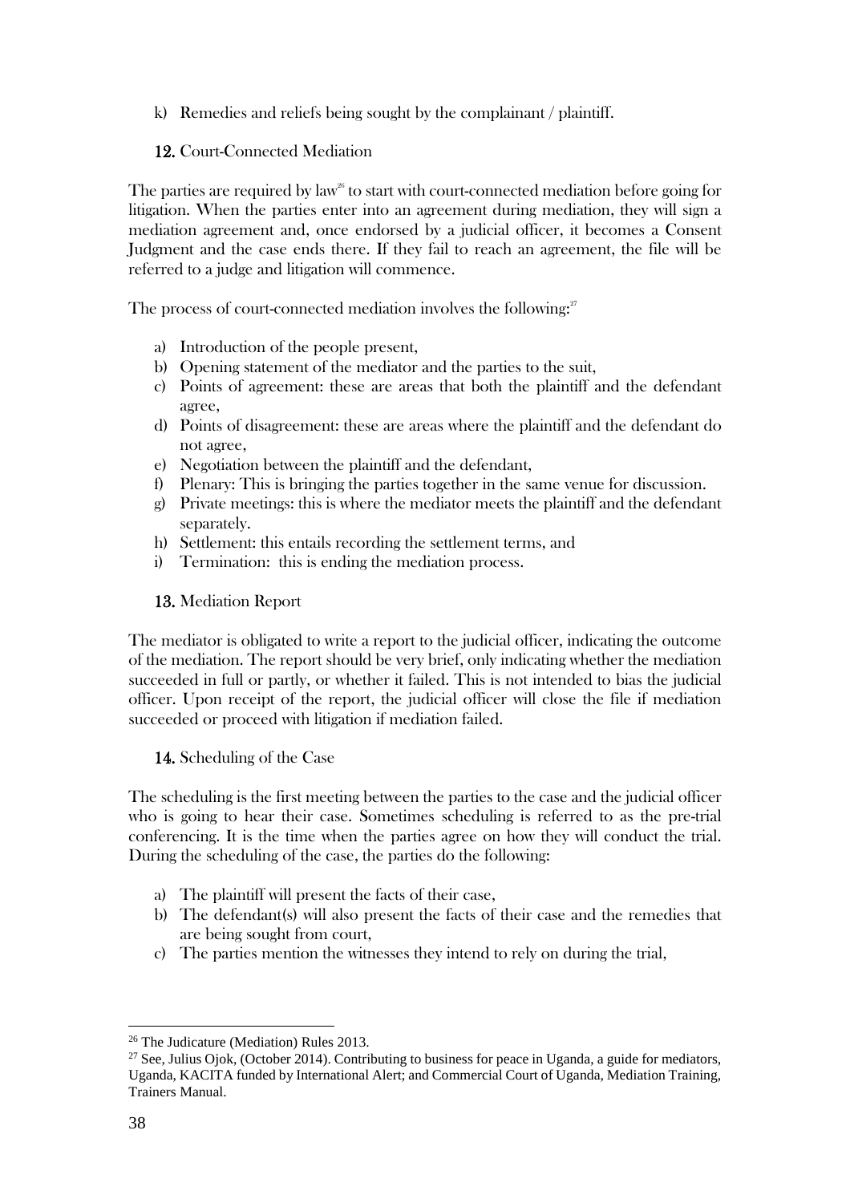k) Remedies and reliefs being sought by the complainant / plaintiff.

## 12. Court-Connected Mediation

The parties are required by law[26] to start with court-connected mediation before going for litigation. When the parties enter into an agreement during mediation, they will sign a mediation agreement and, once endorsed by a judicial officer, it becomes a Consent Judgment and the case ends there. If they fail to reach an agreement, the file will be referred to a judge and litigation will commence.

The process of court-connected mediation involves the following:[27]

a) Introduction of the people present,
b) Opening statement of the mediator and the parties to the suit,
c) Points of agreement: these are areas that both the plaintiff and the defendant agree,
d) Points of disagreement: these are areas where the plaintiff and the defendant do not agree,
e) Negotiation between the plaintiff and the defendant,
f) Plenary: This is bringing the parties together in the same venue for discussion.
g) Private meetings: this is where the mediator meets the plaintiff and the defendant separately.
h) Settlement: this entails recording the settlement terms, and
i) Termination: this is ending the mediation process.

## 13. Mediation Report

The mediator is obligated to write a report to the judicial officer, indicating the outcome of the mediation. The report should be very brief, only indicating whether the mediation succeeded in full or partly, or whether it failed. This is not intended to bias the judicial officer. Upon receipt of the report, the judicial officer will close the file if mediation succeeded or proceed with litigation if mediation failed.

## 14. Scheduling of the Case

The scheduling is the first meeting between the parties to the case and the judicial officer who is going to hear their case. Sometimes scheduling is referred to as the pre-trial conferencing. It is the time when the parties agree on how they will conduct the trial. During the scheduling of the case, the parties do the following:

a) The plaintiff will present the facts of their case,
b) The defendant(s) will also present the facts of their case and the remedies that are being sought from court,
c) The parties mention the witnesses they intend to rely on during the trial,

---

[26] The Judicature (Mediation) Rules 2013.

[27] See, Julius Ojok, (October 2014). Contributing to business for peace in Uganda, a guide for mediators, Uganda, KACITA funded by International Alert; and Commercial Court of Uganda, Mediation Training, Trainers Manual.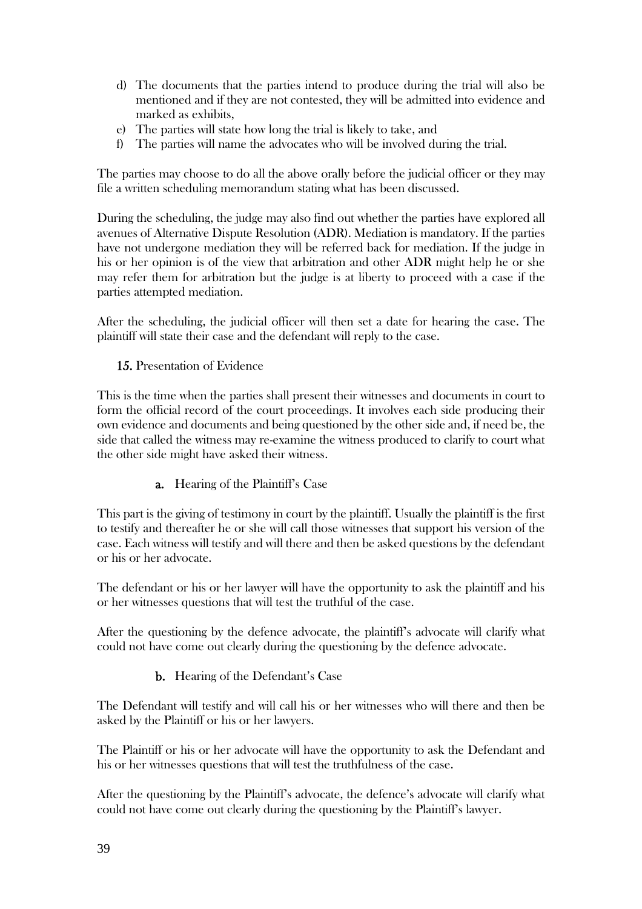d) The documents that the parties intend to produce during the trial will also be mentioned and if they are not contested, they will be admitted into evidence and marked as exhibits,
e) The parties will state how long the trial is likely to take, and
f) The parties will name the advocates who will be involved during the trial.

The parties may choose to do all the above orally before the judicial officer or they may file a written scheduling memorandum stating what has been discussed.

During the scheduling, the judge may also find out whether the parties have explored all avenues of Alternative Dispute Resolution (ADR). Mediation is mandatory. If the parties have not undergone mediation they will be referred back for mediation. If the judge in his or her opinion is of the view that arbitration and other ADR might help he or she may refer them for arbitration but the judge is at liberty to proceed with a case if the parties attempted mediation.

After the scheduling, the judicial officer will then set a date for hearing the case. The plaintiff will state their case and the defendant will reply to the case.

**15.** Presentation of Evidence

This is the time when the parties shall present their witnesses and documents in court to form the official record of the court proceedings. It involves each side producing their own evidence and documents and being questioned by the other side and, if need be, the side that called the witness may re-examine the witness produced to clarify to court what the other side might have asked their witness.

**a.** Hearing of the Plaintiff's Case

This part is the giving of testimony in court by the plaintiff. Usually the plaintiff is the first to testify and thereafter he or she will call those witnesses that support his version of the case. Each witness will testify and will there and then be asked questions by the defendant or his or her advocate.

The defendant or his or her lawyer will have the opportunity to ask the plaintiff and his or her witnesses questions that will test the truthful of the case.

After the questioning by the defence advocate, the plaintiff's advocate will clarify what could not have come out clearly during the questioning by the defence advocate.

**b.** Hearing of the Defendant's Case

The Defendant will testify and will call his or her witnesses who will there and then be asked by the Plaintiff or his or her lawyers.

The Plaintiff or his or her advocate will have the opportunity to ask the Defendant and his or her witnesses questions that will test the truthfulness of the case.

After the questioning by the Plaintiff's advocate, the defence's advocate will clarify what could not have come out clearly during the questioning by the Plaintiff's lawyer.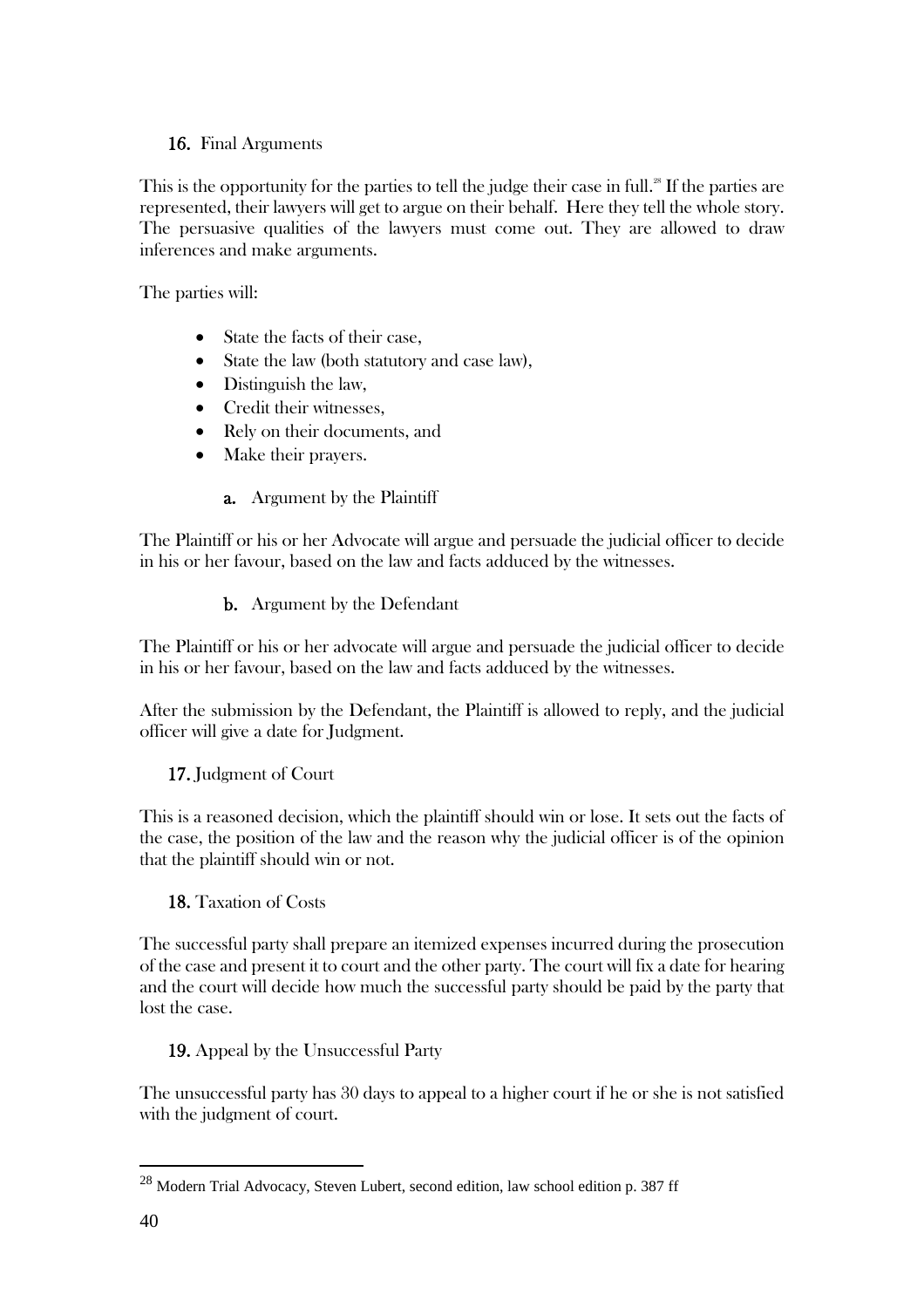## 16. Final Arguments

This is the opportunity for the parties to tell the judge their case in full.[28] If the parties are represented, their lawyers will get to argue on their behalf. Here they tell the whole story. The persuasive qualities of the lawyers must come out. They are allowed to draw inferences and make arguments.

The parties will:

- State the facts of their case,
- State the law (both statutory and case law),
- Distinguish the law,
- Credit their witnesses,
- Rely on their documents, and
- Make their prayers.

### a. Argument by the Plaintiff

The Plaintiff or his or her Advocate will argue and persuade the judicial officer to decide in his or her favour, based on the law and facts adduced by the witnesses.

### b. Argument by the Defendant

The Plaintiff or his or her advocate will argue and persuade the judicial officer to decide in his or her favour, based on the law and facts adduced by the witnesses.

After the submission by the Defendant, the Plaintiff is allowed to reply, and the judicial officer will give a date for Judgment.

## 17. Judgment of Court

This is a reasoned decision, which the plaintiff should win or lose. It sets out the facts of the case, the position of the law and the reason why the judicial officer is of the opinion that the plaintiff should win or not.

## 18. Taxation of Costs

The successful party shall prepare an itemized expenses incurred during the prosecution of the case and present it to court and the other party. The court will fix a date for hearing and the court will decide how much the successful party should be paid by the party that lost the case.

## 19. Appeal by the Unsuccessful Party

The unsuccessful party has 30 days to appeal to a higher court if he or she is not satisfied with the judgment of court.

---

[28] Modern Trial Advocacy, Steven Lubert, second edition, law school edition p. 387 ff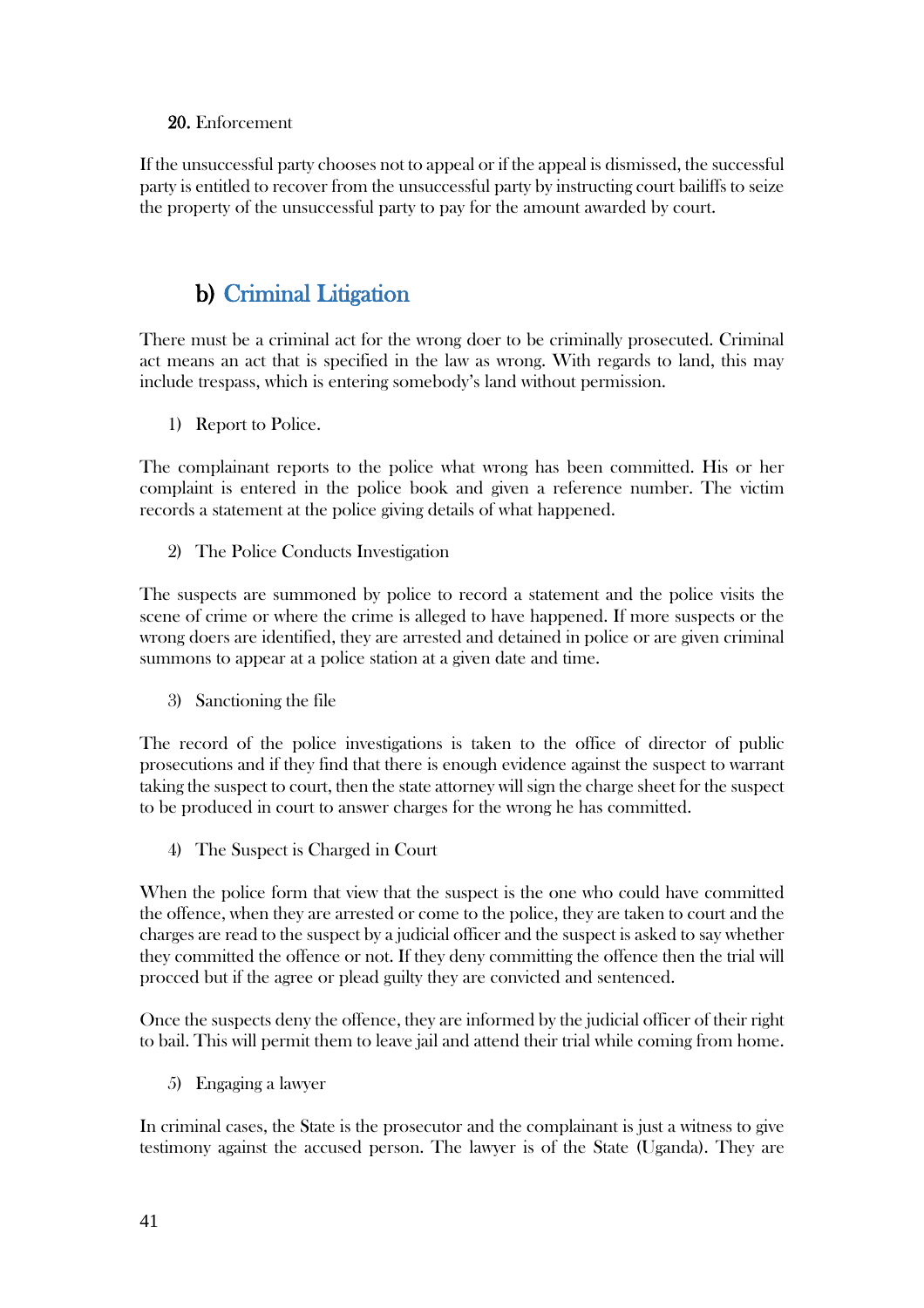20. Enforcement

If the unsuccessful party chooses not to appeal or if the appeal is dismissed, the successful party is entitled to recover from the unsuccessful party by instructing court bailiffs to seize the property of the unsuccessful party to pay for the amount awarded by court.

## b) Criminal Litigation

There must be a criminal act for the wrong doer to be criminally prosecuted. Criminal act means an act that is specified in the law as wrong. With regards to land, this may include trespass, which is entering somebody's land without permission.

1) Report to Police.

The complainant reports to the police what wrong has been committed. His or her complaint is entered in the police book and given a reference number. The victim records a statement at the police giving details of what happened.

2) The Police Conducts Investigation

The suspects are summoned by police to record a statement and the police visits the scene of crime or where the crime is alleged to have happened. If more suspects or the wrong doers are identified, they are arrested and detained in police or are given criminal summons to appear at a police station at a given date and time.

3) Sanctioning the file

The record of the police investigations is taken to the office of director of public prosecutions and if they find that there is enough evidence against the suspect to warrant taking the suspect to court, then the state attorney will sign the charge sheet for the suspect to be produced in court to answer charges for the wrong he has committed.

4) The Suspect is Charged in Court

When the police form that view that the suspect is the one who could have committed the offence, when they are arrested or come to the police, they are taken to court and the charges are read to the suspect by a judicial officer and the suspect is asked to say whether they committed the offence or not. If they deny committing the offence then the trial will procced but if the agree or plead guilty they are convicted and sentenced.

Once the suspects deny the offence, they are informed by the judicial officer of their right to bail. This will permit them to leave jail and attend their trial while coming from home.

5) Engaging a lawyer

In criminal cases, the State is the prosecutor and the complainant is just a witness to give testimony against the accused person. The lawyer is of the State (Uganda). They are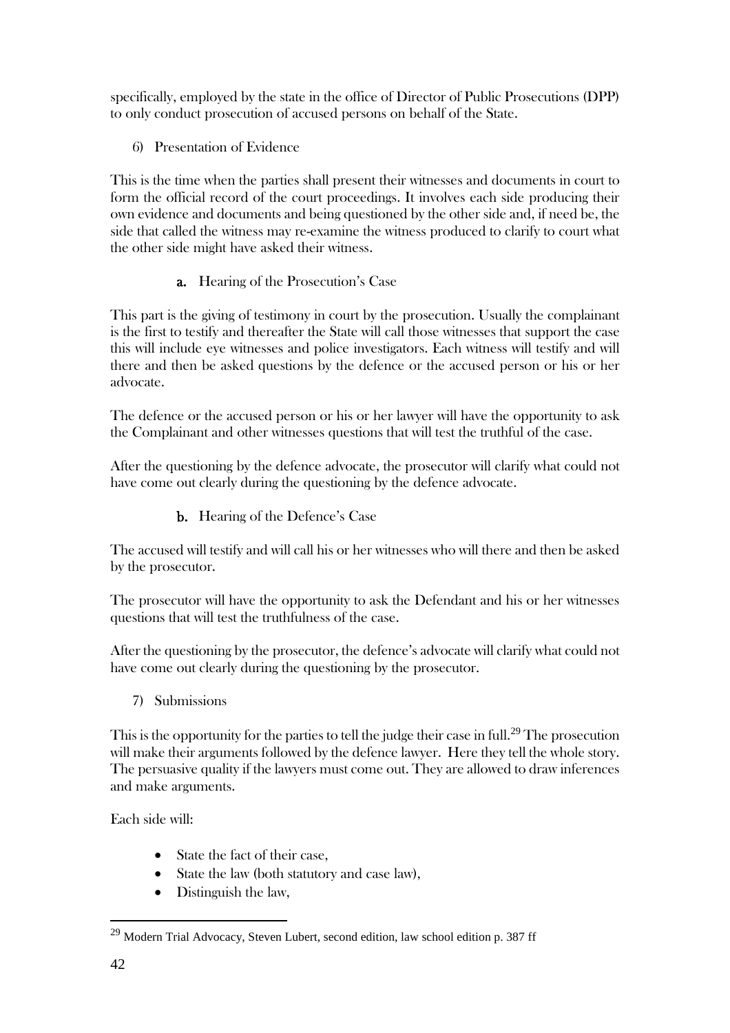specifically, employed by the state in the office of Director of Public Prosecutions (DPP) to only conduct prosecution of accused persons on behalf of the State.

6) Presentation of Evidence

This is the time when the parties shall present their witnesses and documents in court to form the official record of the court proceedings. It involves each side producing their own evidence and documents and being questioned by the other side and, if need be, the side that called the witness may re-examine the witness produced to clarify to court what the other side might have asked their witness.

**a.** Hearing of the Prosecution's Case

This part is the giving of testimony in court by the prosecution. Usually the complainant is the first to testify and thereafter the State will call those witnesses that support the case this will include eye witnesses and police investigators. Each witness will testify and will there and then be asked questions by the defence or the accused person or his or her advocate.

The defence or the accused person or his or her lawyer will have the opportunity to ask the Complainant and other witnesses questions that will test the truthful of the case.

After the questioning by the defence advocate, the prosecutor will clarify what could not have come out clearly during the questioning by the defence advocate.

**b.** Hearing of the Defence's Case

The accused will testify and will call his or her witnesses who will there and then be asked by the prosecutor.

The prosecutor will have the opportunity to ask the Defendant and his or her witnesses questions that will test the truthfulness of the case.

After the questioning by the prosecutor, the defence's advocate will clarify what could not have come out clearly during the questioning by the prosecutor.

7) Submissions

This is the opportunity for the parties to tell the judge their case in full.[29] The prosecution will make their arguments followed by the defence lawyer. Here they tell the whole story. The persuasive quality if the lawyers must come out. They are allowed to draw inferences and make arguments.

Each side will:

- State the fact of their case,
- State the law (both statutory and case law),
- Distinguish the law,

[29] Modern Trial Advocacy, Steven Lubert, second edition, law school edition p. 387 ff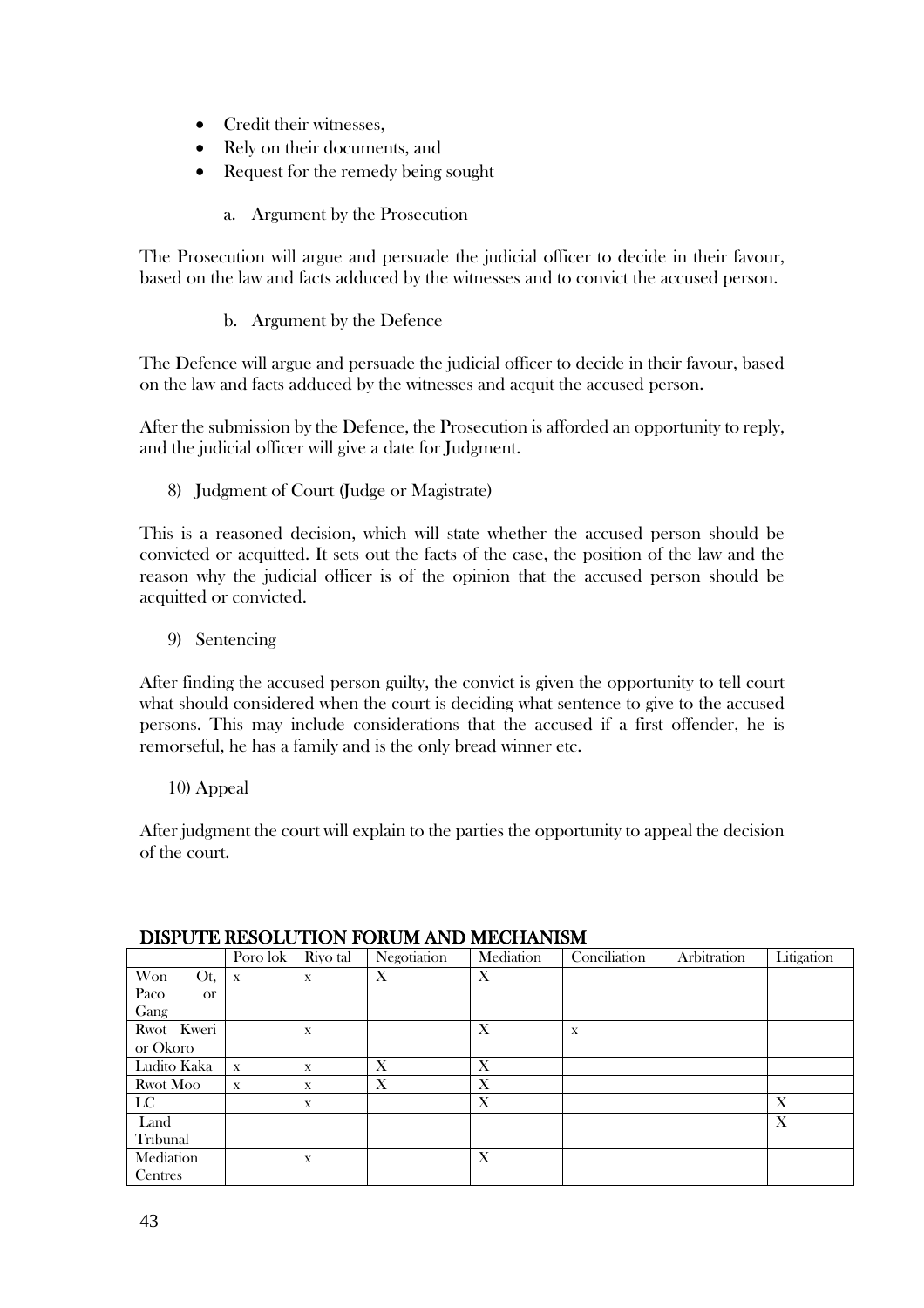- Credit their witnesses,
- Rely on their documents, and
- Request for the remedy being sought

  a. Argument by the Prosecution

The Prosecution will argue and persuade the judicial officer to decide in their favour, based on the law and facts adduced by the witnesses and to convict the accused person.

  b. Argument by the Defence

The Defence will argue and persuade the judicial officer to decide in their favour, based on the law and facts adduced by the witnesses and acquit the accused person.

After the submission by the Defence, the Prosecution is afforded an opportunity to reply, and the judicial officer will give a date for Judgment.

8) Judgment of Court (Judge or Magistrate)

This is a reasoned decision, which will state whether the accused person should be convicted or acquitted. It sets out the facts of the case, the position of the law and the reason why the judicial officer is of the opinion that the accused person should be acquitted or convicted.

9) Sentencing

After finding the accused person guilty, the convict is given the opportunity to tell court what should considered when the court is deciding what sentence to give to the accused persons. This may include considerations that the accused if a first offender, he is remorseful, he has a family and is the only bread winner etc.

10) Appeal

After judgment the court will explain to the parties the opportunity to appeal the decision of the court.

## DISPUTE RESOLUTION FORUM AND MECHANISM

| | Poro lok | Riyo tal | Negotiation | Mediation | Conciliation | Arbitration | Litigation |
|---|---|---|---|---|---|---|---|
| Won Ot, Paco or Gang | x | x | X | X | | | |
| Rwot Kweri or Okoro | | x | | X | x | | |
| Ludito Kaka | x | x | X | X | | | |
| Rwot Moo | x | x | X | X | | | |
| LC | | x | | X | | | X |
| Land Tribunal | | | | | | | X |
| Mediation Centres | | x | | X | | | |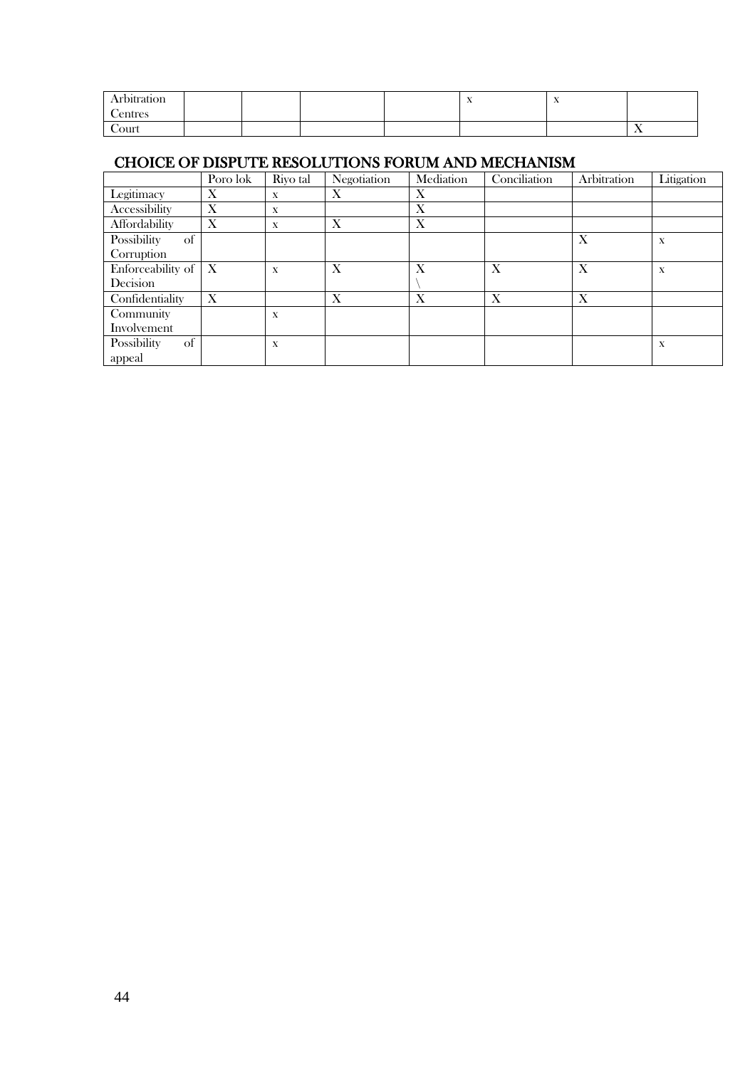| | | | | | | | |
|---|---|---|---|---|---|---|---|
| Arbitration Centres | | | | | x | x | |
| Court | | | | | | | X |

## CHOICE OF DISPUTE RESOLUTIONS FORUM AND MECHANISM

| | Poro lok | Riyo tal | Negotiation | Mediation | Conciliation | Arbitration | Litigation |
|---|---|---|---|---|---|---|---|
| Legitimacy | X | x | X | X | | | |
| Accessibility | X | x | | X | | | |
| Affordability | X | x | X | X | | | |
| Possibility of Corruption | | | | | | X | x |
| Enforceability of Decision | X | x | X | X \ | X | X | x |
| Confidentiality | X | | X | X | X | X | |
| Community Involvement | | x | | | | | |
| Possibility of appeal | | x | | | | | x |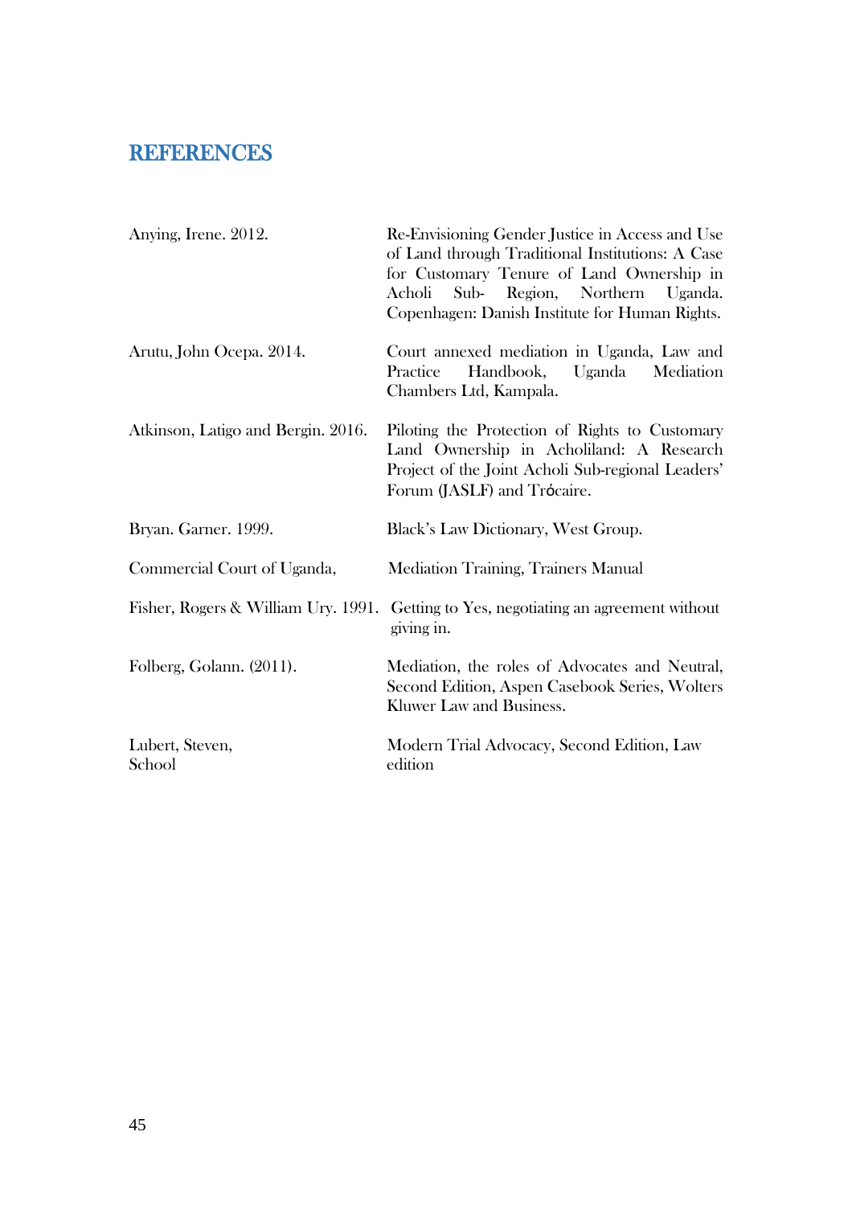## REFERENCES

| | |
|---|---|
| Anying, Irene. 2012. | Re-Envisioning Gender Justice in Access and Use of Land through Traditional Institutions: A Case for Customary Tenure of Land Ownership in Acholi Sub- Region, Northern Uganda. Copenhagen: Danish Institute for Human Rights. |
| Arutu, John Ocepa. 2014. | Court annexed mediation in Uganda, Law and Practice Handbook, Uganda Mediation Chambers Ltd, Kampala. |
| Atkinson, Latigo and Bergin. 2016. | Piloting the Protection of Rights to Customary Land Ownership in Acholiland: A Research Project of the Joint Acholi Sub-regional Leaders' Forum (JASLF) and Trócaire. |
| Bryan. Garner. 1999. | Black's Law Dictionary, West Group. |
| Commercial Court of Uganda, | Mediation Training, Trainers Manual |
| Fisher, Rogers & William Ury. 1991. | Getting to Yes, negotiating an agreement without giving in. |
| Folberg, Golann. (2011). | Mediation, the roles of Advocates and Neutral, Second Edition, Aspen Casebook Series, Wolters Kluwer Law and Business. |
| Lubert, Steven, School | Modern Trial Advocacy, Second Edition, Law edition |